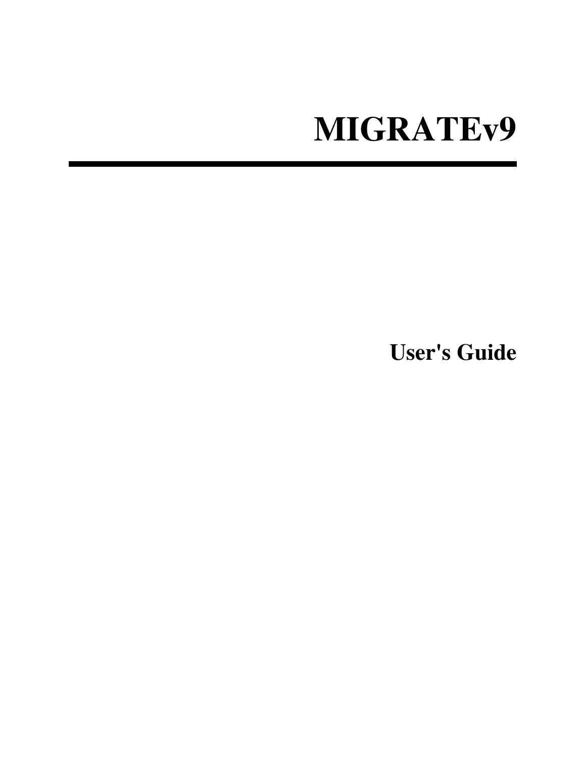# MIGRATEv9

## User's Guide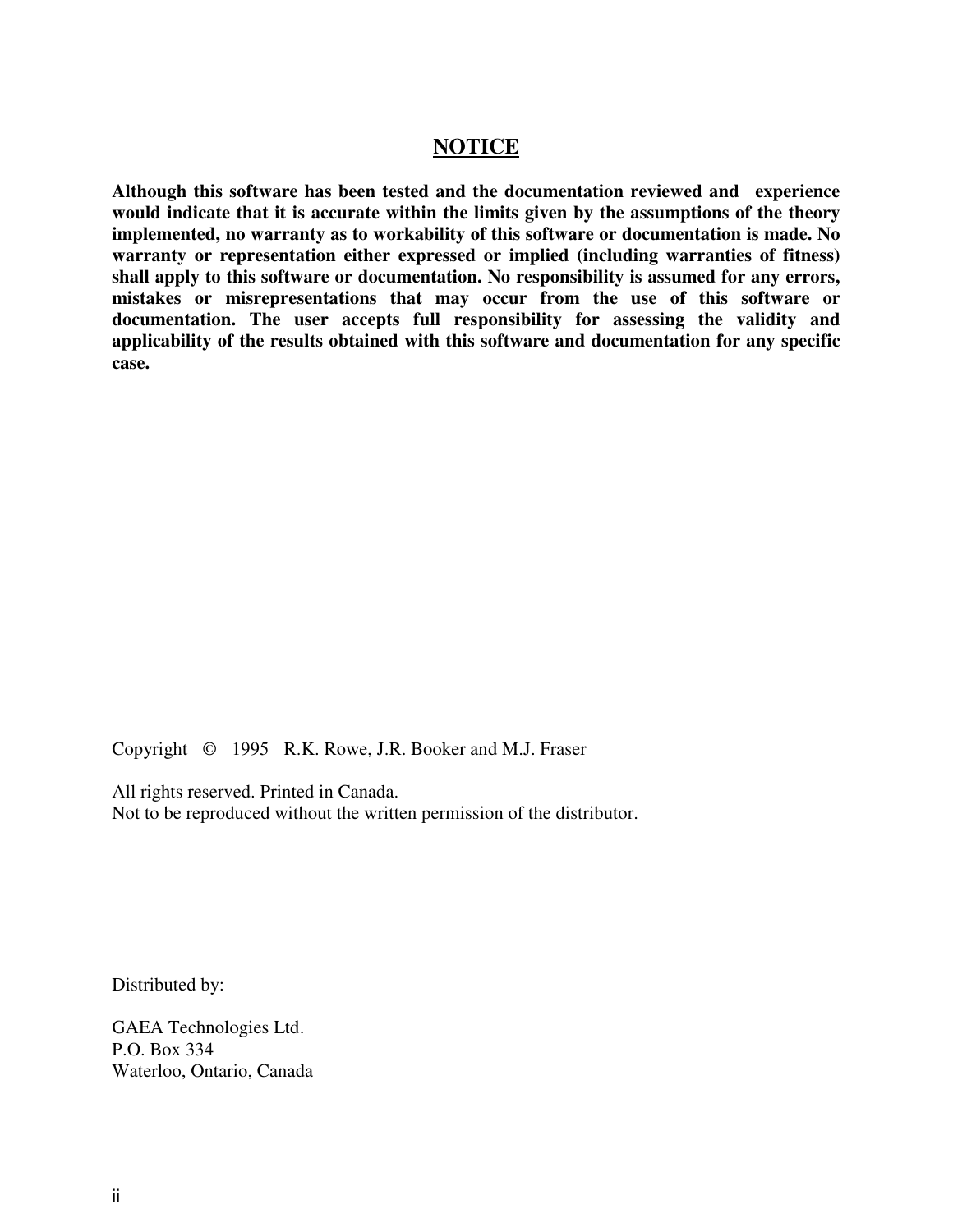# NOTICE

**Although this software has been tested and the documentation reviewed and experience would indicate that it is accurate within the limits given by the assumptions of the theory implemented, no warranty as to workability of this software or documentation is made. No warranty or representation either expressed or implied (including warranties of fitness) shall apply to this software or documentation. No responsibility is assumed for any errors, mistakes or misrepresentations that may occur from the use of this software or documentation. The user accepts full responsibility for assessing the validity and applicability of the results obtained with this software and documentation for any specific case.**

Copyright © 1995 R.K. Rowe, J.R. Booker and M.J. Fraser

All rights reserved. Printed in Canada.
Not to be reproduced without the written permission of the distributor.

Distributed by:

GAEA Technologies Ltd.
P.O. Box 334
Waterloo, Ontario, Canada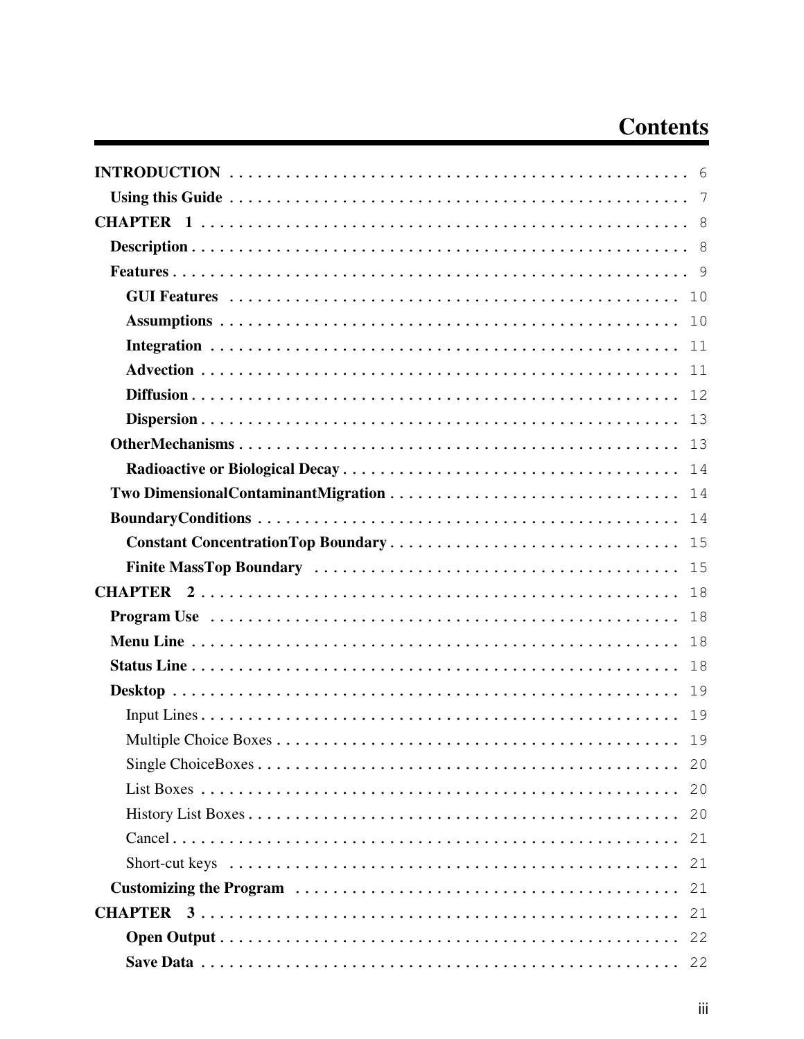# Contents

**INTRODUCTION** . . . . . . . . . . . . . . . . . . . . . . . . . . . . . . . . . . . . . . . . . . . . . 6

- **Using this Guide** . . . . . . . . . . . . . . . . . . . . . . . . . . . . . . . . . . . . . . . . . . . 7

**CHAPTER 1** . . . . . . . . . . . . . . . . . . . . . . . . . . . . . . . . . . . . . . . . . . . . . . 8

- **Description** . . . . . . . . . . . . . . . . . . . . . . . . . . . . . . . . . . . . . . . . . . . . . 8
- **Features** . . . . . . . . . . . . . . . . . . . . . . . . . . . . . . . . . . . . . . . . . . . . . . . 9
  - **GUI Features** . . . . . . . . . . . . . . . . . . . . . . . . . . . . . . . . . . . . . . . . . 10
  - **Assumptions** . . . . . . . . . . . . . . . . . . . . . . . . . . . . . . . . . . . . . . . . . 10
  - **Integration** . . . . . . . . . . . . . . . . . . . . . . . . . . . . . . . . . . . . . . . . . . 11
  - **Advection** . . . . . . . . . . . . . . . . . . . . . . . . . . . . . . . . . . . . . . . . . . . 11
  - **Diffusion** . . . . . . . . . . . . . . . . . . . . . . . . . . . . . . . . . . . . . . . . . . . 12
  - **Dispersion** . . . . . . . . . . . . . . . . . . . . . . . . . . . . . . . . . . . . . . . . . . 13
- **OtherMechanisms** . . . . . . . . . . . . . . . . . . . . . . . . . . . . . . . . . . . . . . . . 13
  - **Radioactive or Biological Decay** . . . . . . . . . . . . . . . . . . . . . . . . . . . . 14
- **Two DimensionalContaminantMigration** . . . . . . . . . . . . . . . . . . . . . . . 14
- **BoundaryConditions** . . . . . . . . . . . . . . . . . . . . . . . . . . . . . . . . . . . . . 14
  - **Constant ConcentrationTop Boundary** . . . . . . . . . . . . . . . . . . . . . . . 15
  - **Finite MassTop Boundary** . . . . . . . . . . . . . . . . . . . . . . . . . . . . . . . 15

**CHAPTER 2** . . . . . . . . . . . . . . . . . . . . . . . . . . . . . . . . . . . . . . . . . . . . . . 18

- **Program Use** . . . . . . . . . . . . . . . . . . . . . . . . . . . . . . . . . . . . . . . . . . . 18
- **Menu Line** . . . . . . . . . . . . . . . . . . . . . . . . . . . . . . . . . . . . . . . . . . . . 18
- **Status Line** . . . . . . . . . . . . . . . . . . . . . . . . . . . . . . . . . . . . . . . . . . . . 18
- **Desktop** . . . . . . . . . . . . . . . . . . . . . . . . . . . . . . . . . . . . . . . . . . . . . . 19
  - Input Lines . . . . . . . . . . . . . . . . . . . . . . . . . . . . . . . . . . . . . . . . . . . . 19
  - Multiple Choice Boxes . . . . . . . . . . . . . . . . . . . . . . . . . . . . . . . . . . . . 19
  - Single ChoiceBoxes . . . . . . . . . . . . . . . . . . . . . . . . . . . . . . . . . . . . . . 20
  - List Boxes . . . . . . . . . . . . . . . . . . . . . . . . . . . . . . . . . . . . . . . . . . . . 20
  - History List Boxes . . . . . . . . . . . . . . . . . . . . . . . . . . . . . . . . . . . . . . 20
  - Cancel . . . . . . . . . . . . . . . . . . . . . . . . . . . . . . . . . . . . . . . . . . . . . . 21
  - Short-cut keys . . . . . . . . . . . . . . . . . . . . . . . . . . . . . . . . . . . . . . . . . 21
- **Customizing the Program** . . . . . . . . . . . . . . . . . . . . . . . . . . . . . . . . . 21

**CHAPTER 3** . . . . . . . . . . . . . . . . . . . . . . . . . . . . . . . . . . . . . . . . . . . . . . 21

  - **Open Output** . . . . . . . . . . . . . . . . . . . . . . . . . . . . . . . . . . . . . . . . . 22
  - **Save Data** . . . . . . . . . . . . . . . . . . . . . . . . . . . . . . . . . . . . . . . . . . . 22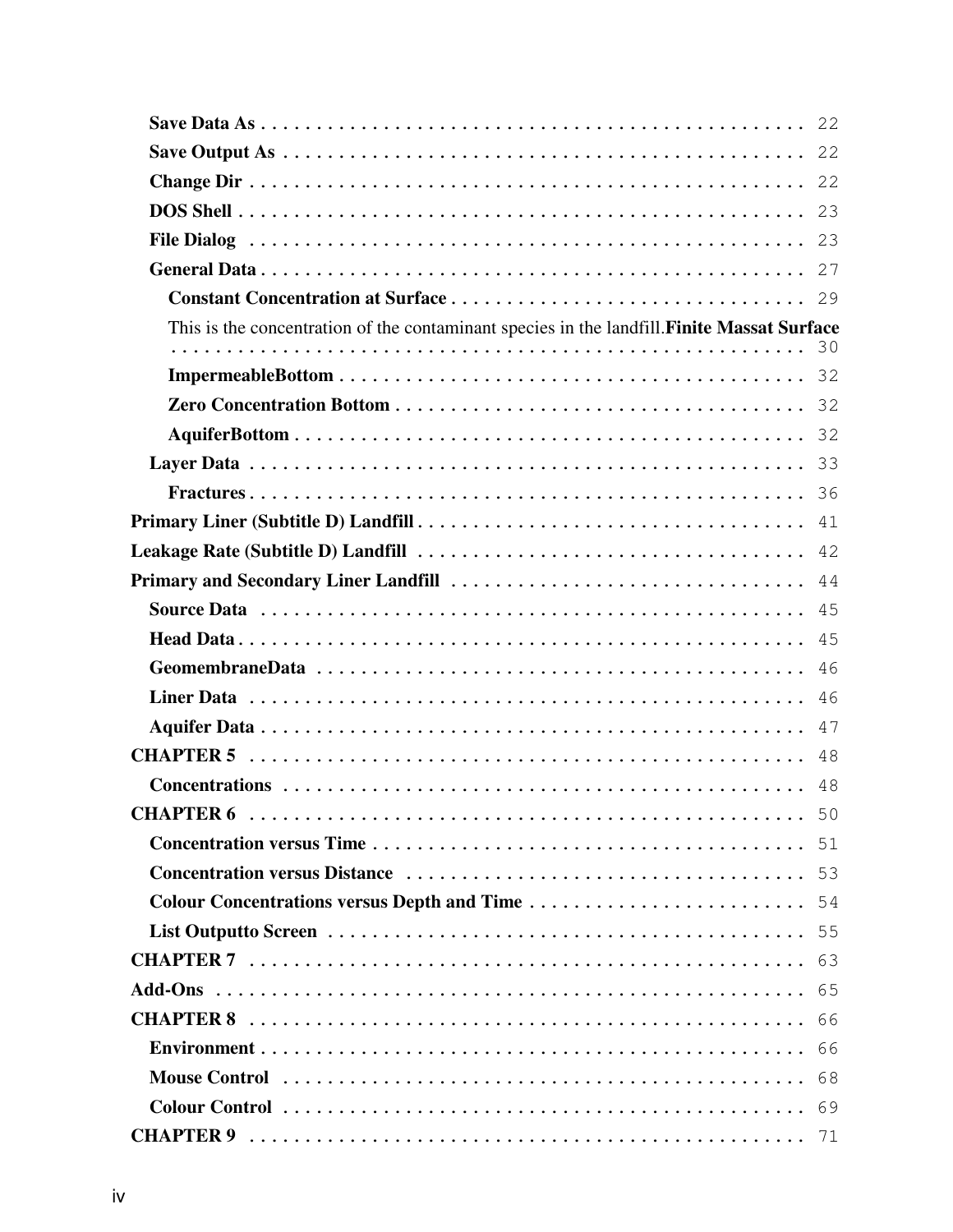**Save Data As** . . . . . . . . . . . . . . . . . . . . . . . . . . . . . . . . . . . . . . . . . . . . . . . . 22

**Save Output As** . . . . . . . . . . . . . . . . . . . . . . . . . . . . . . . . . . . . . . . . . . . . . . 22

**Change Dir** . . . . . . . . . . . . . . . . . . . . . . . . . . . . . . . . . . . . . . . . . . . . . . . . . . 22

**DOS Shell** . . . . . . . . . . . . . . . . . . . . . . . . . . . . . . . . . . . . . . . . . . . . . . . . . . 23

**File Dialog** . . . . . . . . . . . . . . . . . . . . . . . . . . . . . . . . . . . . . . . . . . . . . . . . . 23

**General Data** . . . . . . . . . . . . . . . . . . . . . . . . . . . . . . . . . . . . . . . . . . . . . . . . 27

**Constant Concentration at Surface** . . . . . . . . . . . . . . . . . . . . . . . . . . . . . . . 29

This is the concentration of the contaminant species in the landfill.**Finite Massat Surface** . . . . . . . . . . . . . . . . . . . . . . . . . . . . . . . . . . . . . . . . . . . . . . . . . . . . . . 30

**ImpermeableBottom** . . . . . . . . . . . . . . . . . . . . . . . . . . . . . . . . . . . . . . . . . . . 32

**Zero Concentration Bottom** . . . . . . . . . . . . . . . . . . . . . . . . . . . . . . . . . . . . 32

**AquiferBottom** . . . . . . . . . . . . . . . . . . . . . . . . . . . . . . . . . . . . . . . . . . . . . . 32

**Layer Data** . . . . . . . . . . . . . . . . . . . . . . . . . . . . . . . . . . . . . . . . . . . . . . . . . . 33

**Fractures** . . . . . . . . . . . . . . . . . . . . . . . . . . . . . . . . . . . . . . . . . . . . . . . . . . 36

**Primary Liner (Subtitle D) Landfill** . . . . . . . . . . . . . . . . . . . . . . . . . . . . . . . . . . 41

**Leakage Rate (Subtitle D) Landfill** . . . . . . . . . . . . . . . . . . . . . . . . . . . . . . . . . . 42

**Primary and Secondary Liner Landfill** . . . . . . . . . . . . . . . . . . . . . . . . . . . . . . . . 44

**Source Data** . . . . . . . . . . . . . . . . . . . . . . . . . . . . . . . . . . . . . . . . . . . . . . . . . 45

**Head Data** . . . . . . . . . . . . . . . . . . . . . . . . . . . . . . . . . . . . . . . . . . . . . . . . . . . 45

**GeomembraneData** . . . . . . . . . . . . . . . . . . . . . . . . . . . . . . . . . . . . . . . . . . . . 46

**Liner Data** . . . . . . . . . . . . . . . . . . . . . . . . . . . . . . . . . . . . . . . . . . . . . . . . . . . 46

**Aquifer Data** . . . . . . . . . . . . . . . . . . . . . . . . . . . . . . . . . . . . . . . . . . . . . . . . . 47

**CHAPTER 5** . . . . . . . . . . . . . . . . . . . . . . . . . . . . . . . . . . . . . . . . . . . . . . . . . . . 48

**Concentrations** . . . . . . . . . . . . . . . . . . . . . . . . . . . . . . . . . . . . . . . . . . . . . . . 48

**CHAPTER 6** . . . . . . . . . . . . . . . . . . . . . . . . . . . . . . . . . . . . . . . . . . . . . . . . . . . 50

**Concentration versus Time** . . . . . . . . . . . . . . . . . . . . . . . . . . . . . . . . . . . . . . 51

**Concentration versus Distance** . . . . . . . . . . . . . . . . . . . . . . . . . . . . . . . . . . . 53

**Colour Concentrations versus Depth and Time** . . . . . . . . . . . . . . . . . . . . . . . 54

**List Outputto Screen** . . . . . . . . . . . . . . . . . . . . . . . . . . . . . . . . . . . . . . . . . . 55

**CHAPTER 7** . . . . . . . . . . . . . . . . . . . . . . . . . . . . . . . . . . . . . . . . . . . . . . . . . . . 63

**Add-Ons** . . . . . . . . . . . . . . . . . . . . . . . . . . . . . . . . . . . . . . . . . . . . . . . . . . . . . . 65

**CHAPTER 8** . . . . . . . . . . . . . . . . . . . . . . . . . . . . . . . . . . . . . . . . . . . . . . . . . . . 66

**Environment** . . . . . . . . . . . . . . . . . . . . . . . . . . . . . . . . . . . . . . . . . . . . . . . . . 66

**Mouse Control** . . . . . . . . . . . . . . . . . . . . . . . . . . . . . . . . . . . . . . . . . . . . . . . 68

**Colour Control** . . . . . . . . . . . . . . . . . . . . . . . . . . . . . . . . . . . . . . . . . . . . . . . . 69

**CHAPTER 9** . . . . . . . . . . . . . . . . . . . . . . . . . . . . . . . . . . . . . . . . . . . . . . . . . . . 71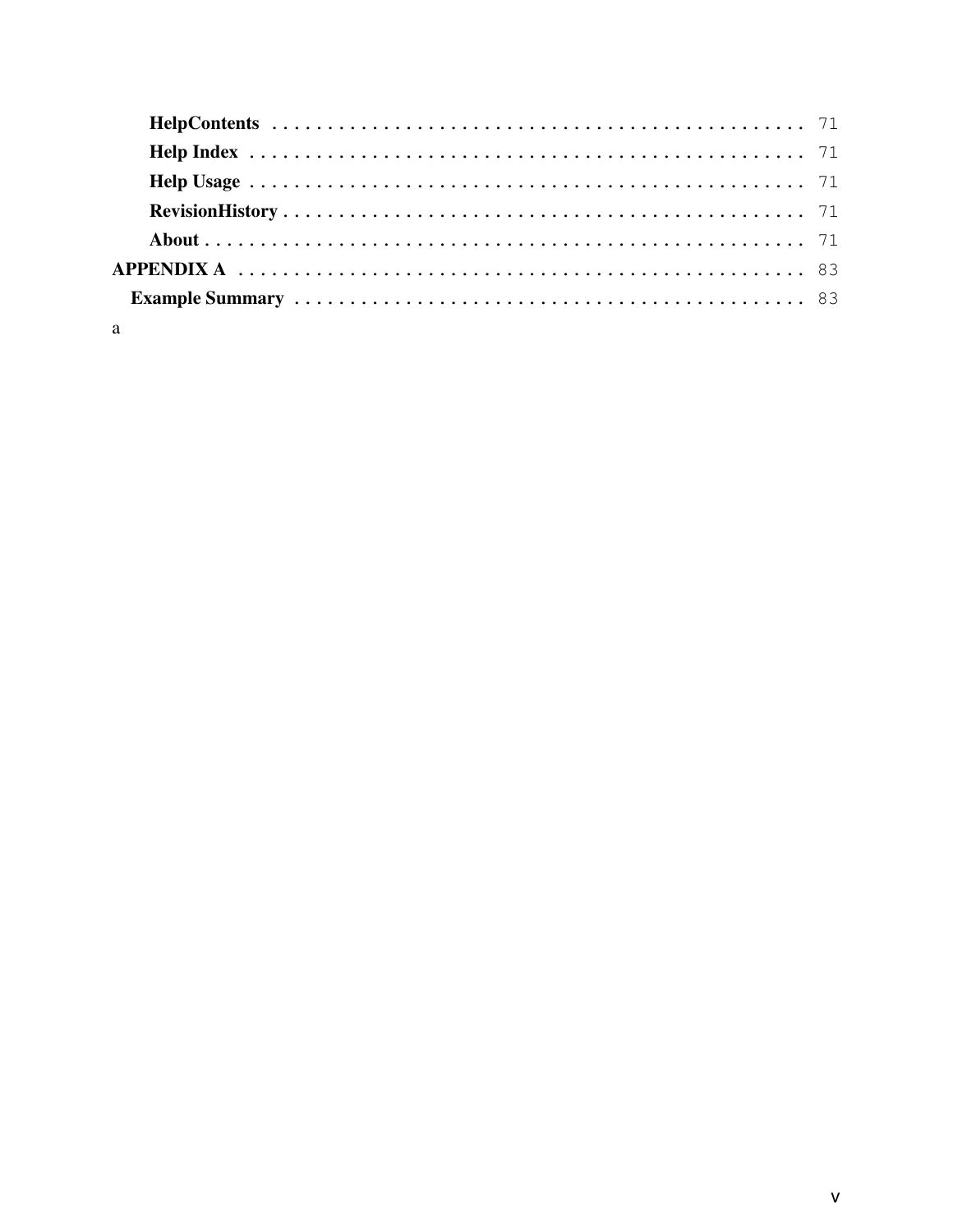- **HelpContents** . . . . . . . . . . . . . . . . . . . . . . . . . . . . . . . . . . . . . . . . . . . . . . 71
- **Help Index** . . . . . . . . . . . . . . . . . . . . . . . . . . . . . . . . . . . . . . . . . . . . . . . 71
- **Help Usage** . . . . . . . . . . . . . . . . . . . . . . . . . . . . . . . . . . . . . . . . . . . . . . . 71
- **RevisionHistory** . . . . . . . . . . . . . . . . . . . . . . . . . . . . . . . . . . . . . . . . . . . . . 71
- **About** . . . . . . . . . . . . . . . . . . . . . . . . . . . . . . . . . . . . . . . . . . . . . . . . . . 71

**APPENDIX A** . . . . . . . . . . . . . . . . . . . . . . . . . . . . . . . . . . . . . . . . . . . . . . . . 83

- **Example Summary** . . . . . . . . . . . . . . . . . . . . . . . . . . . . . . . . . . . . . . . . . . . . . 83

a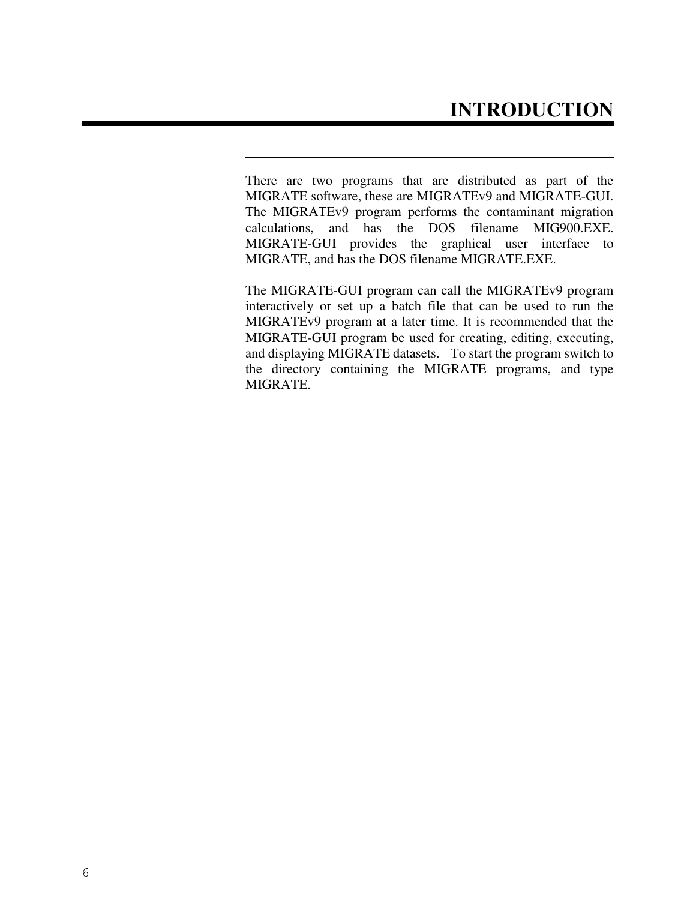# INTRODUCTION

There are two programs that are distributed as part of the MIGRATE software, these are MIGRATEv9 and MIGRATE-GUI. The MIGRATEv9 program performs the contaminant migration calculations, and has the DOS filename MIG900.EXE. MIGRATE-GUI provides the graphical user interface to MIGRATE, and has the DOS filename MIGRATE.EXE.

The MIGRATE-GUI program can call the MIGRATEv9 program interactively or set up a batch file that can be used to run the MIGRATEv9 program at a later time. It is recommended that the MIGRATE-GUI program be used for creating, editing, executing, and displaying MIGRATE datasets. To start the program switch to the directory containing the MIGRATE programs, and type MIGRATE.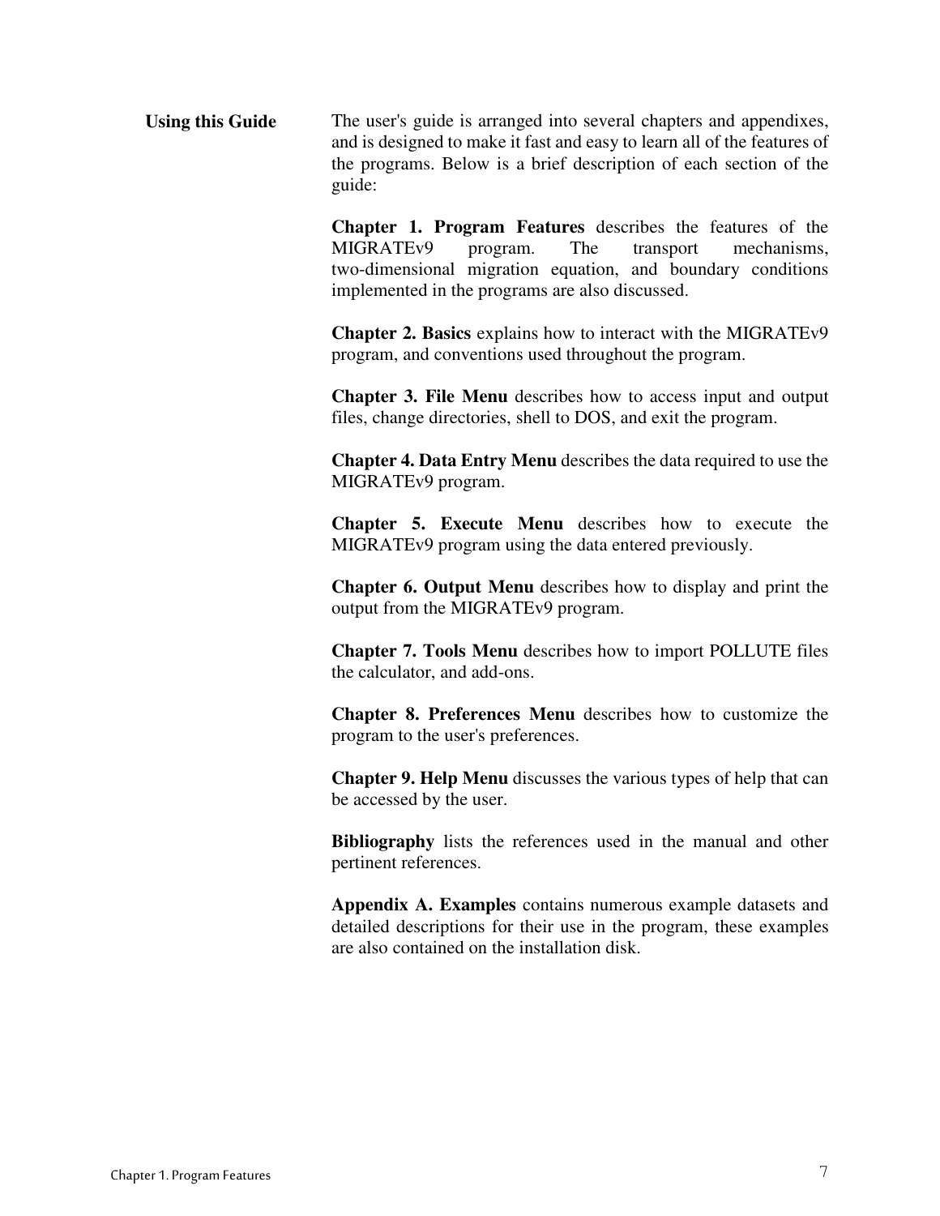## Using this Guide

The user's guide is arranged into several chapters and appendixes, and is designed to make it fast and easy to learn all of the features of the programs. Below is a brief description of each section of the guide:

**Chapter 1. Program Features** describes the features of the MIGRATEv9 program. The transport mechanisms, two-dimensional migration equation, and boundary conditions implemented in the programs are also discussed.

**Chapter 2. Basics** explains how to interact with the MIGRATEv9 program, and conventions used throughout the program.

**Chapter 3. File Menu** describes how to access input and output files, change directories, shell to DOS, and exit the program.

**Chapter 4. Data Entry Menu** describes the data required to use the MIGRATEv9 program.

**Chapter 5. Execute Menu** describes how to execute the MIGRATEv9 program using the data entered previously.

**Chapter 6. Output Menu** describes how to display and print the output from the MIGRATEv9 program.

**Chapter 7. Tools Menu** describes how to import POLLUTE files the calculator, and add-ons.

**Chapter 8. Preferences Menu** describes how to customize the program to the user's preferences.

**Chapter 9. Help Menu** discusses the various types of help that can be accessed by the user.

**Bibliography** lists the references used in the manual and other pertinent references.

**Appendix A. Examples** contains numerous example datasets and detailed descriptions for their use in the program, these examples are also contained on the installation disk.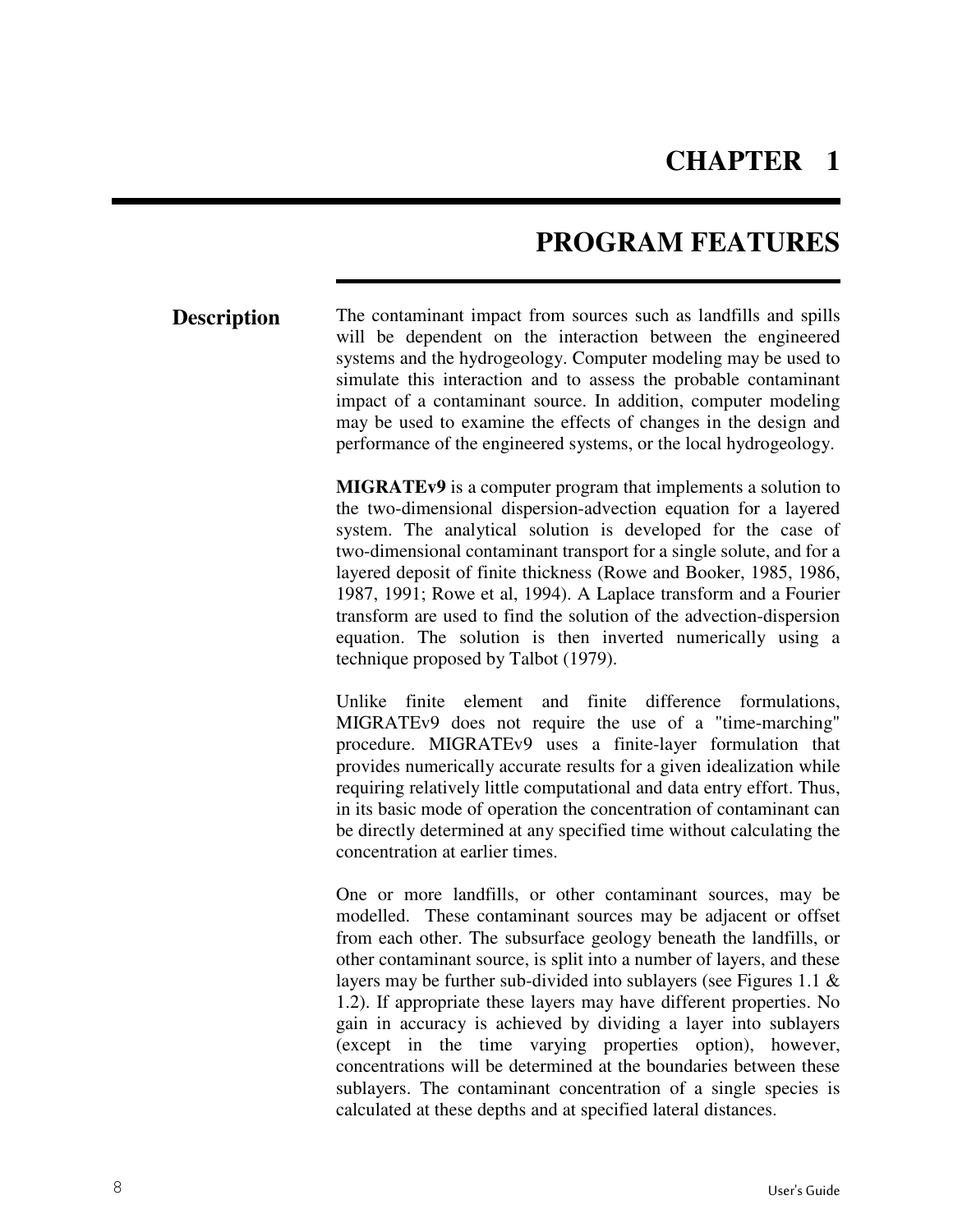# CHAPTER 1

# PROGRAM FEATURES

## Description

The contaminant impact from sources such as landfills and spills will be dependent on the interaction between the engineered systems and the hydrogeology. Computer modeling may be used to simulate this interaction and to assess the probable contaminant impact of a contaminant source. In addition, computer modeling may be used to examine the effects of changes in the design and performance of the engineered systems, or the local hydrogeology.

**MIGRATEv9** is a computer program that implements a solution to the two-dimensional dispersion-advection equation for a layered system. The analytical solution is developed for the case of two-dimensional contaminant transport for a single solute, and for a layered deposit of finite thickness (Rowe and Booker, 1985, 1986, 1987, 1991; Rowe et al, 1994). A Laplace transform and a Fourier transform are used to find the solution of the advection-dispersion equation. The solution is then inverted numerically using a technique proposed by Talbot (1979).

Unlike finite element and finite difference formulations, MIGRATEv9 does not require the use of a "time-marching" procedure. MIGRATEv9 uses a finite-layer formulation that provides numerically accurate results for a given idealization while requiring relatively little computational and data entry effort. Thus, in its basic mode of operation the concentration of contaminant can be directly determined at any specified time without calculating the concentration at earlier times.

One or more landfills, or other contaminant sources, may be modelled. These contaminant sources may be adjacent or offset from each other. The subsurface geology beneath the landfills, or other contaminant source, is split into a number of layers, and these layers may be further sub-divided into sublayers (see Figures 1.1 & 1.2). If appropriate these layers may have different properties. No gain in accuracy is achieved by dividing a layer into sublayers (except in the time varying properties option), however, concentrations will be determined at the boundaries between these sublayers. The contaminant concentration of a single species is calculated at these depths and at specified lateral distances.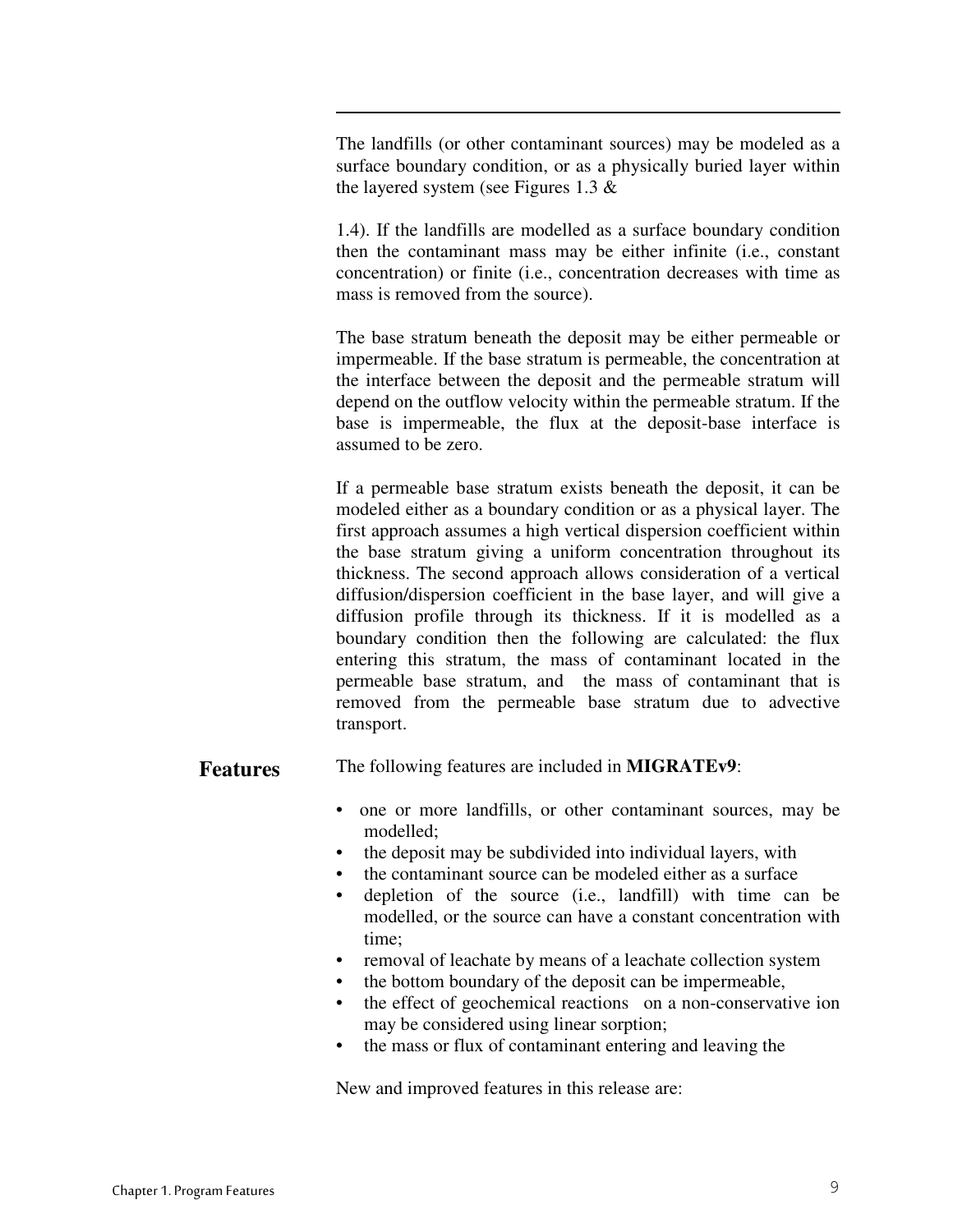The landfills (or other contaminant sources) may be modeled as a surface boundary condition, or as a physically buried layer within the layered system (see Figures 1.3 &

1.4). If the landfills are modelled as a surface boundary condition then the contaminant mass may be either infinite (i.e., constant concentration) or finite (i.e., concentration decreases with time as mass is removed from the source).

The base stratum beneath the deposit may be either permeable or impermeable. If the base stratum is permeable, the concentration at the interface between the deposit and the permeable stratum will depend on the outflow velocity within the permeable stratum. If the base is impermeable, the flux at the deposit-base interface is assumed to be zero.

If a permeable base stratum exists beneath the deposit, it can be modeled either as a boundary condition or as a physical layer. The first approach assumes a high vertical dispersion coefficient within the base stratum giving a uniform concentration throughout its thickness. The second approach allows consideration of a vertical diffusion/dispersion coefficient in the base layer, and will give a diffusion profile through its thickness. If it is modelled as a boundary condition then the following are calculated: the flux entering this stratum, the mass of contaminant located in the permeable base stratum, and the mass of contaminant that is removed from the permeable base stratum due to advective transport.

## Features

The following features are included in **MIGRATEv9**:

- one or more landfills, or other contaminant sources, may be modelled;
- the deposit may be subdivided into individual layers, with
- the contaminant source can be modeled either as a surface
- depletion of the source (i.e., landfill) with time can be modelled, or the source can have a constant concentration with time;
- removal of leachate by means of a leachate collection system
- the bottom boundary of the deposit can be impermeable,
- the effect of geochemical reactions on a non-conservative ion may be considered using linear sorption;
- the mass or flux of contaminant entering and leaving the

New and improved features in this release are: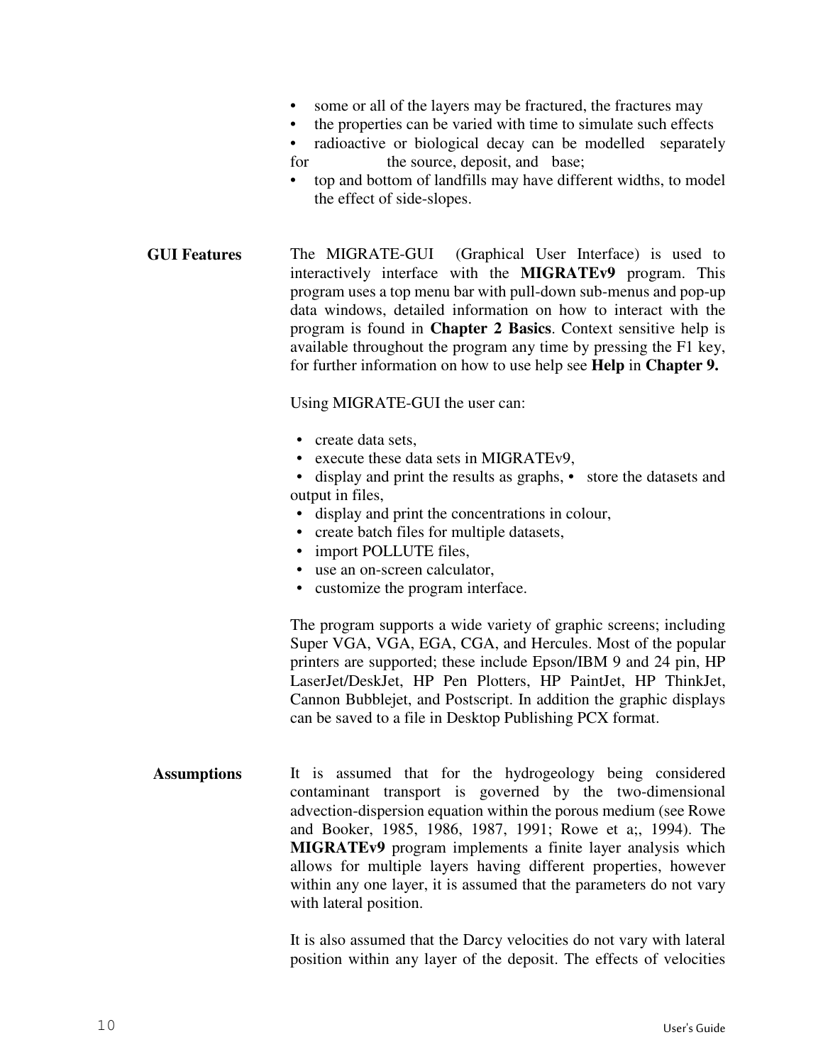- some or all of the layers may be fractured, the fractures may
- the properties can be varied with time to simulate such effects
- radioactive or biological decay can be modelled separately for the source, deposit, and base;
- top and bottom of landfills may have different widths, to model the effect of side-slopes.

**GUI Features**

The MIGRATE-GUI (Graphical User Interface) is used to interactively interface with the **MIGRATEv9** program. This program uses a top menu bar with pull-down sub-menus and pop-up data windows, detailed information on how to interact with the program is found in **Chapter 2 Basics**. Context sensitive help is available throughout the program any time by pressing the F1 key, for further information on how to use help see **Help** in **Chapter 9.**

Using MIGRATE-GUI the user can:

- create data sets,
- execute these data sets in MIGRATEv9,
- display and print the results as graphs,
- store the datasets and output in files,
- display and print the concentrations in colour,
- create batch files for multiple datasets,
- import POLLUTE files,
- use an on-screen calculator,
- customize the program interface.

The program supports a wide variety of graphic screens; including Super VGA, VGA, EGA, CGA, and Hercules. Most of the popular printers are supported; these include Epson/IBM 9 and 24 pin, HP LaserJet/DeskJet, HP Pen Plotters, HP PaintJet, HP ThinkJet, Cannon Bubblejet, and Postscript. In addition the graphic displays can be saved to a file in Desktop Publishing PCX format.

**Assumptions**

It is assumed that for the hydrogeology being considered contaminant transport is governed by the two-dimensional advection-dispersion equation within the porous medium (see Rowe and Booker, 1985, 1986, 1987, 1991; Rowe et a;, 1994). The **MIGRATEv9** program implements a finite layer analysis which allows for multiple layers having different properties, however within any one layer, it is assumed that the parameters do not vary with lateral position.

It is also assumed that the Darcy velocities do not vary with lateral position within any layer of the deposit. The effects of velocities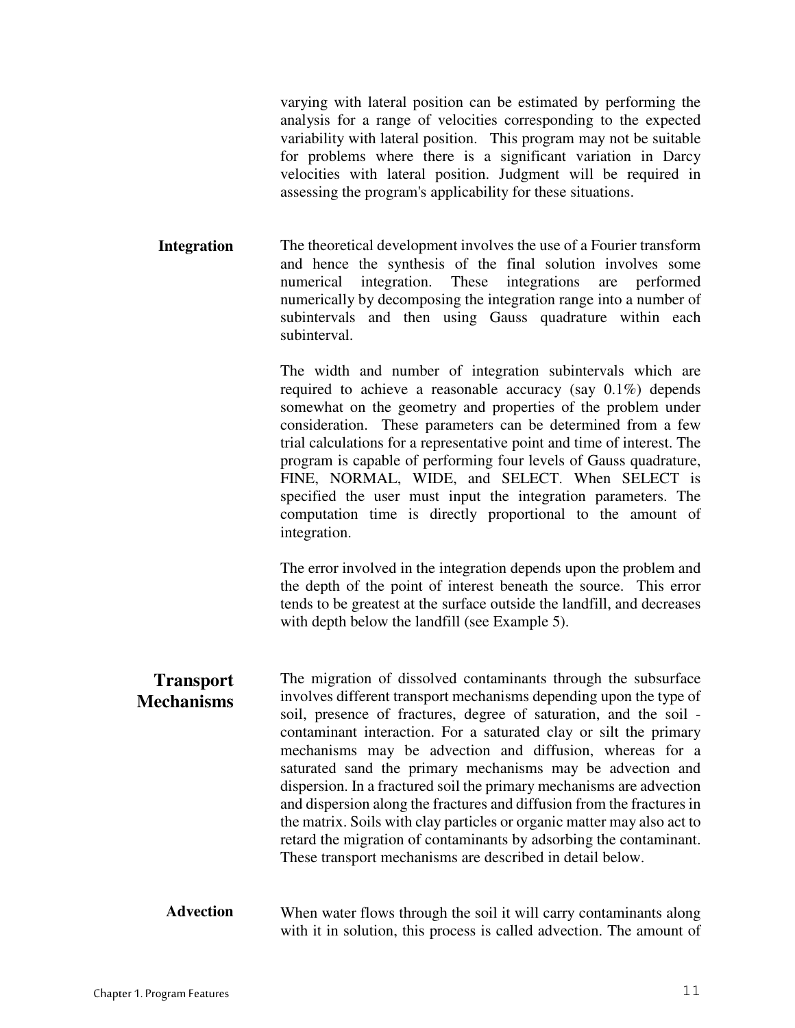varying with lateral position can be estimated by performing the analysis for a range of velocities corresponding to the expected variability with lateral position. This program may not be suitable for problems where there is a significant variation in Darcy velocities with lateral position. Judgment will be required in assessing the program's applicability for these situations.

### Integration

The theoretical development involves the use of a Fourier transform and hence the synthesis of the final solution involves some numerical integration. These integrations are performed numerically by decomposing the integration range into a number of subintervals and then using Gauss quadrature within each subinterval.

The width and number of integration subintervals which are required to achieve a reasonable accuracy (say 0.1%) depends somewhat on the geometry and properties of the problem under consideration. These parameters can be determined from a few trial calculations for a representative point and time of interest. The program is capable of performing four levels of Gauss quadrature, FINE, NORMAL, WIDE, and SELECT. When SELECT is specified the user must input the integration parameters. The computation time is directly proportional to the amount of integration.

The error involved in the integration depends upon the problem and the depth of the point of interest beneath the source. This error tends to be greatest at the surface outside the landfill, and decreases with depth below the landfill (see Example 5).

## Transport Mechanisms

The migration of dissolved contaminants through the subsurface involves different transport mechanisms depending upon the type of soil, presence of fractures, degree of saturation, and the soil - contaminant interaction. For a saturated clay or silt the primary mechanisms may be advection and diffusion, whereas for a saturated sand the primary mechanisms may be advection and dispersion. In a fractured soil the primary mechanisms are advection and dispersion along the fractures and diffusion from the fractures in the matrix. Soils with clay particles or organic matter may also act to retard the migration of contaminants by adsorbing the contaminant. These transport mechanisms are described in detail below.

### Advection

When water flows through the soil it will carry contaminants along with it in solution, this process is called advection. The amount of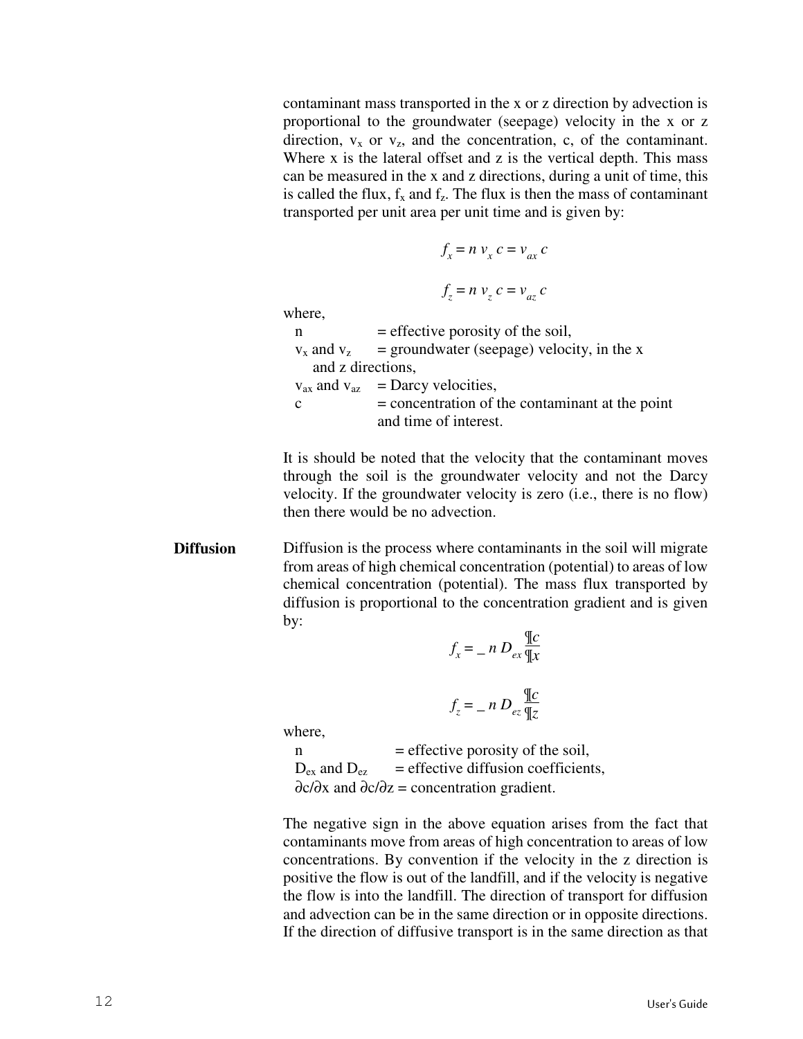contaminant mass transported in the x or z direction by advection is proportional to the groundwater (seepage) velocity in the x or z direction, $v_x$ or $v_z$, and the concentration, c, of the contaminant. Where x is the lateral offset and z is the vertical depth. This mass can be measured in the x and z directions, during a unit of time, this is called the flux, $f_x$ and $f_z$. The flux is then the mass of contaminant transported per unit area per unit time and is given by:

$$f_x = n\, v_x\, c = v_{ax}\, c$$

$$f_z = n\, v_z\, c = v_{az}\, c$$

where,

- n = effective porosity of the soil,
- $v_x$ and $v_z$ = groundwater (seepage) velocity, in the x and z directions,
- $v_{ax}$ and $v_{az}$ = Darcy velocities,
- c = concentration of the contaminant at the point and time of interest.

It is should be noted that the velocity that the contaminant moves through the soil is the groundwater velocity and not the Darcy velocity. If the groundwater velocity is zero (i.e., there is no flow) then there would be no advection.

**Diffusion**

Diffusion is the process where contaminants in the soil will migrate from areas of high chemical concentration (potential) to areas of low chemical concentration (potential). The mass flux transported by diffusion is proportional to the concentration gradient and is given by:

$$f_x = -\, n\, D_{ex} \frac{\partial c}{\partial x}$$

$$f_z = -\, n\, D_{ez} \frac{\partial c}{\partial z}$$

where,

- n = effective porosity of the soil,
- $D_{ex}$ and $D_{ez}$ = effective diffusion coefficients,
- $\partial c/\partial x$ and $\partial c/\partial z$ = concentration gradient.

The negative sign in the above equation arises from the fact that contaminants move from areas of high concentration to areas of low concentrations. By convention if the velocity in the z direction is positive the flow is out of the landfill, and if the velocity is negative the flow is into the landfill. The direction of transport for diffusion and advection can be in the same direction or in opposite directions. If the direction of diffusive transport is in the same direction as that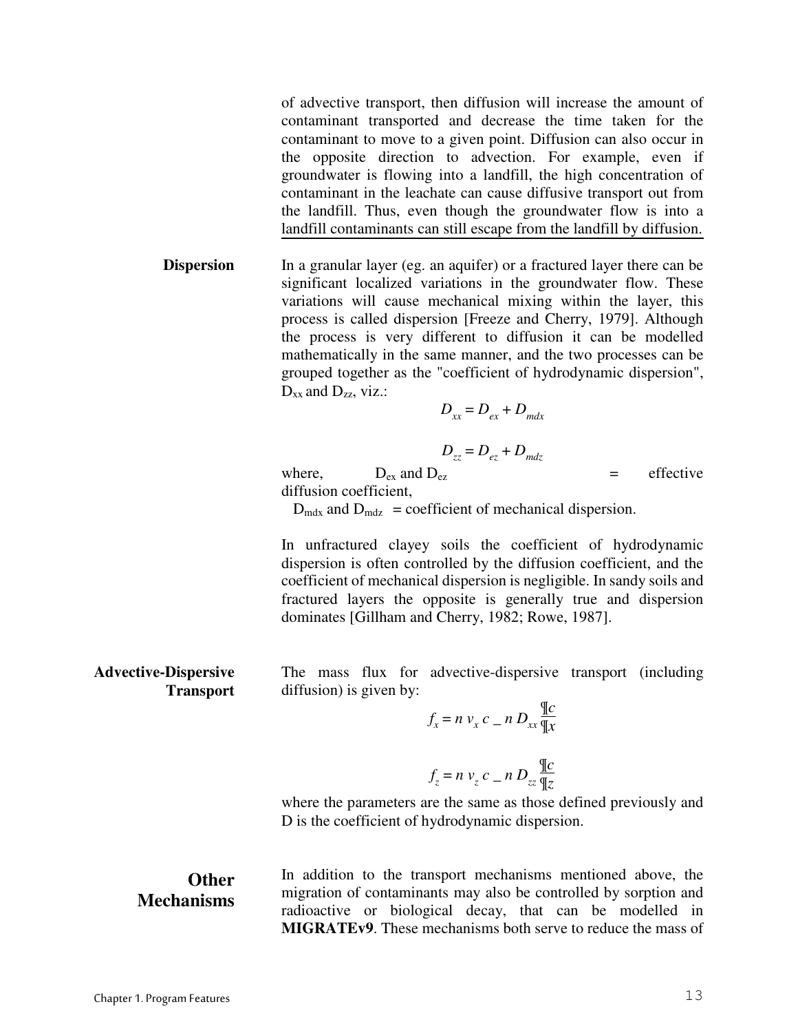of advective transport, then diffusion will increase the amount of contaminant transported and decrease the time taken for the contaminant to move to a given point. Diffusion can also occur in the opposite direction to advection. For example, even if groundwater is flowing into a landfill, the high concentration of contaminant in the leachate can cause diffusive transport out from the landfill. Thus, even though the groundwater flow is into a landfill contaminants can still escape from the landfill by diffusion.

**Dispersion**

In a granular layer (eg. an aquifer) or a fractured layer there can be significant localized variations in the groundwater flow. These variations will cause mechanical mixing within the layer, this process is called dispersion [Freeze and Cherry, 1979]. Although the process is very different to diffusion it can be modelled mathematically in the same manner, and the two processes can be grouped together as the "coefficient of hydrodynamic dispersion", $D_{xx}$ and $D_{zz}$, viz.:

$$D_{xx} = D_{ex} + D_{mdx}$$

$$D_{zz} = D_{ez} + D_{mdz}$$

where, $D_{ex}$ and $D_{ez}$ = effective diffusion coefficient,

$D_{mdx}$ and $D_{mdz}$ = coefficient of mechanical dispersion.

In unfractured clayey soils the coefficient of hydrodynamic dispersion is often controlled by the diffusion coefficient, and the coefficient of mechanical dispersion is negligible. In sandy soils and fractured layers the opposite is generally true and dispersion dominates [Gillham and Cherry, 1982; Rowe, 1987].

**Advective-Dispersive Transport**

The mass flux for advective-dispersive transport (including diffusion) is given by:

$$f_x = n\, v_x\, c - n\, D_{xx} \frac{\partial c}{\partial x}$$

$$f_z = n\, v_z\, c - n\, D_{zz} \frac{\partial c}{\partial z}$$

where the parameters are the same as those defined previously and D is the coefficient of hydrodynamic dispersion.

## Other Mechanisms

In addition to the transport mechanisms mentioned above, the migration of contaminants may also be controlled by sorption and radioactive or biological decay, that can be modelled in **MIGRATEv9**. These mechanisms both serve to reduce the mass of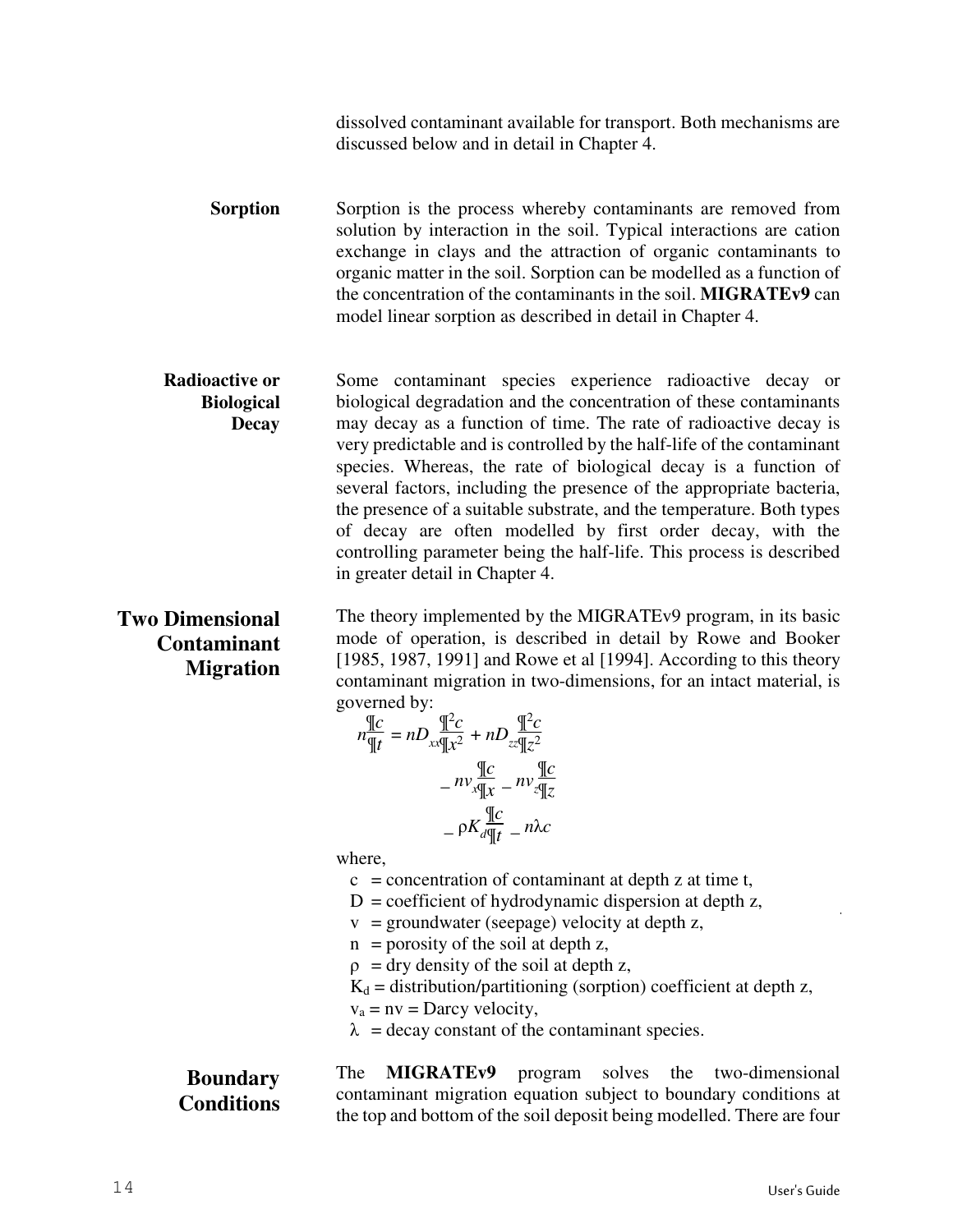dissolved contaminant available for transport. Both mechanisms are discussed below and in detail in Chapter 4.

### Sorption

Sorption is the process whereby contaminants are removed from solution by interaction in the soil. Typical interactions are cation exchange in clays and the attraction of organic contaminants to organic matter in the soil. Sorption can be modelled as a function of the concentration of the contaminants in the soil. **MIGRATEv9** can model linear sorption as described in detail in Chapter 4.

### Radioactive or Biological Decay

Some contaminant species experience radioactive decay or biological degradation and the concentration of these contaminants may decay as a function of time. The rate of radioactive decay is very predictable and is controlled by the half-life of the contaminant species. Whereas, the rate of biological decay is a function of several factors, including the presence of the appropriate bacteria, the presence of a suitable substrate, and the temperature. Both types of decay are often modelled by first order decay, with the controlling parameter being the half-life. This process is described in greater detail in Chapter 4.

## Two Dimensional Contaminant Migration

The theory implemented by the MIGRATEv9 program, in its basic mode of operation, is described in detail by Rowe and Booker [1985, 1987, 1991] and Rowe et al [1994]. According to this theory contaminant migration in two-dimensions, for an intact material, is governed by:

$$
\begin{aligned}
n\frac{\partial c}{\partial t} = nD_{xx}\frac{\partial^2 c}{\partial x^2} + nD_{zz}\frac{\partial^2 c}{\partial z^2} \\
- nv_x\frac{\partial c}{\partial x} - nv_z\frac{\partial c}{\partial z} \\
- \rho K_d\frac{\partial c}{\partial t} - n\lambda c
\end{aligned}
$$

where,

- $c$ = concentration of contaminant at depth z at time t,
- $D$ = coefficient of hydrodynamic dispersion at depth z,
- $v$ = groundwater (seepage) velocity at depth z,
- $n$ = porosity of the soil at depth z,
- $\rho$ = dry density of the soil at depth z,
- $K_d$ = distribution/partitioning (sorption) coefficient at depth z,
- $v_a = nv$ = Darcy velocity,
- $\lambda$ = decay constant of the contaminant species.

## Boundary Conditions

The **MIGRATEv9** program solves the two-dimensional contaminant migration equation subject to boundary conditions at the top and bottom of the soil deposit being modelled. There are four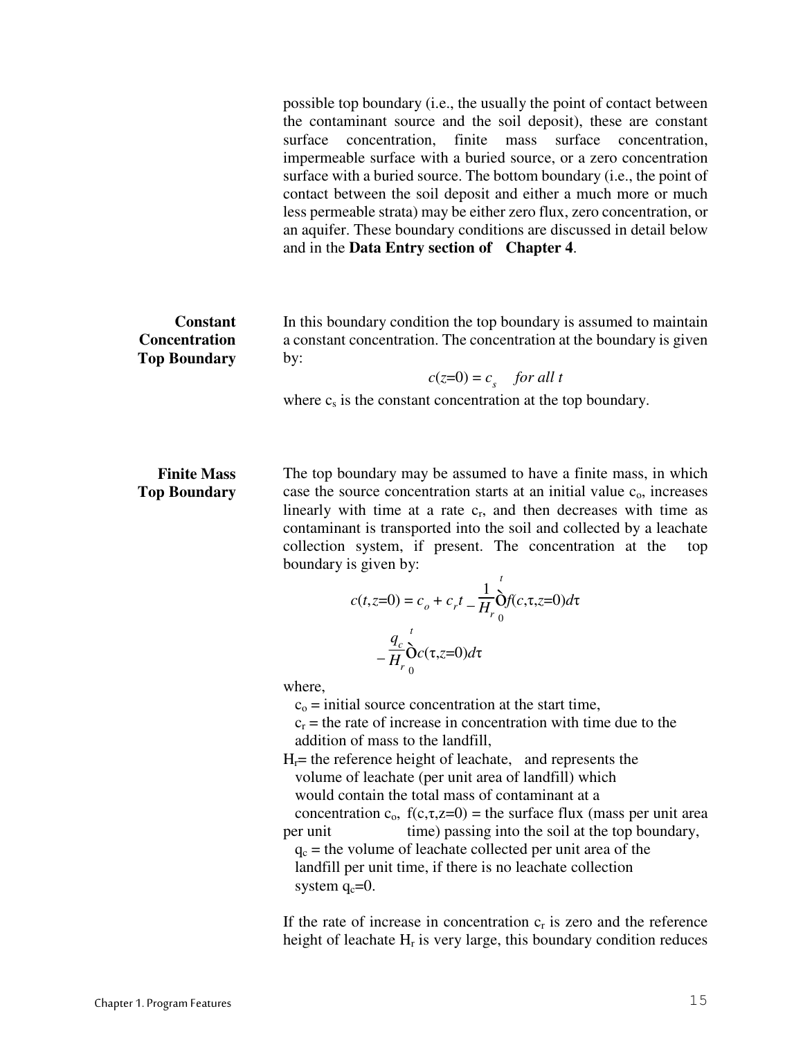possible top boundary (i.e., the usually the point of contact between the contaminant source and the soil deposit), these are constant surface concentration, finite mass surface concentration, impermeable surface with a buried source, or a zero concentration surface with a buried source. The bottom boundary (i.e., the point of contact between the soil deposit and either a much more or much less permeable strata) may be either zero flux, zero concentration, or an aquifer. These boundary conditions are discussed in detail below and in the **Data Entry section of Chapter 4**.

### Constant Concentration Top Boundary

In this boundary condition the top boundary is assumed to maintain a constant concentration. The concentration at the boundary is given by:

$$c(z=0) = c_s \quad \textit{for all } t$$

where $c_s$ is the constant concentration at the top boundary.

### Finite Mass Top Boundary

The top boundary may be assumed to have a finite mass, in which case the source concentration starts at an initial value $c_o$, increases linearly with time at a rate $c_r$, and then decreases with time as contaminant is transported into the soil and collected by a leachate collection system, if present. The concentration at the top boundary is given by:

$$c(t,z=0) = c_o + c_r t - \frac{1}{H_r}\int_0^t f(c,\tau,z=0)\,d\tau - \frac{q_c}{H_r}\int_0^t c(\tau,z=0)\,d\tau$$

where,

$c_o$ = initial source concentration at the start time,
$c_r$ = the rate of increase in concentration with time due to the addition of mass to the landfill,
$H_r$= the reference height of leachate, and represents the volume of leachate (per unit area of landfill) which would contain the total mass of contaminant at a concentration $c_o$, $f(c,\tau,z=0)$ = the surface flux (mass per unit area per unit time) passing into the soil at the top boundary,
$q_c$ = the volume of leachate collected per unit area of the landfill per unit time, if there is no leachate collection system $q_c$=0.

If the rate of increase in concentration $c_r$ is zero and the reference height of leachate $H_r$ is very large, this boundary condition reduces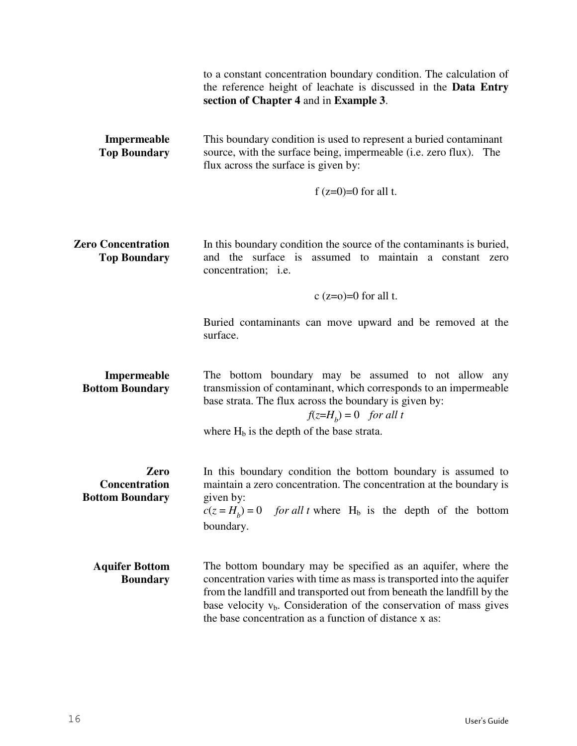to a constant concentration boundary condition. The calculation of the reference height of leachate is discussed in the **Data Entry section of Chapter 4** and in **Example 3**.

**Impermeable Top Boundary**

This boundary condition is used to represent a buried contaminant source, with the surface being, impermeable (i.e. zero flux). The flux across the surface is given by:

$$f\,(z=0)=0 \text{ for all t.}$$

**Zero Concentration Top Boundary**

In this boundary condition the source of the contaminants is buried, and the surface is assumed to maintain a constant zero concentration; i.e.

$$c\,(z=o)=0 \text{ for all t.}$$

Buried contaminants can move upward and be removed at the surface.

**Impermeable Bottom Boundary**

The bottom boundary may be assumed to not allow any transmission of contaminant, which corresponds to an impermeable base strata. The flux across the boundary is given by:

$$f(z=H_b) = 0 \quad \textit{for all t}$$

where $H_b$ is the depth of the base strata.

**Zero Concentration Bottom Boundary**

In this boundary condition the bottom boundary is assumed to maintain a zero concentration. The concentration at the boundary is given by:
$c(z = H_b) = 0$ *for all t* where $H_b$ is the depth of the bottom boundary.

**Aquifer Bottom Boundary**

The bottom boundary may be specified as an aquifer, where the concentration varies with time as mass is transported into the aquifer from the landfill and transported out from beneath the landfill by the base velocity $v_b$. Consideration of the conservation of mass gives the base concentration as a function of distance x as: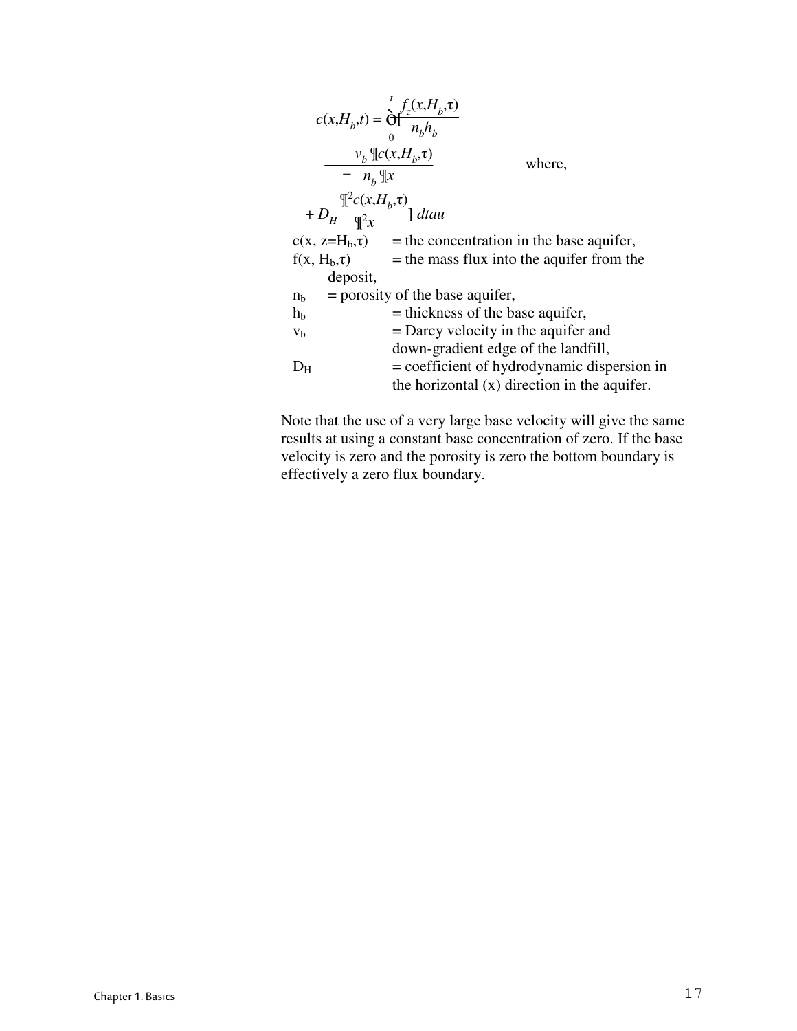$$c(x,H_b,t) = \int_0^t \left[ \frac{f_z(x,H_b,\tau)}{n_b h_b} - \frac{v_b}{n_b} \frac{\partial c(x,H_b,\tau)}{\partial x} + D_H \frac{\partial^2 c(x,H_b,\tau)}{\partial^2 x} \right] dtau$$

where,

$c(x, z=H_b,\tau)$ = the concentration in the base aquifer,

$f(x, H_b,\tau)$ = the mass flux into the aquifer from the deposit,

$n_b$ = porosity of the base aquifer,

$h_b$ = thickness of the base aquifer,

$v_b$ = Darcy velocity in the aquifer and down-gradient edge of the landfill,

$D_H$ = coefficient of hydrodynamic dispersion in the horizontal (x) direction in the aquifer.

Note that the use of a very large base velocity will give the same results at using a constant base concentration of zero. If the base velocity is zero and the porosity is zero the bottom boundary is effectively a zero flux boundary.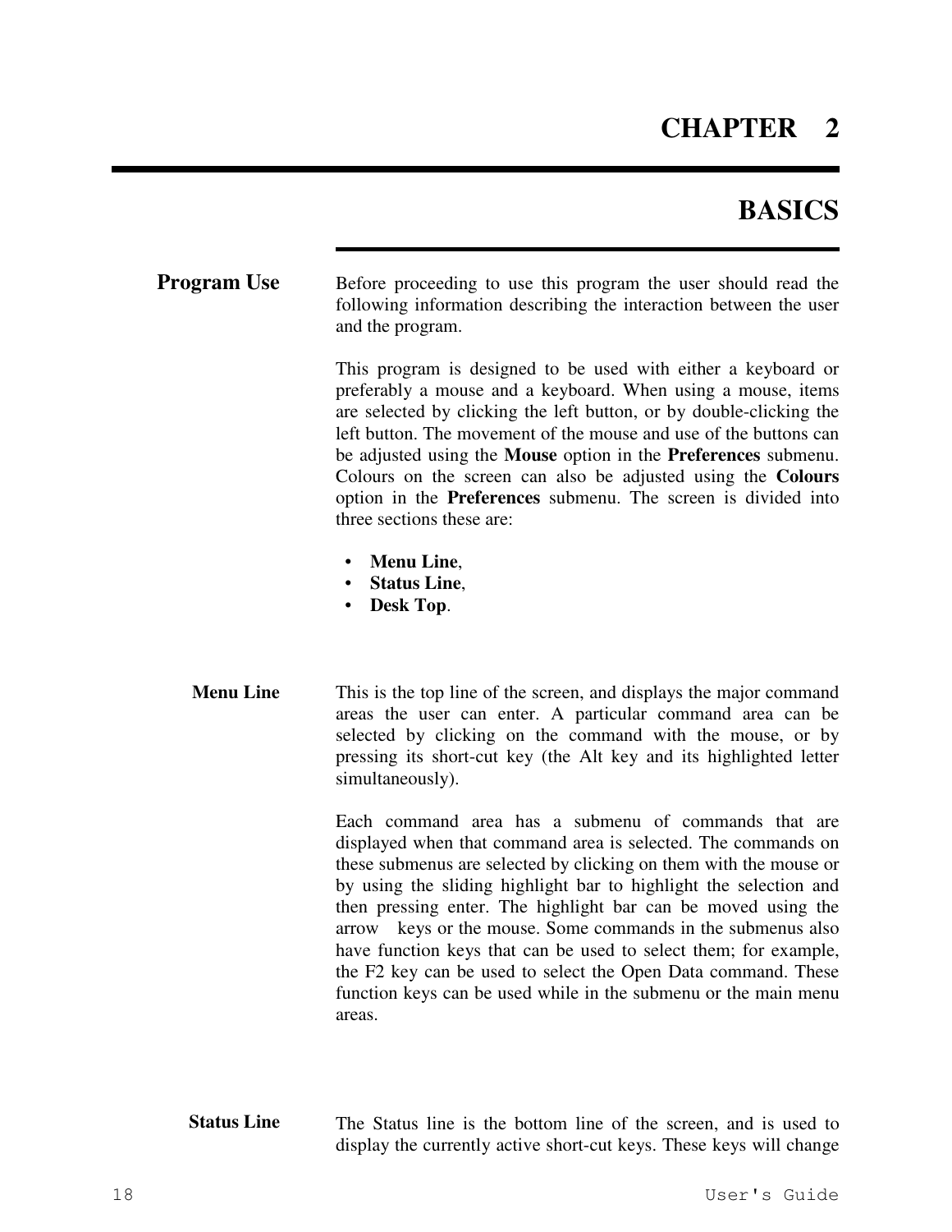# CHAPTER 2

# BASICS

## Program Use

Before proceeding to use this program the user should read the following information describing the interaction between the user and the program.

This program is designed to be used with either a keyboard or preferably a mouse and a keyboard. When using a mouse, items are selected by clicking the left button, or by double-clicking the left button. The movement of the mouse and use of the buttons can be adjusted using the **Mouse** option in the **Preferences** submenu. Colours on the screen can also be adjusted using the **Colours** option in the **Preferences** submenu. The screen is divided into three sections these are:

- **Menu Line**,
- **Status Line**,
- **Desk Top**.

### Menu Line

This is the top line of the screen, and displays the major command areas the user can enter. A particular command area can be selected by clicking on the command with the mouse, or by pressing its short-cut key (the Alt key and its highlighted letter simultaneously).

Each command area has a submenu of commands that are displayed when that command area is selected. The commands on these submenus are selected by clicking on them with the mouse or by using the sliding highlight bar to highlight the selection and then pressing enter. The highlight bar can be moved using the arrow keys or the mouse. Some commands in the submenus also have function keys that can be used to select them; for example, the F2 key can be used to select the Open Data command. These function keys can be used while in the submenu or the main menu areas.

### Status Line

The Status line is the bottom line of the screen, and is used to display the currently active short-cut keys. These keys will change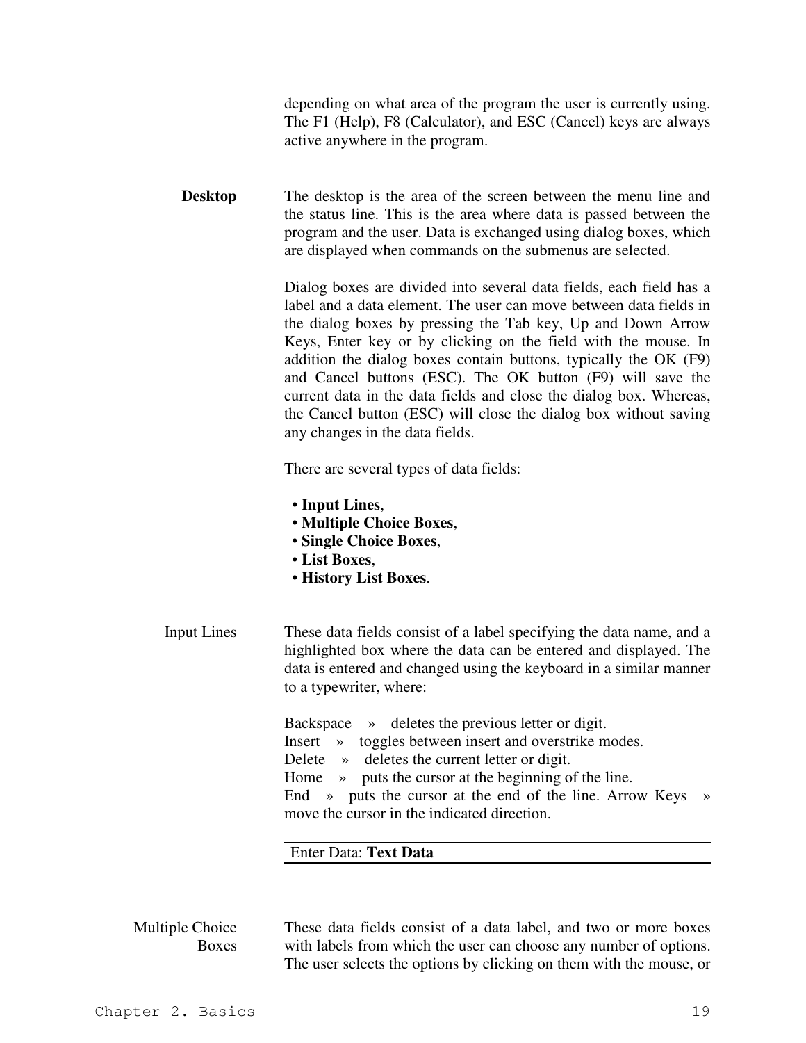depending on what area of the program the user is currently using. The F1 (Help), F8 (Calculator), and ESC (Cancel) keys are always active anywhere in the program.

**Desktop**

The desktop is the area of the screen between the menu line and the status line. This is the area where data is passed between the program and the user. Data is exchanged using dialog boxes, which are displayed when commands on the submenus are selected.

Dialog boxes are divided into several data fields, each field has a label and a data element. The user can move between data fields in the dialog boxes by pressing the Tab key, Up and Down Arrow Keys, Enter key or by clicking on the field with the mouse. In addition the dialog boxes contain buttons, typically the OK (F9) and Cancel buttons (ESC). The OK button (F9) will save the current data in the data fields and close the dialog box. Whereas, the Cancel button (ESC) will close the dialog box without saving any changes in the data fields.

There are several types of data fields:

- **Input Lines**,
- **Multiple Choice Boxes**,
- **Single Choice Boxes**,
- **List Boxes**,
- **History List Boxes**.

Input Lines

These data fields consist of a label specifying the data name, and a highlighted box where the data can be entered and displayed. The data is entered and changed using the keyboard in a similar manner to a typewriter, where:

Backspace » deletes the previous letter or digit.
Insert » toggles between insert and overstrike modes.
Delete » deletes the current letter or digit.
Home » puts the cursor at the beginning of the line.
End » puts the cursor at the end of the line. Arrow Keys » move the cursor in the indicated direction.

Enter Data: **Text Data**

Multiple Choice Boxes

These data fields consist of a data label, and two or more boxes with labels from which the user can choose any number of options. The user selects the options by clicking on them with the mouse, or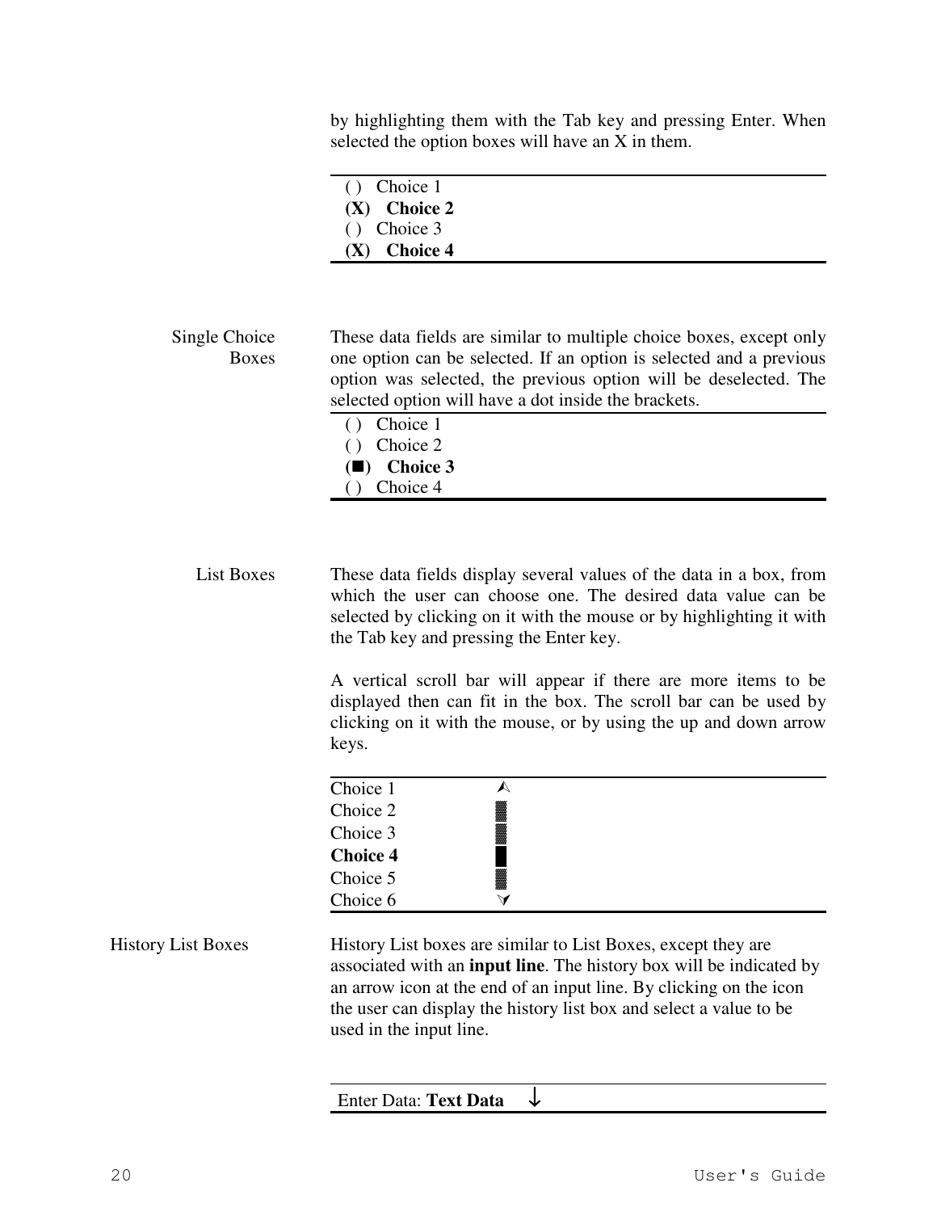by highlighting them with the Tab key and pressing Enter. When selected the option boxes will have an X in them.

( ) Choice 1
**(X) Choice 2**
( ) Choice 3
**(X) Choice 4**

### Single Choice Boxes

These data fields are similar to multiple choice boxes, except only one option can be selected. If an option is selected and a previous option was selected, the previous option will be deselected. The selected option will have a dot inside the brackets.

( ) Choice 1
( ) Choice 2
**(■) Choice 3**
( ) Choice 4

### List Boxes

These data fields display several values of the data in a box, from which the user can choose one. The desired data value can be selected by clicking on it with the mouse or by highlighting it with the Tab key and pressing the Enter key.

A vertical scroll bar will appear if there are more items to be displayed then can fit in the box. The scroll bar can be used by clicking on it with the mouse, or by using the up and down arrow keys.

Choice 1 ⮝
Choice 2 ▒
Choice 3 ▒
**Choice 4** █
Choice 5 ▒
Choice 6 ⮟

### History List Boxes

History List boxes are similar to List Boxes, except they are associated with an **input line**. The history box will be indicated by an arrow icon at the end of an input line. By clicking on the icon the user can display the history list box and select a value to be used in the input line.

Enter Data: **Text Data** ↓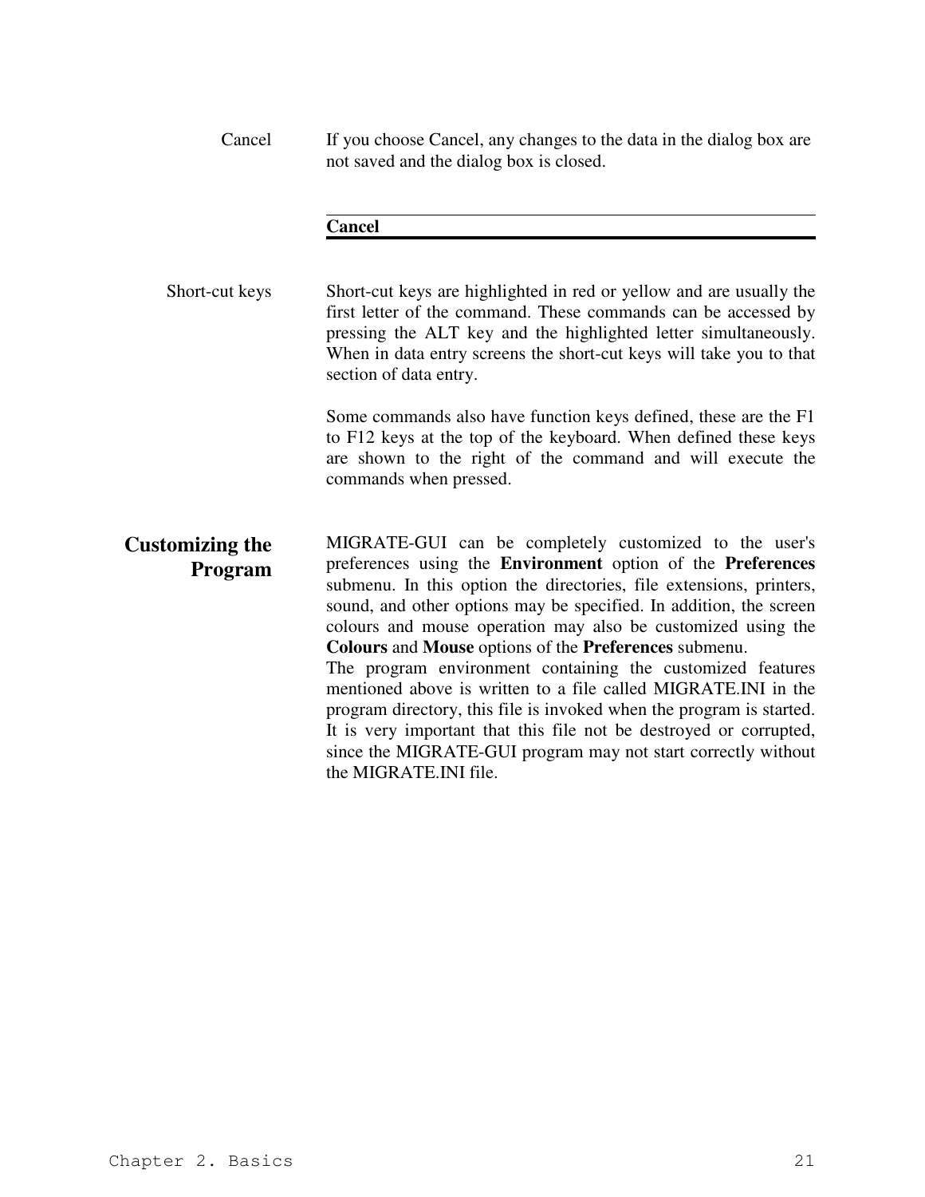Cancel

If you choose Cancel, any changes to the data in the dialog box are not saved and the dialog box is closed.

**Cancel**

Short-cut keys

Short-cut keys are highlighted in red or yellow and are usually the first letter of the command. These commands can be accessed by pressing the ALT key and the highlighted letter simultaneously. When in data entry screens the short-cut keys will take you to that section of data entry.

Some commands also have function keys defined, these are the F1 to F12 keys at the top of the keyboard. When defined these keys are shown to the right of the command and will execute the commands when pressed.

## Customizing the Program

MIGRATE-GUI can be completely customized to the user's preferences using the **Environment** option of the **Preferences** submenu. In this option the directories, file extensions, printers, sound, and other options may be specified. In addition, the screen colours and mouse operation may also be customized using the **Colours** and **Mouse** options of the **Preferences** submenu.

The program environment containing the customized features mentioned above is written to a file called MIGRATE.INI in the program directory, this file is invoked when the program is started. It is very important that this file not be destroyed or corrupted, since the MIGRATE-GUI program may not start correctly without the MIGRATE.INI file.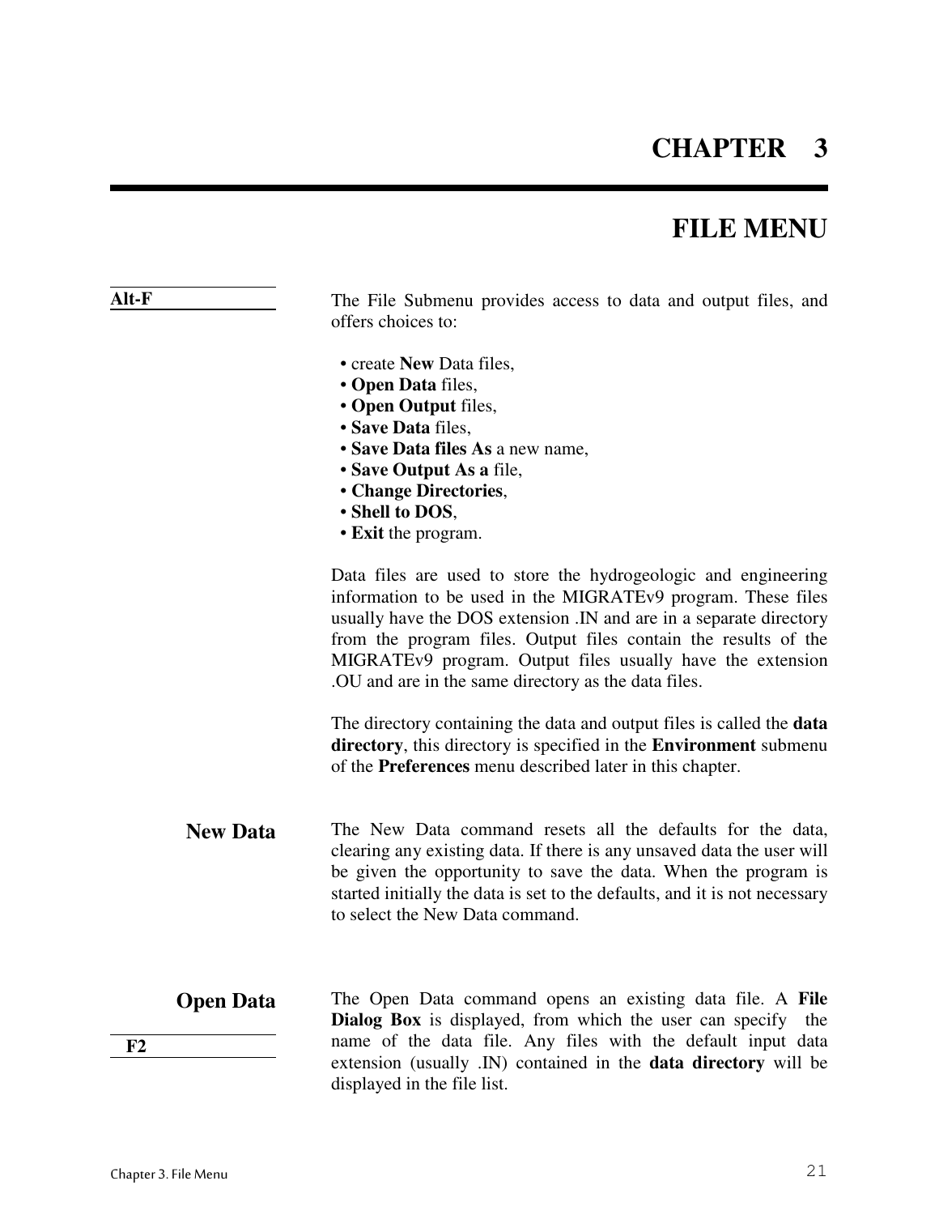# CHAPTER 3

# FILE MENU

**Alt-F**

The File Submenu provides access to data and output files, and offers choices to:

- create **New** Data files,
- **Open Data** files,
- **Open Output** files,
- **Save Data** files,
- **Save Data files As** a new name,
- **Save Output As a** file,
- **Change Directories**,
- **Shell to DOS**,
- **Exit** the program.

Data files are used to store the hydrogeologic and engineering information to be used in the MIGRATEv9 program. These files usually have the DOS extension .IN and are in a separate directory from the program files. Output files contain the results of the MIGRATEv9 program. Output files usually have the extension .OU and are in the same directory as the data files.

The directory containing the data and output files is called the **data directory**, this directory is specified in the **Environment** submenu of the **Preferences** menu described later in this chapter.

## New Data

The New Data command resets all the defaults for the data, clearing any existing data. If there is any unsaved data the user will be given the opportunity to save the data. When the program is started initially the data is set to the defaults, and it is not necessary to select the New Data command.

## Open Data

**F2**

The Open Data command opens an existing data file. A **File Dialog Box** is displayed, from which the user can specify the name of the data file. Any files with the default input data extension (usually .IN) contained in the **data directory** will be displayed in the file list.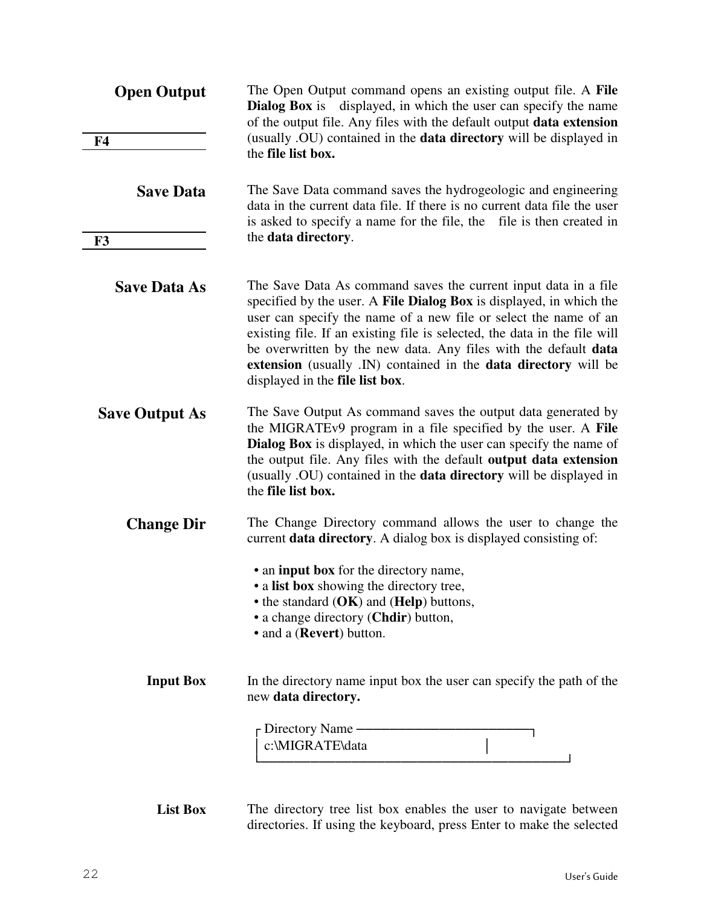## Open Output

**F4**

The Open Output command opens an existing output file. A **File Dialog Box** is displayed, in which the user can specify the name of the output file. Any files with the default output **data extension** (usually .OU) contained in the **data directory** will be displayed in the **file list box.**

## Save Data

**F3**

The Save Data command saves the hydrogeologic and engineering data in the current data file. If there is no current data file the user is asked to specify a name for the file, the file is then created in the **data directory**.

## Save Data As

The Save Data As command saves the current input data in a file specified by the user. A **File Dialog Box** is displayed, in which the user can specify the name of a new file or select the name of an existing file. If an existing file is selected, the data in the file will be overwritten by the new data. Any files with the default **data extension** (usually .IN) contained in the **data directory** will be displayed in the **file list box**.

## Save Output As

The Save Output As command saves the output data generated by the MIGRATEv9 program in a file specified by the user. A **File Dialog Box** is displayed, in which the user can specify the name of the output file. Any files with the default **output data extension** (usually .OU) contained in the **data directory** will be displayed in the **file list box.**

## Change Dir

The Change Directory command allows the user to change the current **data directory**. A dialog box is displayed consisting of:

- an **input box** for the directory name,
- a **list box** showing the directory tree,
- the standard (**OK**) and (**Help**) buttons,
- a change directory (**Chdir**) button,
- and a (**Revert**) button.

### Input Box

In the directory name input box the user can specify the path of the new **data directory.**

```
┌ Directory Name ──────────────────────┐
│ c:\MIGRATE\data                      │
└──────────────────────────────────────┘
```

### List Box

The directory tree list box enables the user to navigate between directories. If using the keyboard, press Enter to make the selected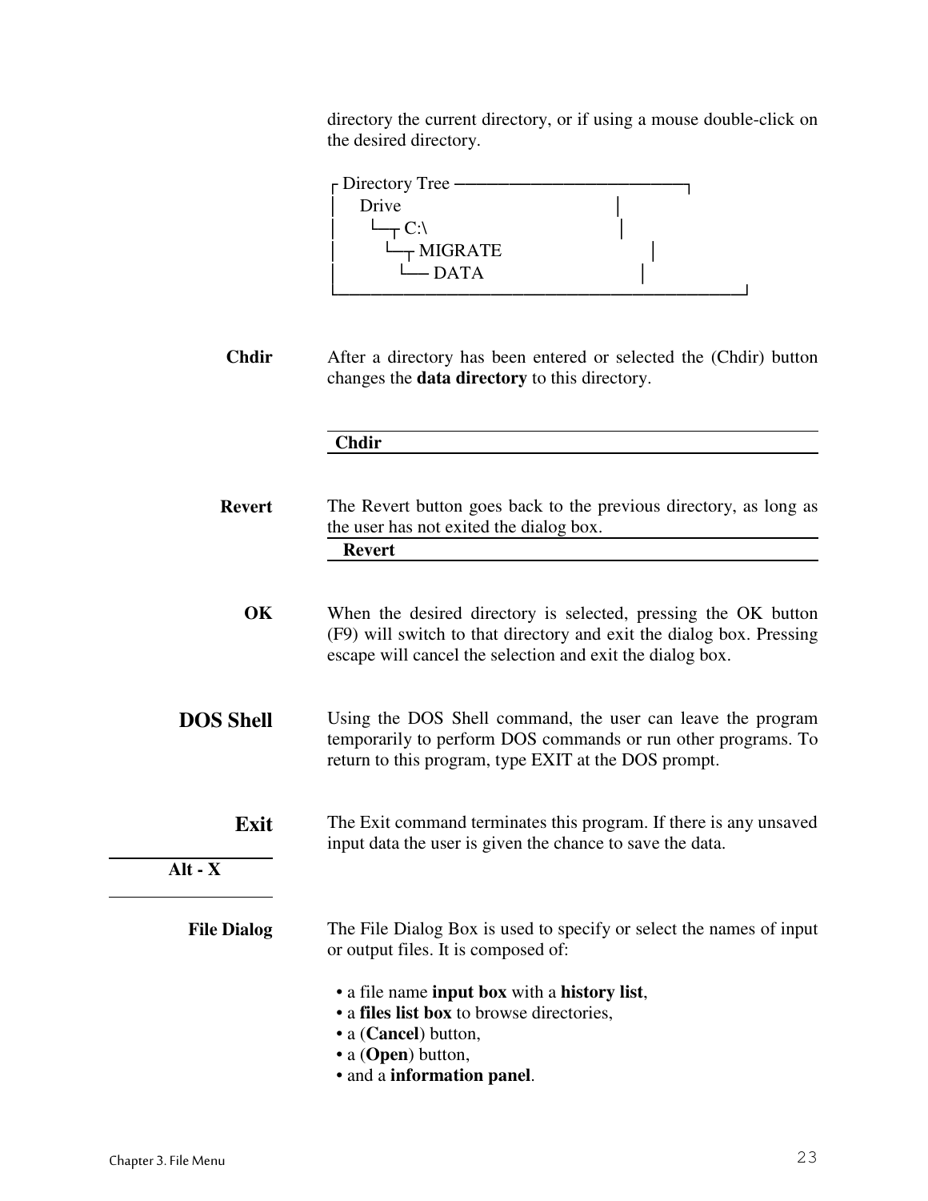directory the current directory, or if using a mouse double-click on the desired directory.

```
┌ Directory Tree ──────────────────────┐
│    Drive                             │
│     └┬ C:\                           │
│       └┬ MIGRATE                     │
│         └── DATA                     │
└──────────────────────────────────────┘
```

**Chdir**

After a directory has been entered or selected the (Chdir) button changes the **data directory** to this directory.

**Chdir**

**Revert**

The Revert button goes back to the previous directory, as long as the user has not exited the dialog box.

**Revert**

**OK**

When the desired directory is selected, pressing the OK button (F9) will switch to that directory and exit the dialog box. Pressing escape will cancel the selection and exit the dialog box.

## DOS Shell

Using the DOS Shell command, the user can leave the program temporarily to perform DOS commands or run other programs. To return to this program, type EXIT at the DOS prompt.

## Exit

**Alt - X**

The Exit command terminates this program. If there is any unsaved input data the user is given the chance to save the data.

**File Dialog**

The File Dialog Box is used to specify or select the names of input or output files. It is composed of:

- a file name **input box** with a **history list**,
- a **files list box** to browse directories,
- a (**Cancel**) button,
- a (**Open**) button,
- and a **information panel**.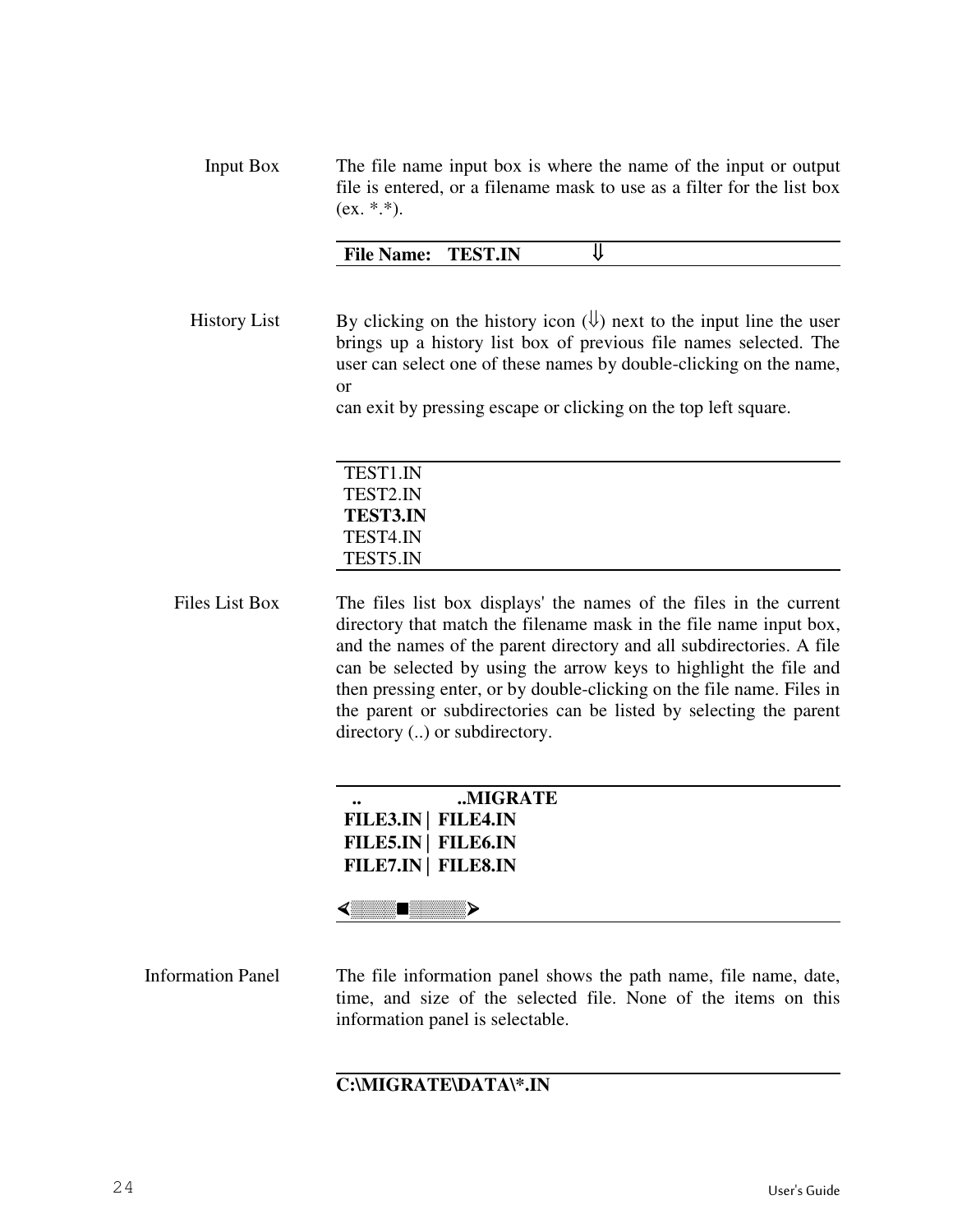**Input Box**

The file name input box is where the name of the input or output file is entered, or a filename mask to use as a filter for the list box (ex. *.*).

**File Name:** **TEST.IN** ⇓

**History List**

By clicking on the history icon (⇓) next to the input line the user brings up a history list box of previous file names selected. The user can select one of these names by double-clicking on the name, or
can exit by pressing escape or clicking on the top left square.

TEST1.IN
TEST2.IN
**TEST3.IN**
TEST4.IN
TEST5.IN

**Files List Box**

The files list box displays' the names of the files in the current directory that match the filename mask in the file name input box, and the names of the parent directory and all subdirectories. A file can be selected by using the arrow keys to highlight the file and then pressing enter, or by double-clicking on the file name. Files in the parent or subdirectories can be listed by selecting the parent directory (..) or subdirectory.

**..** **..MIGRATE**
**FILE3.IN | FILE4.IN**
**FILE5.IN | FILE6.IN**
**FILE7.IN | FILE8.IN**

**<▒▒▒■▒▒▒▒>**

**Information Panel**

The file information panel shows the path name, file name, date, time, and size of the selected file. None of the items on this information panel is selectable.

**C:\MIGRATE\DATA\*.IN**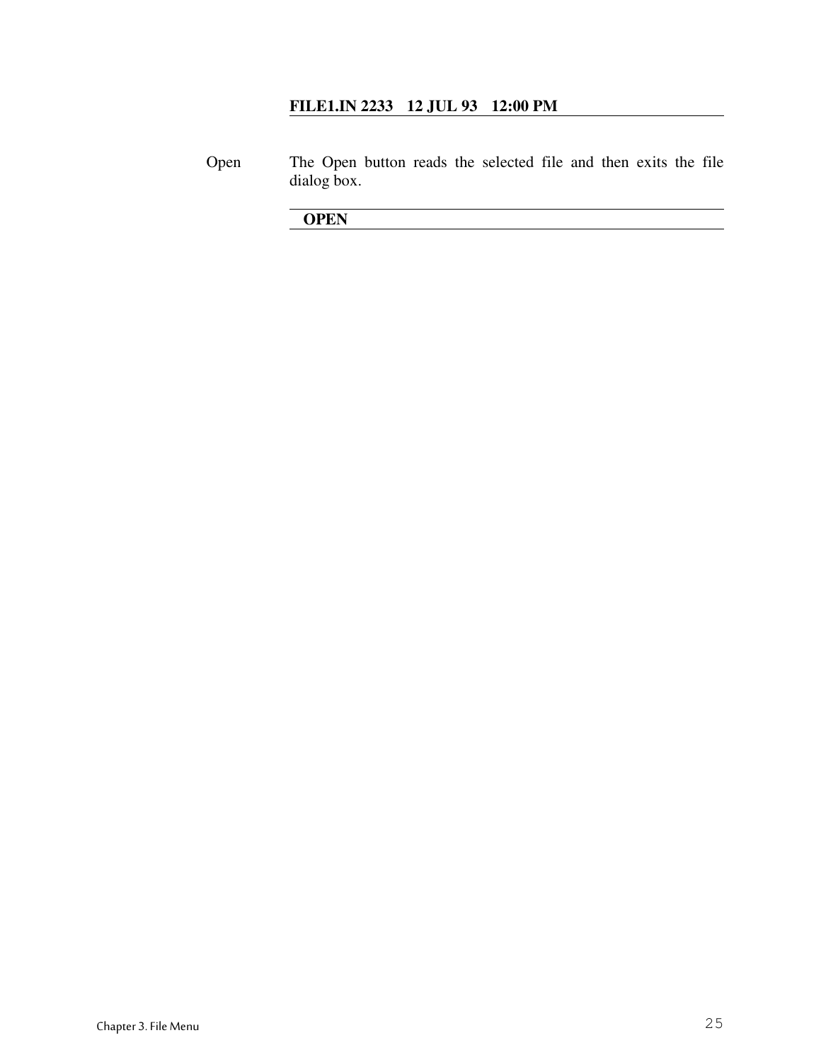**FILE1.IN 2233    12 JUL 93    12:00 PM**

Open    The Open button reads the selected file and then exits the file dialog box.

**OPEN**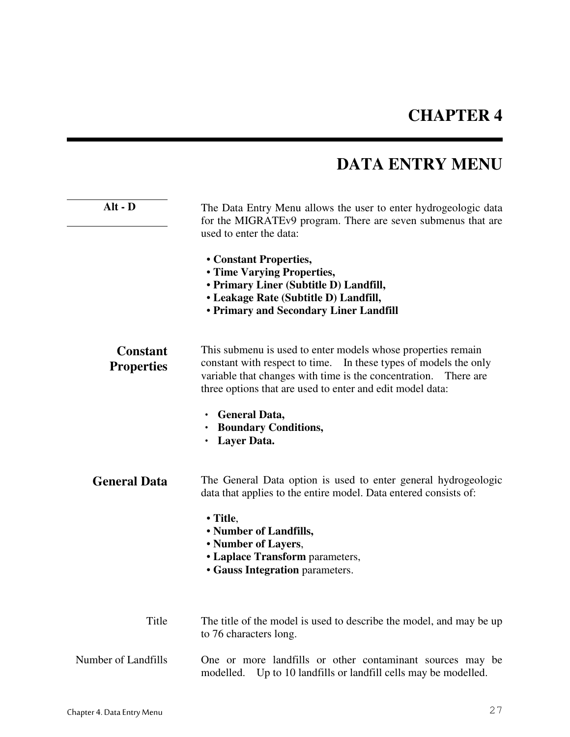# CHAPTER 4

# DATA ENTRY MENU

**Alt - D**

The Data Entry Menu allows the user to enter hydrogeologic data for the MIGRATEv9 program. There are seven submenus that are used to enter the data:

- **Constant Properties,**
- **Time Varying Properties,**
- **Primary Liner (Subtitle D) Landfill,**
- **Leakage Rate (Subtitle D) Landfill,**
- **Primary and Secondary Liner Landfill**

## Constant Properties

This submenu is used to enter models whose properties remain constant with respect to time. In these types of models the only variable that changes with time is the concentration. There are three options that are used to enter and edit model data:

- **General Data,**
- **Boundary Conditions,**
- **Layer Data.**

### General Data

The General Data option is used to enter general hydrogeologic data that applies to the entire model. Data entered consists of:

- **Title**,
- **Number of Landfills,**
- **Number of Layers**,
- **Laplace Transform** parameters,
- **Gauss Integration** parameters.

Title

The title of the model is used to describe the model, and may be up to 76 characters long.

Number of Landfills

One or more landfills or other contaminant sources may be modelled. Up to 10 landfills or landfill cells may be modelled.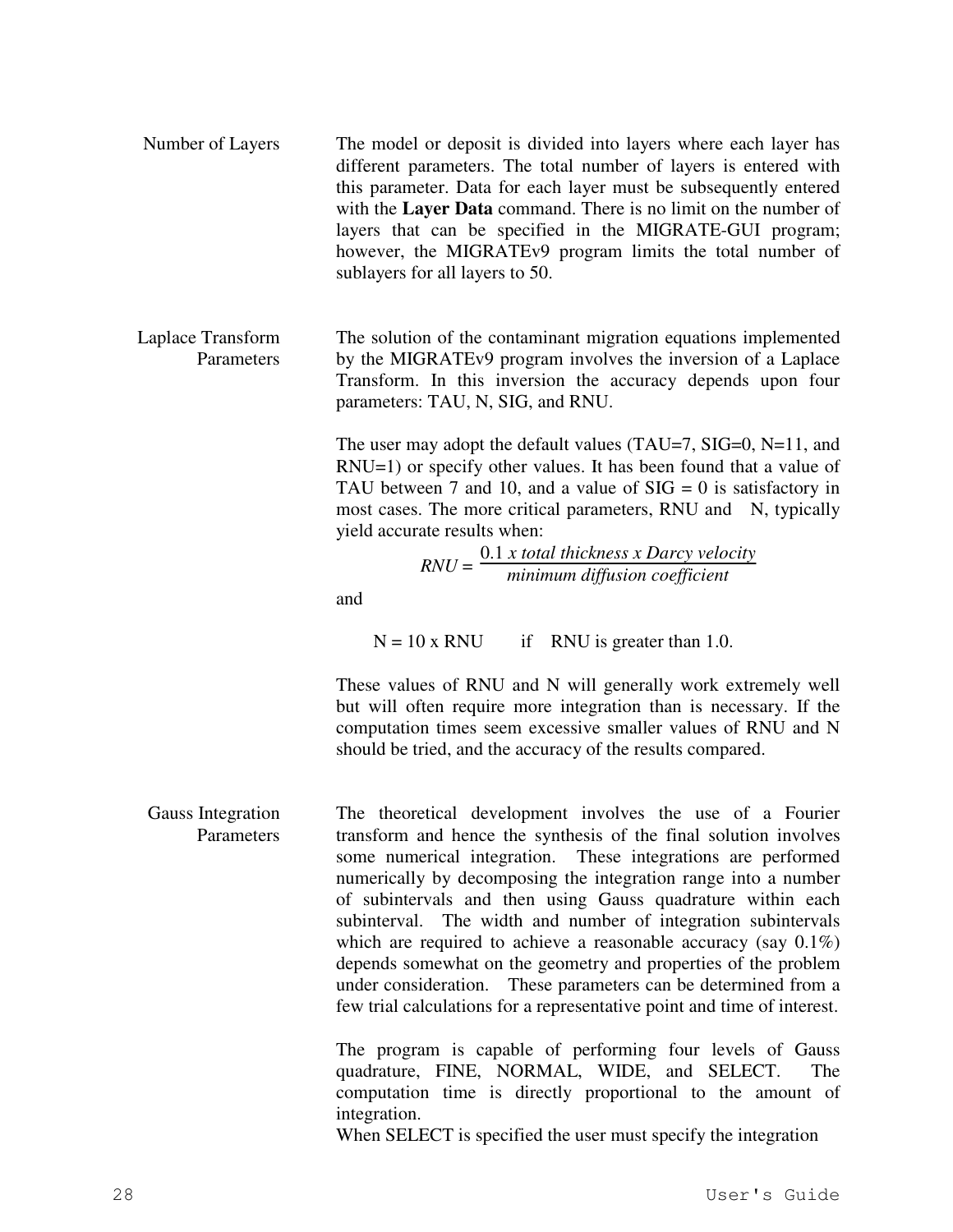**Number of Layers**

The model or deposit is divided into layers where each layer has different parameters. The total number of layers is entered with this parameter. Data for each layer must be subsequently entered with the **Layer Data** command. There is no limit on the number of layers that can be specified in the MIGRATE-GUI program; however, the MIGRATEv9 program limits the total number of sublayers for all layers to 50.

**Laplace Transform Parameters**

The solution of the contaminant migration equations implemented by the MIGRATEv9 program involves the inversion of a Laplace Transform. In this inversion the accuracy depends upon four parameters: TAU, N, SIG, and RNU.

The user may adopt the default values (TAU=7, SIG=0, N=11, and RNU=1) or specify other values. It has been found that a value of TAU between 7 and 10, and a value of SIG = 0 is satisfactory in most cases. The more critical parameters, RNU and N, typically yield accurate results when:

$$RNU = \frac{0.1 \; x \; total \; thickness \; x \; Darcy \; velocity}{minimum \; diffusion \; coefficient}$$

and

N = 10 x RNU if RNU is greater than 1.0.

These values of RNU and N will generally work extremely well but will often require more integration than is necessary. If the computation times seem excessive smaller values of RNU and N should be tried, and the accuracy of the results compared.

**Gauss Integration Parameters**

The theoretical development involves the use of a Fourier transform and hence the synthesis of the final solution involves some numerical integration. These integrations are performed numerically by decomposing the integration range into a number of subintervals and then using Gauss quadrature within each subinterval. The width and number of integration subintervals which are required to achieve a reasonable accuracy (say 0.1%) depends somewhat on the geometry and properties of the problem under consideration. These parameters can be determined from a few trial calculations for a representative point and time of interest.

The program is capable of performing four levels of Gauss quadrature, FINE, NORMAL, WIDE, and SELECT. The computation time is directly proportional to the amount of integration.
When SELECT is specified the user must specify the integration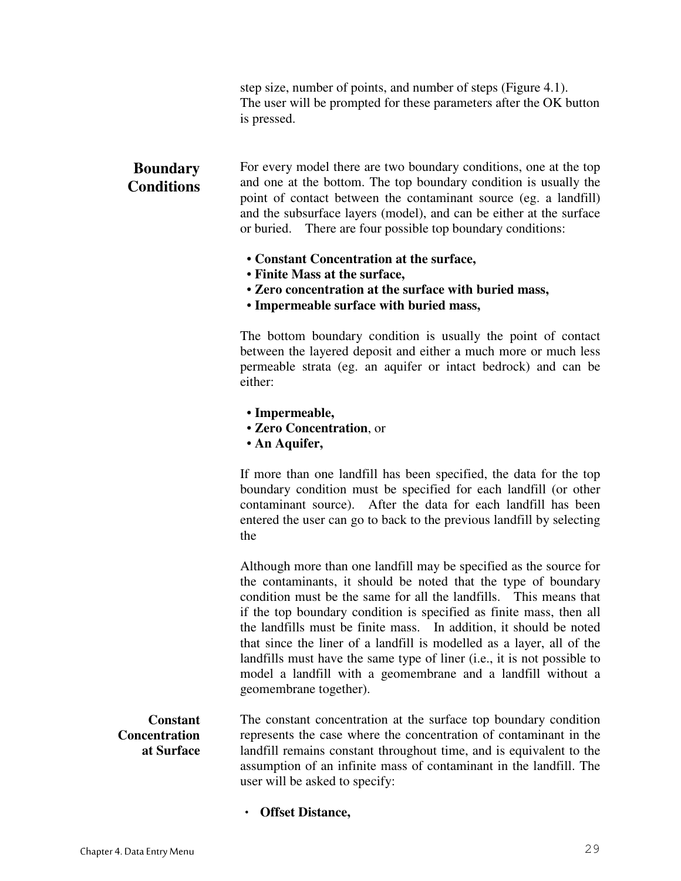step size, number of points, and number of steps (Figure 4.1). The user will be prompted for these parameters after the OK button is pressed.

## Boundary Conditions

For every model there are two boundary conditions, one at the top and one at the bottom. The top boundary condition is usually the point of contact between the contaminant source (eg. a landfill) and the subsurface layers (model), and can be either at the surface or buried. There are four possible top boundary conditions:

- **Constant Concentration at the surface,**
- **Finite Mass at the surface,**
- **Zero concentration at the surface with buried mass,**
- **Impermeable surface with buried mass,**

The bottom boundary condition is usually the point of contact between the layered deposit and either a much more or much less permeable strata (eg. an aquifer or intact bedrock) and can be either:

- **Impermeable,**
- **Zero Concentration**, or
- **An Aquifer,**

If more than one landfill has been specified, the data for the top boundary condition must be specified for each landfill (or other contaminant source). After the data for each landfill has been entered the user can go to back to the previous landfill by selecting the

Although more than one landfill may be specified as the source for the contaminants, it should be noted that the type of boundary condition must be the same for all the landfills. This means that if the top boundary condition is specified as finite mass, then all the landfills must be finite mass. In addition, it should be noted that since the liner of a landfill is modelled as a layer, all of the landfills must have the same type of liner (i.e., it is not possible to model a landfill with a geomembrane and a landfill without a geomembrane together).

### Constant Concentration at Surface

The constant concentration at the surface top boundary condition represents the case where the concentration of contaminant in the landfill remains constant throughout time, and is equivalent to the assumption of an infinite mass of contaminant in the landfill. The user will be asked to specify:

- **Offset Distance,**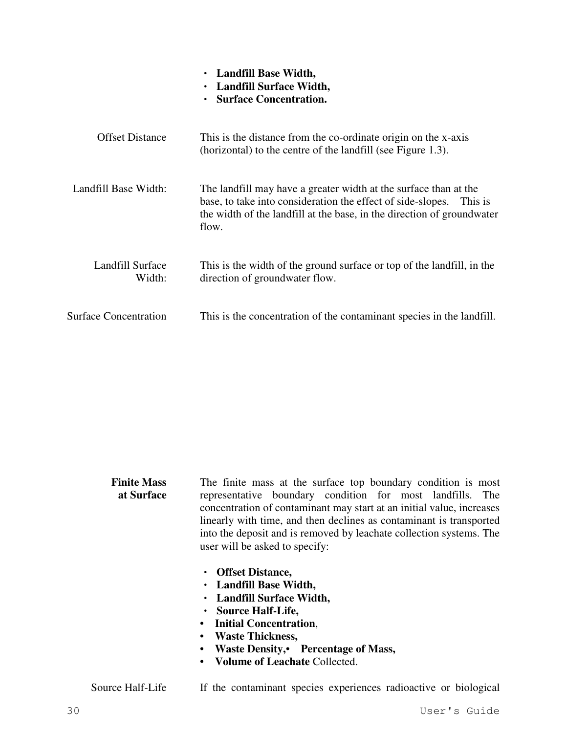- **Landfill Base Width,**
- **Landfill Surface Width,**
- **Surface Concentration.**

Offset Distance

This is the distance from the co-ordinate origin on the x-axis (horizontal) to the centre of the landfill (see Figure 1.3).

Landfill Base Width:

The landfill may have a greater width at the surface than at the base, to take into consideration the effect of side-slopes. This is the width of the landfill at the base, in the direction of groundwater flow.

Landfill Surface Width:

This is the width of the ground surface or top of the landfill, in the direction of groundwater flow.

Surface Concentration

This is the concentration of the contaminant species in the landfill.

**Finite Mass at Surface**

The finite mass at the surface top boundary condition is most representative boundary condition for most landfills. The concentration of contaminant may start at an initial value, increases linearly with time, and then declines as contaminant is transported into the deposit and is removed by leachate collection systems. The user will be asked to specify:

- **Offset Distance,**
- **Landfill Base Width,**
- **Landfill Surface Width,**
- **Source Half-Life,**
- **Initial Concentration**,
- **Waste Thickness,**
- **Waste Density,• Percentage of Mass,**
- **Volume of Leachate** Collected.

Source Half-Life

If the contaminant species experiences radioactive or biological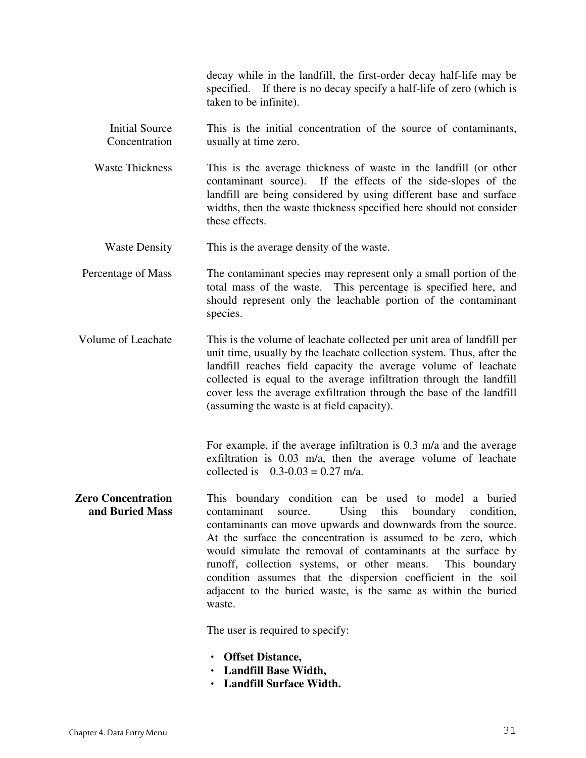decay while in the landfill, the first-order decay half-life may be specified. If there is no decay specify a half-life of zero (which is taken to be infinite).

Initial Source Concentration
: This is the initial concentration of the source of contaminants, usually at time zero.

Waste Thickness
: This is the average thickness of waste in the landfill (or other contaminant source). If the effects of the side-slopes of the landfill are being considered by using different base and surface widths, then the waste thickness specified here should not consider these effects.

Waste Density
: This is the average density of the waste.

Percentage of Mass
: The contaminant species may represent only a small portion of the total mass of the waste. This percentage is specified here, and should represent only the leachable portion of the contaminant species.

Volume of Leachate
: This is the volume of leachate collected per unit area of landfill per unit time, usually by the leachate collection system. Thus, after the landfill reaches field capacity the average volume of leachate collected is equal to the average infiltration through the landfill cover less the average exfiltration through the base of the landfill (assuming the waste is at field capacity).

For example, if the average infiltration is 0.3 m/a and the average exfiltration is 0.03 m/a, then the average volume of leachate collected is 0.3-0.03 = 0.27 m/a.

**Zero Concentration and Buried Mass**
: This boundary condition can be used to model a buried contaminant source. Using this boundary condition, contaminants can move upwards and downwards from the source. At the surface the concentration is assumed to be zero, which would simulate the removal of contaminants at the surface by runoff, collection systems, or other means. This boundary condition assumes that the dispersion coefficient in the soil adjacent to the buried waste, is the same as within the buried waste.

The user is required to specify:

- **Offset Distance,**
- **Landfill Base Width,**
- **Landfill Surface Width.**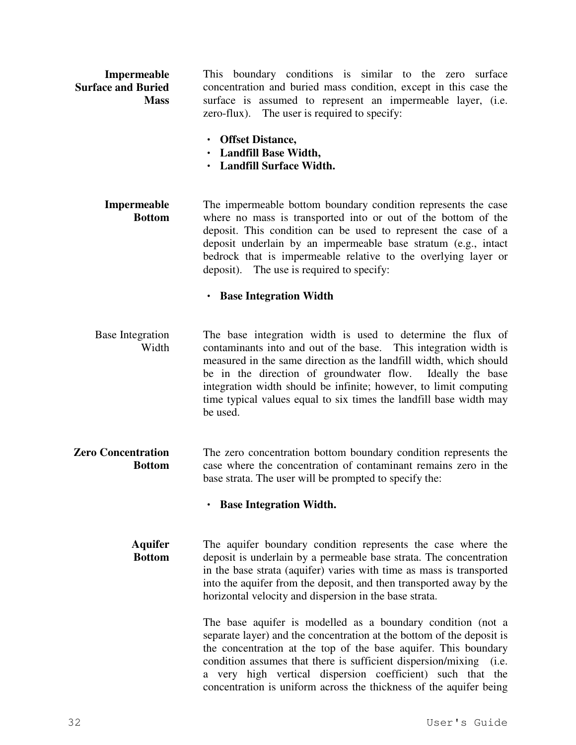**Impermeable Surface and Buried Mass**

This boundary conditions is similar to the zero surface concentration and buried mass condition, except in this case the surface is assumed to represent an impermeable layer, (i.e. zero-flux). The user is required to specify:

- **Offset Distance,**
- **Landfill Base Width,**
- **Landfill Surface Width.**

**Impermeable Bottom**

The impermeable bottom boundary condition represents the case where no mass is transported into or out of the bottom of the deposit. This condition can be used to represent the case of a deposit underlain by an impermeable base stratum (e.g., intact bedrock that is impermeable relative to the overlying layer or deposit). The use is required to specify:

- **Base Integration Width**

Base Integration Width

The base integration width is used to determine the flux of contaminants into and out of the base. This integration width is measured in the same direction as the landfill width, which should be in the direction of groundwater flow. Ideally the base integration width should be infinite; however, to limit computing time typical values equal to six times the landfill base width may be used.

**Zero Concentration Bottom**

The zero concentration bottom boundary condition represents the case where the concentration of contaminant remains zero in the base strata. The user will be prompted to specify the:

- **Base Integration Width.**

**Aquifer Bottom**

The aquifer boundary condition represents the case where the deposit is underlain by a permeable base strata. The concentration in the base strata (aquifer) varies with time as mass is transported into the aquifer from the deposit, and then transported away by the horizontal velocity and dispersion in the base strata.

The base aquifer is modelled as a boundary condition (not a separate layer) and the concentration at the bottom of the deposit is the concentration at the top of the base aquifer. This boundary condition assumes that there is sufficient dispersion/mixing (i.e. a very high vertical dispersion coefficient) such that the concentration is uniform across the thickness of the aquifer being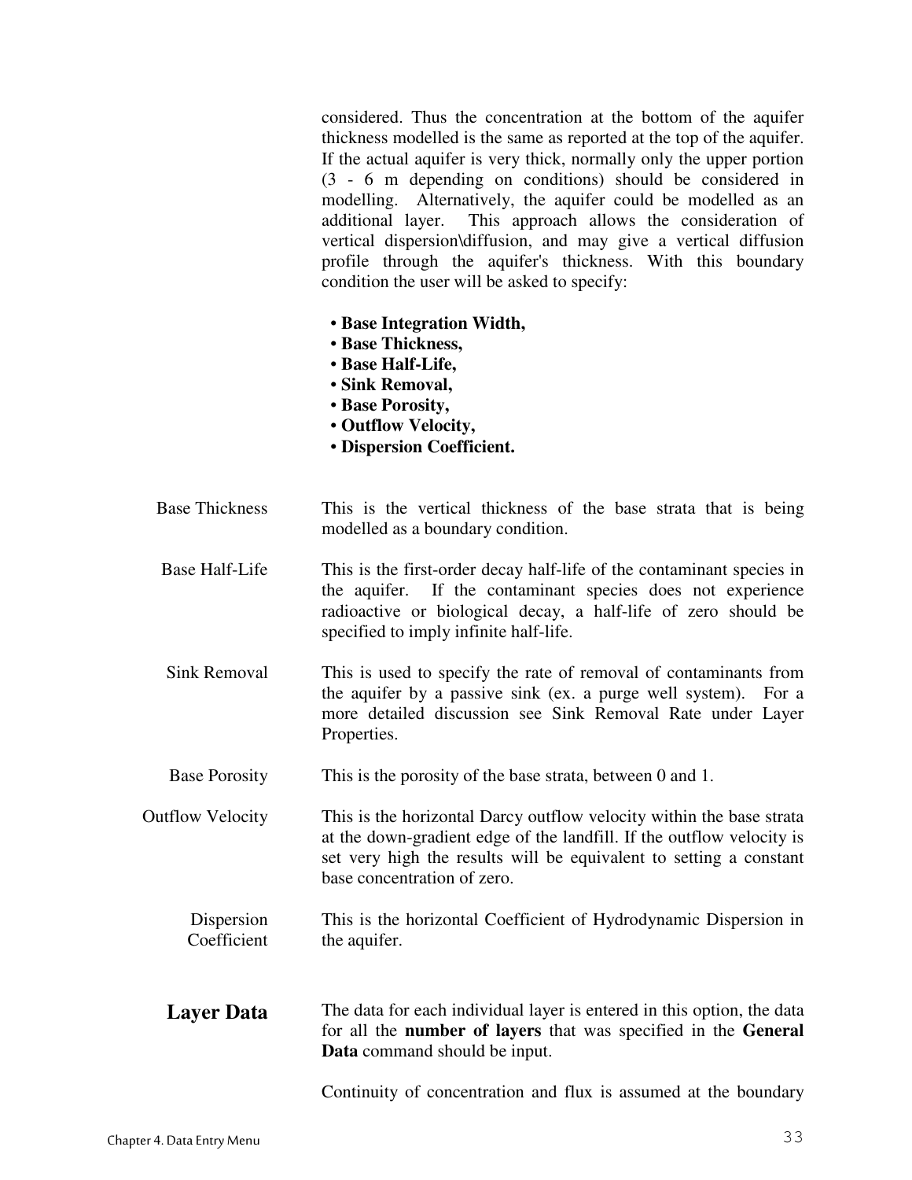considered. Thus the concentration at the bottom of the aquifer thickness modelled is the same as reported at the top of the aquifer. If the actual aquifer is very thick, normally only the upper portion (3 - 6 m depending on conditions) should be considered in modelling. Alternatively, the aquifer could be modelled as an additional layer. This approach allows the consideration of vertical dispersion\diffusion, and may give a vertical diffusion profile through the aquifer's thickness. With this boundary condition the user will be asked to specify:

- **Base Integration Width,**
- **Base Thickness,**
- **Base Half-Life,**
- **Sink Removal,**
- **Base Porosity,**
- **Outflow Velocity,**
- **Dispersion Coefficient.**

**Base Thickness**

This is the vertical thickness of the base strata that is being modelled as a boundary condition.

**Base Half-Life**

This is the first-order decay half-life of the contaminant species in the aquifer. If the contaminant species does not experience radioactive or biological decay, a half-life of zero should be specified to imply infinite half-life.

**Sink Removal**

This is used to specify the rate of removal of contaminants from the aquifer by a passive sink (ex. a purge well system). For a more detailed discussion see Sink Removal Rate under Layer Properties.

**Base Porosity**

This is the porosity of the base strata, between 0 and 1.

**Outflow Velocity**

This is the horizontal Darcy outflow velocity within the base strata at the down-gradient edge of the landfill. If the outflow velocity is set very high the results will be equivalent to setting a constant base concentration of zero.

**Dispersion Coefficient**

This is the horizontal Coefficient of Hydrodynamic Dispersion in the aquifer.

## Layer Data

The data for each individual layer is entered in this option, the data for all the **number of layers** that was specified in the **General Data** command should be input.

Continuity of concentration and flux is assumed at the boundary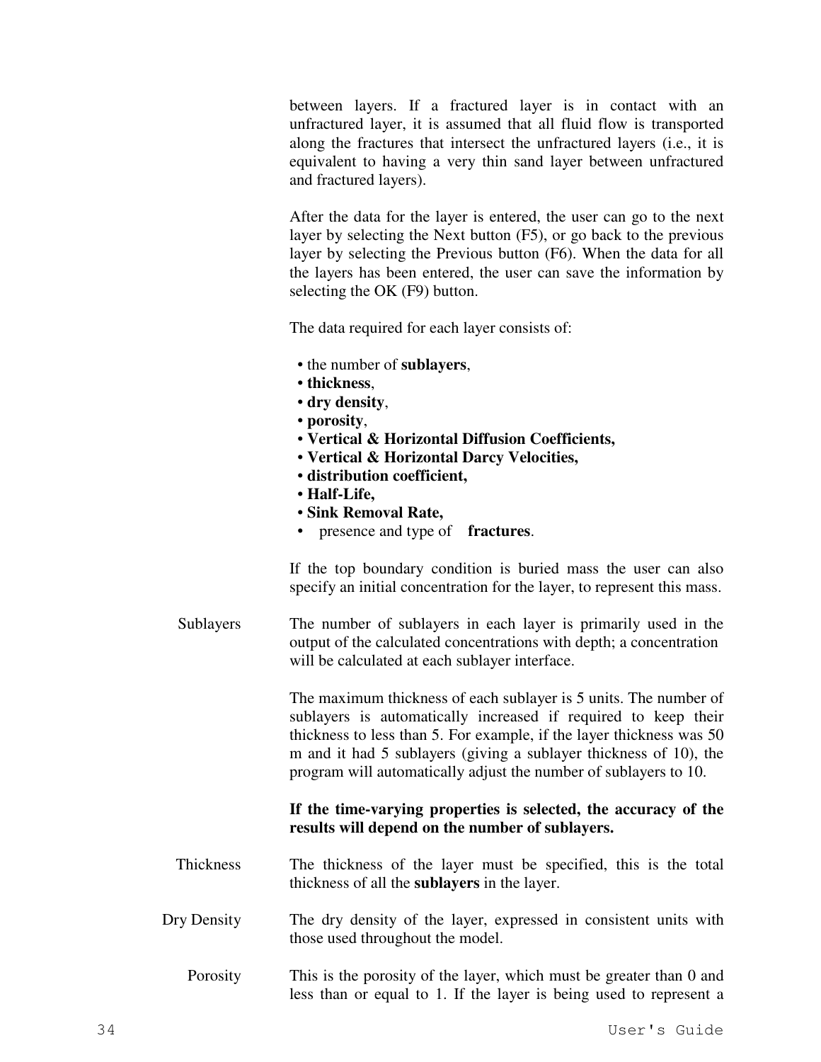between layers. If a fractured layer is in contact with an unfractured layer, it is assumed that all fluid flow is transported along the fractures that intersect the unfractured layers (i.e., it is equivalent to having a very thin sand layer between unfractured and fractured layers).

After the data for the layer is entered, the user can go to the next layer by selecting the Next button (F5), or go back to the previous layer by selecting the Previous button (F6). When the data for all the layers has been entered, the user can save the information by selecting the OK (F9) button.

The data required for each layer consists of:

- the number of **sublayers**,
- **thickness**,
- **dry density**,
- **porosity**,
- **Vertical & Horizontal Diffusion Coefficients,**
- **Vertical & Horizontal Darcy Velocities,**
- **distribution coefficient,**
- **Half-Life,**
- **Sink Removal Rate,**
- presence and type of **fractures**.

If the top boundary condition is buried mass the user can also specify an initial concentration for the layer, to represent this mass.

Sublayers

The number of sublayers in each layer is primarily used in the output of the calculated concentrations with depth; a concentration will be calculated at each sublayer interface.

The maximum thickness of each sublayer is 5 units. The number of sublayers is automatically increased if required to keep their thickness to less than 5. For example, if the layer thickness was 50 m and it had 5 sublayers (giving a sublayer thickness of 10), the program will automatically adjust the number of sublayers to 10.

**If the time-varying properties is selected, the accuracy of the results will depend on the number of sublayers.**

Thickness

The thickness of the layer must be specified, this is the total thickness of all the **sublayers** in the layer.

Dry Density

The dry density of the layer, expressed in consistent units with those used throughout the model.

Porosity

This is the porosity of the layer, which must be greater than 0 and less than or equal to 1. If the layer is being used to represent a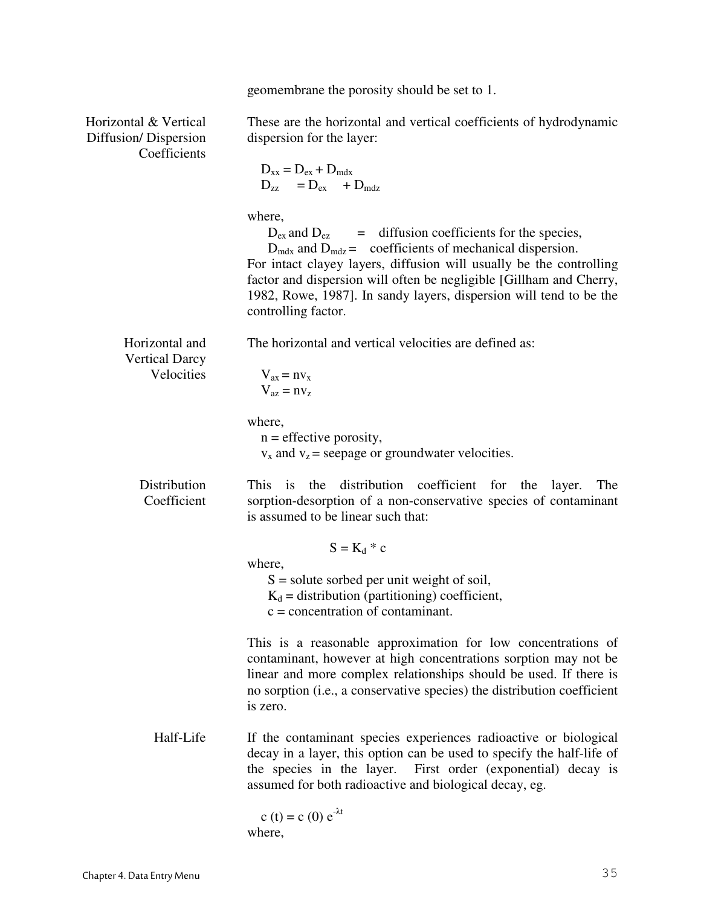geomembrane the porosity should be set to 1.

**Horizontal & Vertical Diffusion/ Dispersion Coefficients**

These are the horizontal and vertical coefficients of hydrodynamic dispersion for the layer:

$$D_{xx} = D_{ex} + D_{mdx}$$
$$D_{zz} = D_{ex} + D_{mdz}$$

where,

$D_{ex}$ and $D_{ez}$ = diffusion coefficients for the species,

$D_{mdx}$ and $D_{mdz}$ = coefficients of mechanical dispersion.

For intact clayey layers, diffusion will usually be the controlling factor and dispersion will often be negligible [Gillham and Cherry, 1982, Rowe, 1987]. In sandy layers, dispersion will tend to be the controlling factor.

**Horizontal and Vertical Darcy Velocities**

The horizontal and vertical velocities are defined as:

$$V_{ax} = nv_x$$
$$V_{az} = nv_z$$

where,

n = effective porosity,

$v_x$ and $v_z$ = seepage or groundwater velocities.

**Distribution Coefficient**

This is the distribution coefficient for the layer. The sorption-desorption of a non-conservative species of contaminant is assumed to be linear such that:

$$S = K_d * c$$

where,

S = solute sorbed per unit weight of soil,

$K_d$ = distribution (partitioning) coefficient,

c = concentration of contaminant.

This is a reasonable approximation for low concentrations of contaminant, however at high concentrations sorption may not be linear and more complex relationships should be used. If there is no sorption (i.e., a conservative species) the distribution coefficient is zero.

**Half-Life**

If the contaminant species experiences radioactive or biological decay in a layer, this option can be used to specify the half-life of the species in the layer. First order (exponential) decay is assumed for both radioactive and biological decay, eg.

$$c(t) = c(0)\, e^{-\lambda t}$$

where,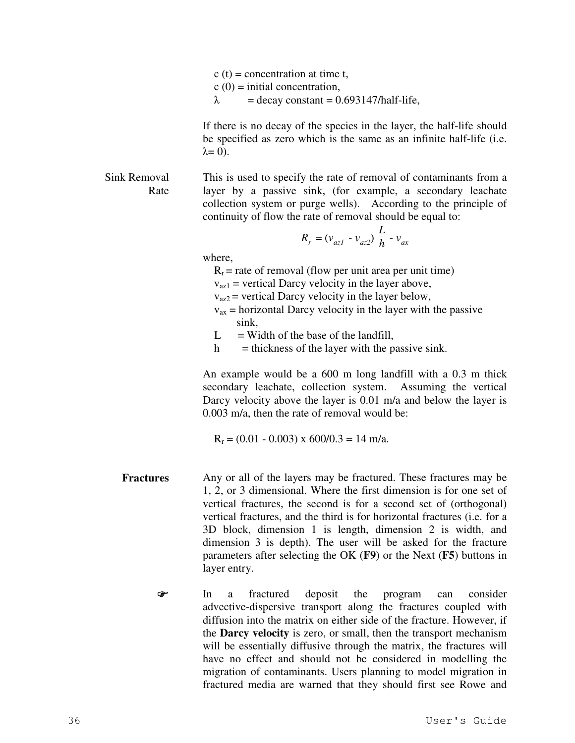c (t) = concentration at time t,
c (0) = initial concentration,
$\lambda$ = decay constant = 0.693147/half-life,

If there is no decay of the species in the layer, the half-life should be specified as zero which is the same as an infinite half-life (i.e. $\lambda = 0$).

**Sink Removal Rate**

This is used to specify the rate of removal of contaminants from a layer by a passive sink, (for example, a secondary leachate collection system or purge wells). According to the principle of continuity of flow the rate of removal should be equal to:

$$R_r = (v_{az1} - v_{az2})\frac{L}{h} - v_{ax}$$

where,

$R_r$ = rate of removal (flow per unit area per unit time)
$v_{az1}$ = vertical Darcy velocity in the layer above,
$v_{az2}$ = vertical Darcy velocity in the layer below,
$v_{ax}$ = horizontal Darcy velocity in the layer with the passive sink,
L = Width of the base of the landfill,
h = thickness of the layer with the passive sink.

An example would be a 600 m long landfill with a 0.3 m thick secondary leachate, collection system. Assuming the vertical Darcy velocity above the layer is 0.01 m/a and below the layer is 0.003 m/a, then the rate of removal would be:

$R_r$ = (0.01 - 0.003) x 600/0.3 = 14 m/a.

**Fractures**

Any or all of the layers may be fractured. These fractures may be 1, 2, or 3 dimensional. Where the first dimension is for one set of vertical fractures, the second is for a second set of (orthogonal) vertical fractures, and the third is for horizontal fractures (i.e. for a 3D block, dimension 1 is length, dimension 2 is width, and dimension 3 is depth). The user will be asked for the fracture parameters after selecting the OK (**F9**) or the Next (**F5**) buttons in layer entry.

☞ In a fractured deposit the program can consider advective-dispersive transport along the fractures coupled with diffusion into the matrix on either side of the fracture. However, if the **Darcy velocity** is zero, or small, then the transport mechanism will be essentially diffusive through the matrix, the fractures will have no effect and should not be considered in modelling the migration of contaminants. Users planning to model migration in fractured media are warned that they should first see Rowe and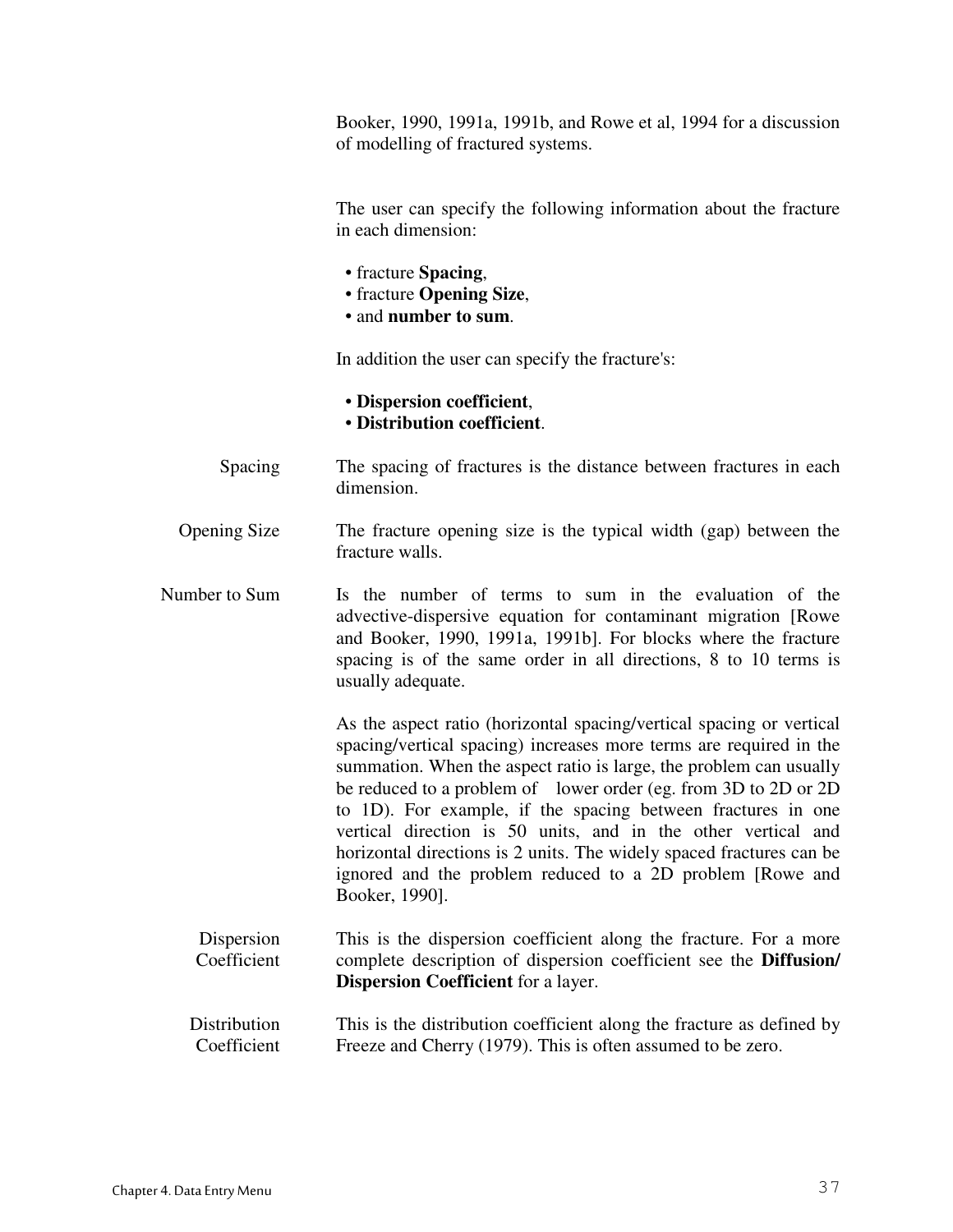Booker, 1990, 1991a, 1991b, and Rowe et al, 1994 for a discussion of modelling of fractured systems.

The user can specify the following information about the fracture in each dimension:

- fracture **Spacing**,
- fracture **Opening Size**,
- and **number to sum**.

In addition the user can specify the fracture's:

- **Dispersion coefficient**,
- **Distribution coefficient**.

**Spacing**

The spacing of fractures is the distance between fractures in each dimension.

**Opening Size**

The fracture opening size is the typical width (gap) between the fracture walls.

**Number to Sum**

Is the number of terms to sum in the evaluation of the advective-dispersive equation for contaminant migration [Rowe and Booker, 1990, 1991a, 1991b]. For blocks where the fracture spacing is of the same order in all directions, 8 to 10 terms is usually adequate.

As the aspect ratio (horizontal spacing/vertical spacing or vertical spacing/vertical spacing) increases more terms are required in the summation. When the aspect ratio is large, the problem can usually be reduced to a problem of lower order (eg. from 3D to 2D or 2D to 1D). For example, if the spacing between fractures in one vertical direction is 50 units, and in the other vertical and horizontal directions is 2 units. The widely spaced fractures can be ignored and the problem reduced to a 2D problem [Rowe and Booker, 1990].

**Dispersion Coefficient**

This is the dispersion coefficient along the fracture. For a more complete description of dispersion coefficient see the **Diffusion/ Dispersion Coefficient** for a layer.

**Distribution Coefficient**

This is the distribution coefficient along the fracture as defined by Freeze and Cherry (1979). This is often assumed to be zero.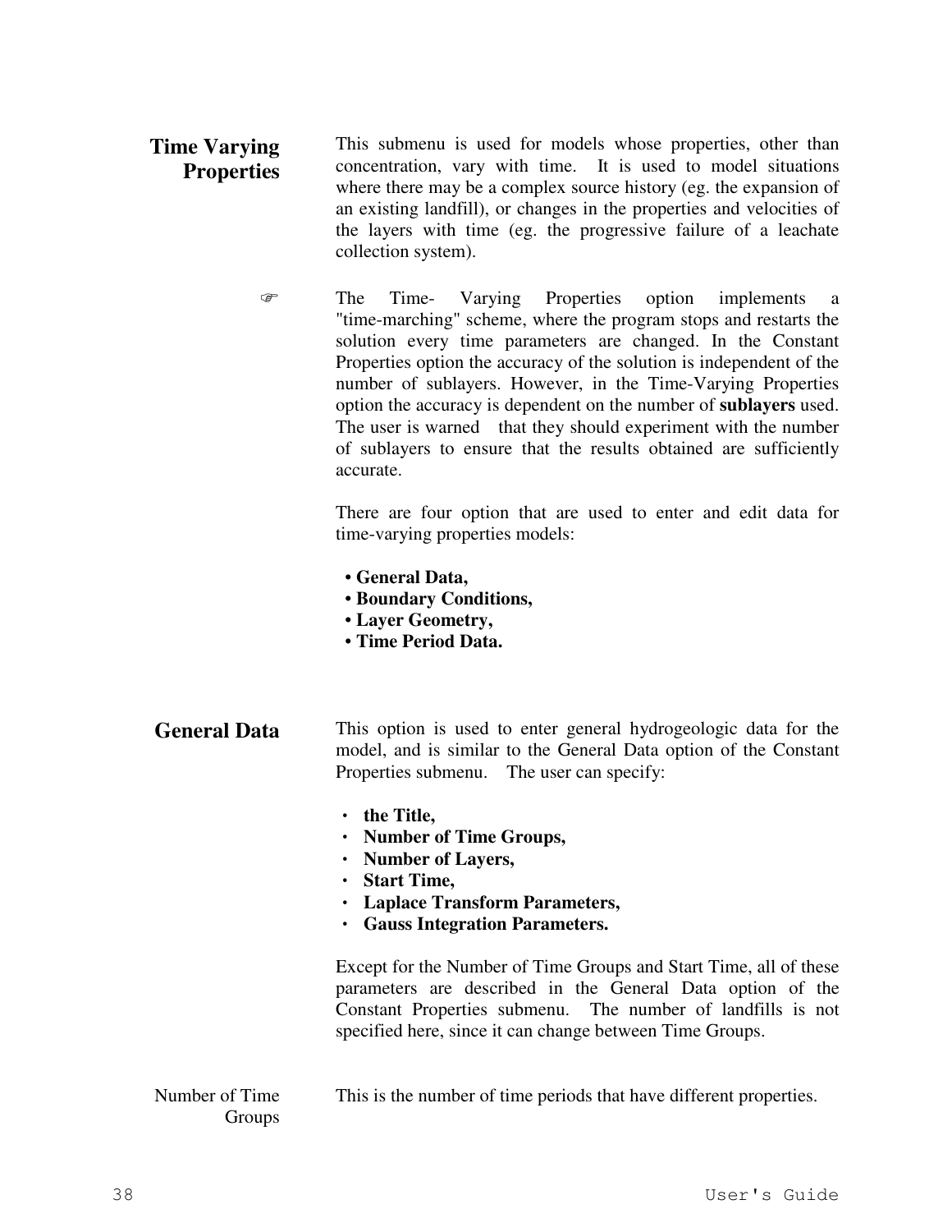## Time Varying Properties

This submenu is used for models whose properties, other than concentration, vary with time. It is used to model situations where there may be a complex source history (eg. the expansion of an existing landfill), or changes in the properties and velocities of the layers with time (eg. the progressive failure of a leachate collection system).

☞ The Time- Varying Properties option implements a "time-marching" scheme, where the program stops and restarts the solution every time parameters are changed. In the Constant Properties option the accuracy of the solution is independent of the number of sublayers. However, in the Time-Varying Properties option the accuracy is dependent on the number of **sublayers** used. The user is warned that they should experiment with the number of sublayers to ensure that the results obtained are sufficiently accurate.

There are four option that are used to enter and edit data for time-varying properties models:

- **General Data,**
- **Boundary Conditions,**
- **Layer Geometry,**
- **Time Period Data.**

## General Data

This option is used to enter general hydrogeologic data for the model, and is similar to the General Data option of the Constant Properties submenu. The user can specify:

- **the Title,**
- **Number of Time Groups,**
- **Number of Layers,**
- **Start Time,**
- **Laplace Transform Parameters,**
- **Gauss Integration Parameters.**

Except for the Number of Time Groups and Start Time, all of these parameters are described in the General Data option of the Constant Properties submenu. The number of landfills is not specified here, since it can change between Time Groups.

### Number of Time Groups

This is the number of time periods that have different properties.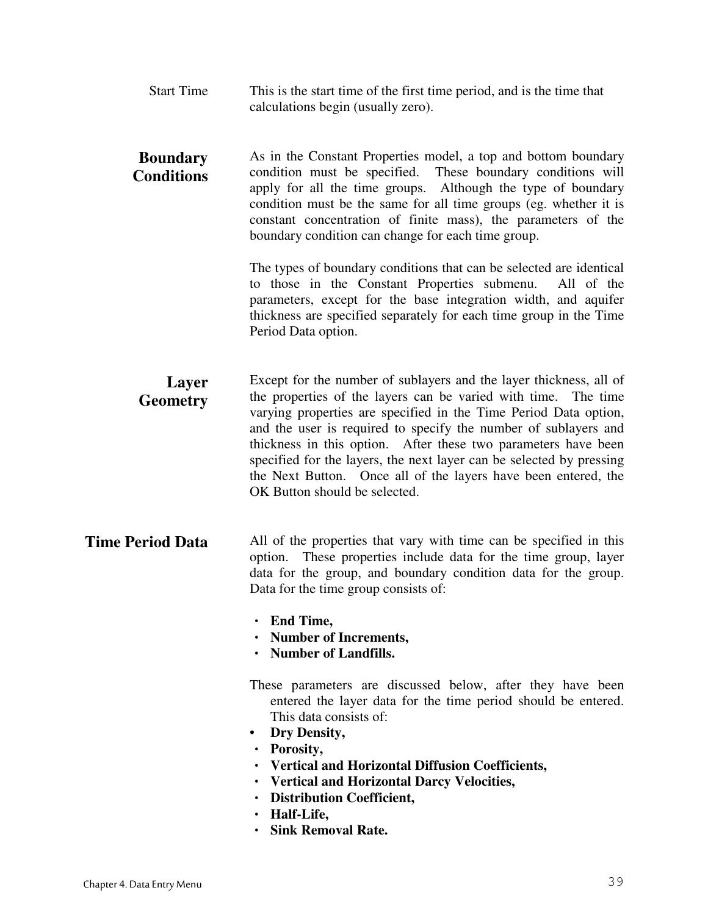**Start Time** This is the start time of the first time period, and is the time that calculations begin (usually zero).

## Boundary Conditions

As in the Constant Properties model, a top and bottom boundary condition must be specified. These boundary conditions will apply for all the time groups. Although the type of boundary condition must be the same for all time groups (eg. whether it is constant concentration of finite mass), the parameters of the boundary condition can change for each time group.

The types of boundary conditions that can be selected are identical to those in the Constant Properties submenu. All of the parameters, except for the base integration width, and aquifer thickness are specified separately for each time group in the Time Period Data option.

## Layer Geometry

Except for the number of sublayers and the layer thickness, all of the properties of the layers can be varied with time. The time varying properties are specified in the Time Period Data option, and the user is required to specify the number of sublayers and thickness in this option. After these two parameters have been specified for the layers, the next layer can be selected by pressing the Next Button. Once all of the layers have been entered, the OK Button should be selected.

# Time Period Data

All of the properties that vary with time can be specified in this option. These properties include data for the time group, layer data for the group, and boundary condition data for the group. Data for the time group consists of:

- **End Time,**
- **Number of Increments,**
- **Number of Landfills.**

These parameters are discussed below, after they have been entered the layer data for the time period should be entered. This data consists of:

- **Dry Density,**
- **Porosity,**
- **Vertical and Horizontal Diffusion Coefficients,**
- **Vertical and Horizontal Darcy Velocities,**
- **Distribution Coefficient,**
- **Half-Life,**
- **Sink Removal Rate.**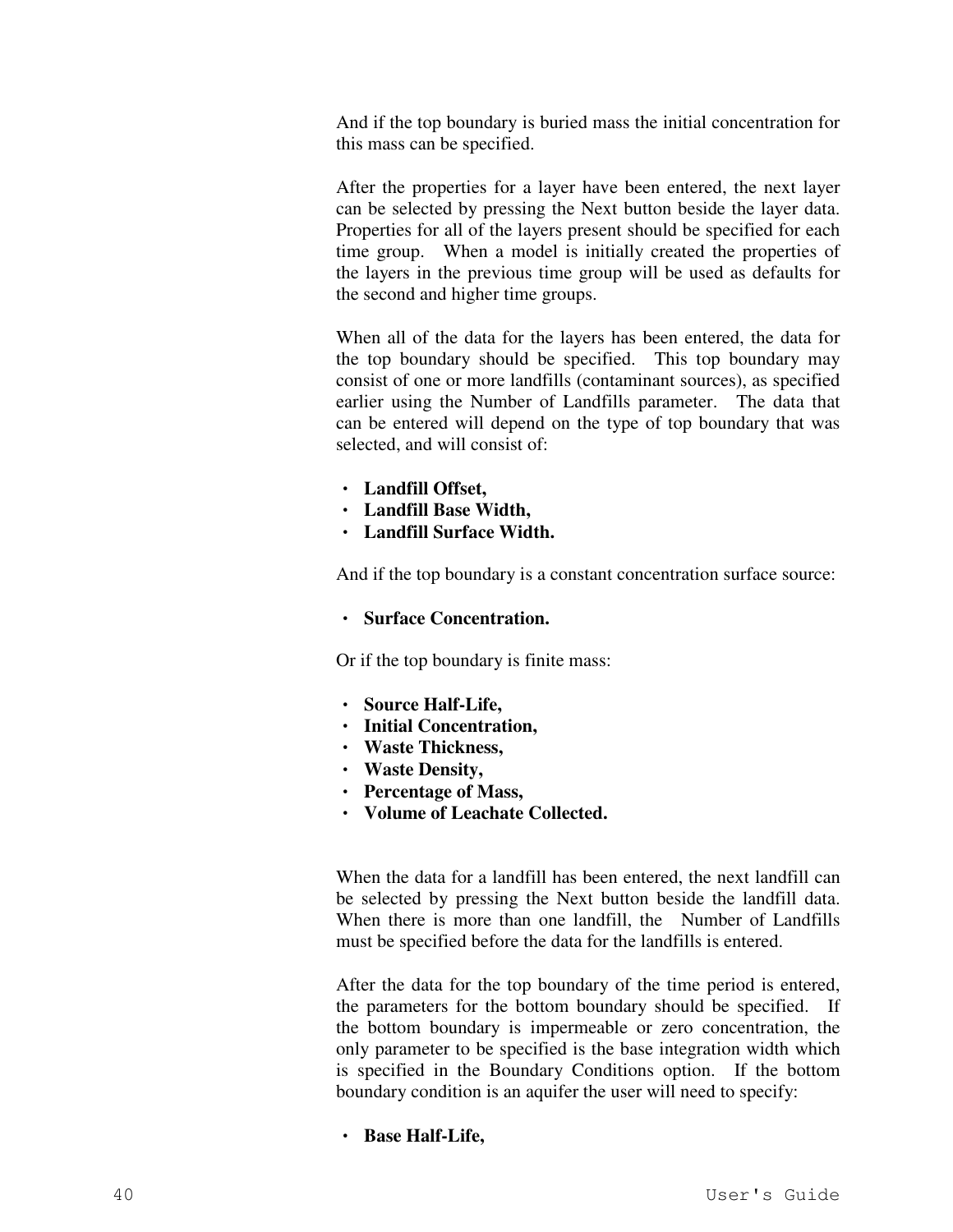And if the top boundary is buried mass the initial concentration for this mass can be specified.

After the properties for a layer have been entered, the next layer can be selected by pressing the Next button beside the layer data. Properties for all of the layers present should be specified for each time group. When a model is initially created the properties of the layers in the previous time group will be used as defaults for the second and higher time groups.

When all of the data for the layers has been entered, the data for the top boundary should be specified. This top boundary may consist of one or more landfills (contaminant sources), as specified earlier using the Number of Landfills parameter. The data that can be entered will depend on the type of top boundary that was selected, and will consist of:

- **Landfill Offset,**
- **Landfill Base Width,**
- **Landfill Surface Width.**

And if the top boundary is a constant concentration surface source:

- **Surface Concentration.**

Or if the top boundary is finite mass:

- **Source Half-Life,**
- **Initial Concentration,**
- **Waste Thickness,**
- **Waste Density,**
- **Percentage of Mass,**
- **Volume of Leachate Collected.**

When the data for a landfill has been entered, the next landfill can be selected by pressing the Next button beside the landfill data. When there is more than one landfill, the Number of Landfills must be specified before the data for the landfills is entered.

After the data for the top boundary of the time period is entered, the parameters for the bottom boundary should be specified. If the bottom boundary is impermeable or zero concentration, the only parameter to be specified is the base integration width which is specified in the Boundary Conditions option. If the bottom boundary condition is an aquifer the user will need to specify:

- **Base Half-Life,**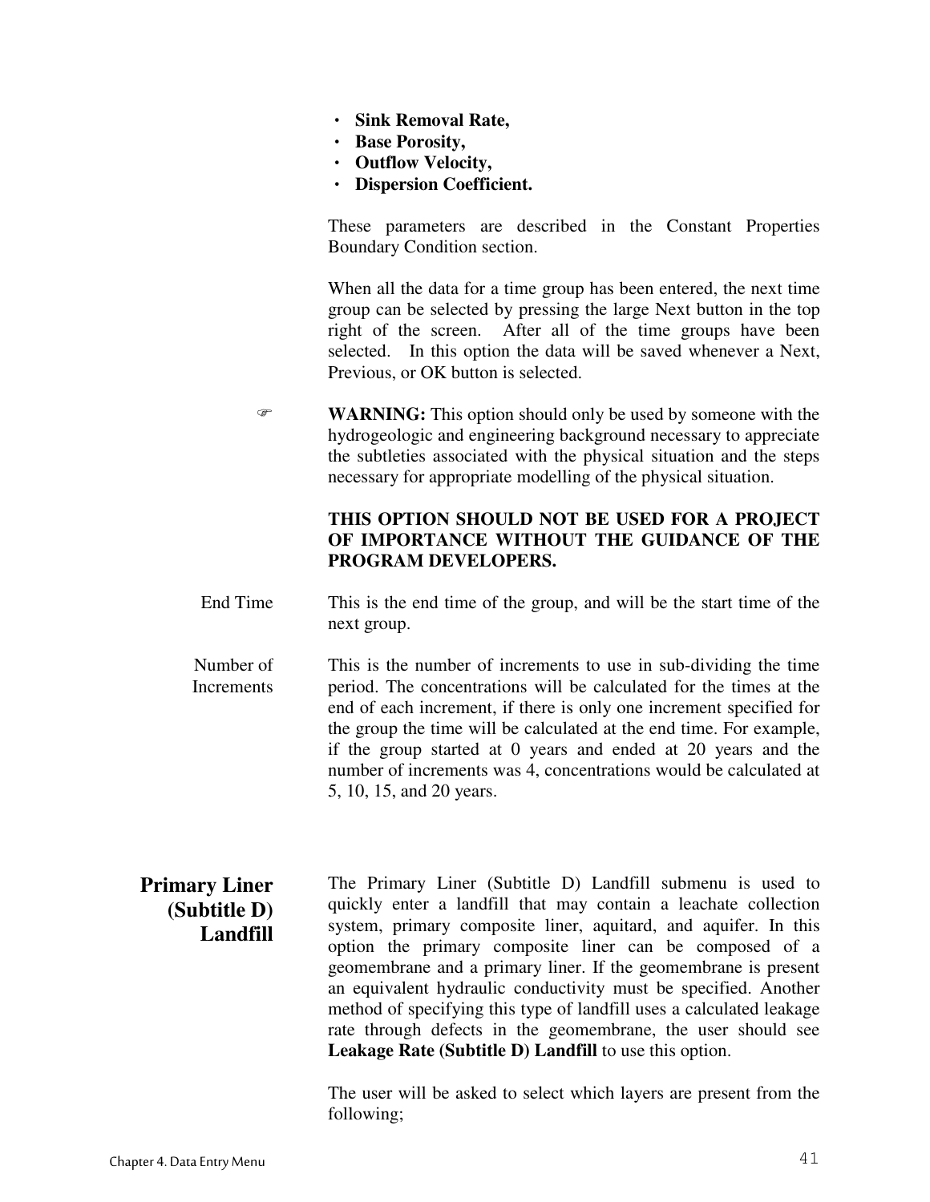- **Sink Removal Rate,**
- **Base Porosity,**
- **Outflow Velocity,**
- **Dispersion Coefficient.**

These parameters are described in the Constant Properties Boundary Condition section.

When all the data for a time group has been entered, the next time group can be selected by pressing the large Next button in the top right of the screen. After all of the time groups have been selected. In this option the data will be saved whenever a Next, Previous, or OK button is selected.

☞ **WARNING:** This option should only be used by someone with the hydrogeologic and engineering background necessary to appreciate the subtleties associated with the physical situation and the steps necessary for appropriate modelling of the physical situation.

**THIS OPTION SHOULD NOT BE USED FOR A PROJECT OF IMPORTANCE WITHOUT THE GUIDANCE OF THE PROGRAM DEVELOPERS.**

End Time

This is the end time of the group, and will be the start time of the next group.

Number of Increments

This is the number of increments to use in sub-dividing the time period. The concentrations will be calculated for the times at the end of each increment, if there is only one increment specified for the group the time will be calculated at the end time. For example, if the group started at 0 years and ended at 20 years and the number of increments was 4, concentrations would be calculated at 5, 10, 15, and 20 years.

## Primary Liner (Subtitle D) Landfill

The Primary Liner (Subtitle D) Landfill submenu is used to quickly enter a landfill that may contain a leachate collection system, primary composite liner, aquitard, and aquifer. In this option the primary composite liner can be composed of a geomembrane and a primary liner. If the geomembrane is present an equivalent hydraulic conductivity must be specified. Another method of specifying this type of landfill uses a calculated leakage rate through defects in the geomembrane, the user should see **Leakage Rate (Subtitle D) Landfill** to use this option.

The user will be asked to select which layers are present from the following;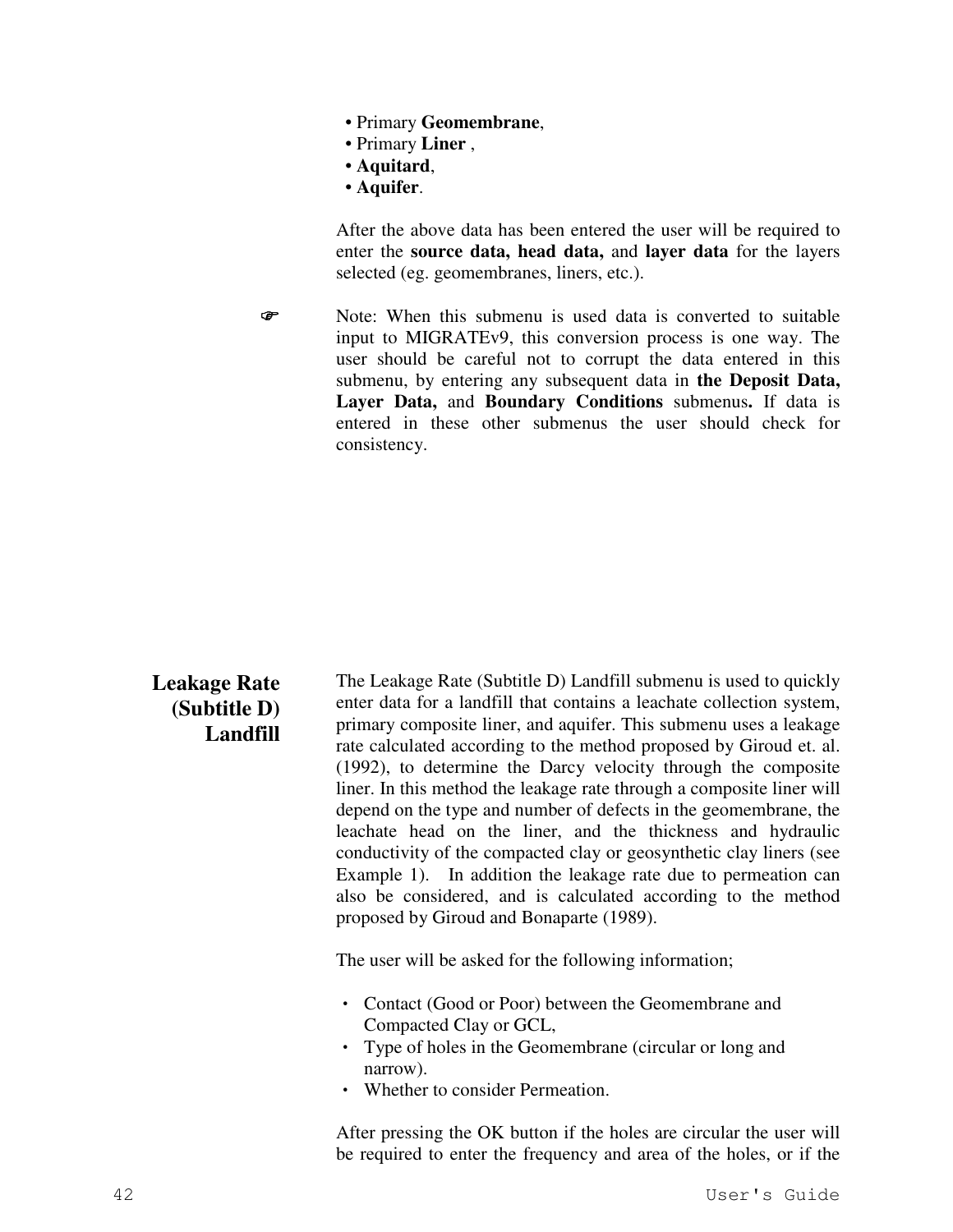- Primary **Geomembrane**,
- Primary **Liner** ,
- **Aquitard**,
- **Aquifer**.

After the above data has been entered the user will be required to enter the **source data, head data,** and **layer data** for the layers selected (eg. geomembranes, liners, etc.).

☞ Note: When this submenu is used data is converted to suitable input to MIGRATEv9, this conversion process is one way. The user should be careful not to corrupt the data entered in this submenu, by entering any subsequent data in **the Deposit Data, Layer Data,** and **Boundary Conditions** submenus**.** If data is entered in these other submenus the user should check for consistency.

## Leakage Rate (Subtitle D) Landfill

The Leakage Rate (Subtitle D) Landfill submenu is used to quickly enter data for a landfill that contains a leachate collection system, primary composite liner, and aquifer. This submenu uses a leakage rate calculated according to the method proposed by Giroud et. al. (1992), to determine the Darcy velocity through the composite liner. In this method the leakage rate through a composite liner will depend on the type and number of defects in the geomembrane, the leachate head on the liner, and the thickness and hydraulic conductivity of the compacted clay or geosynthetic clay liners (see Example 1). In addition the leakage rate due to permeation can also be considered, and is calculated according to the method proposed by Giroud and Bonaparte (1989).

The user will be asked for the following information;

- Contact (Good or Poor) between the Geomembrane and Compacted Clay or GCL,
- Type of holes in the Geomembrane (circular or long and narrow).
- Whether to consider Permeation.

After pressing the OK button if the holes are circular the user will be required to enter the frequency and area of the holes, or if the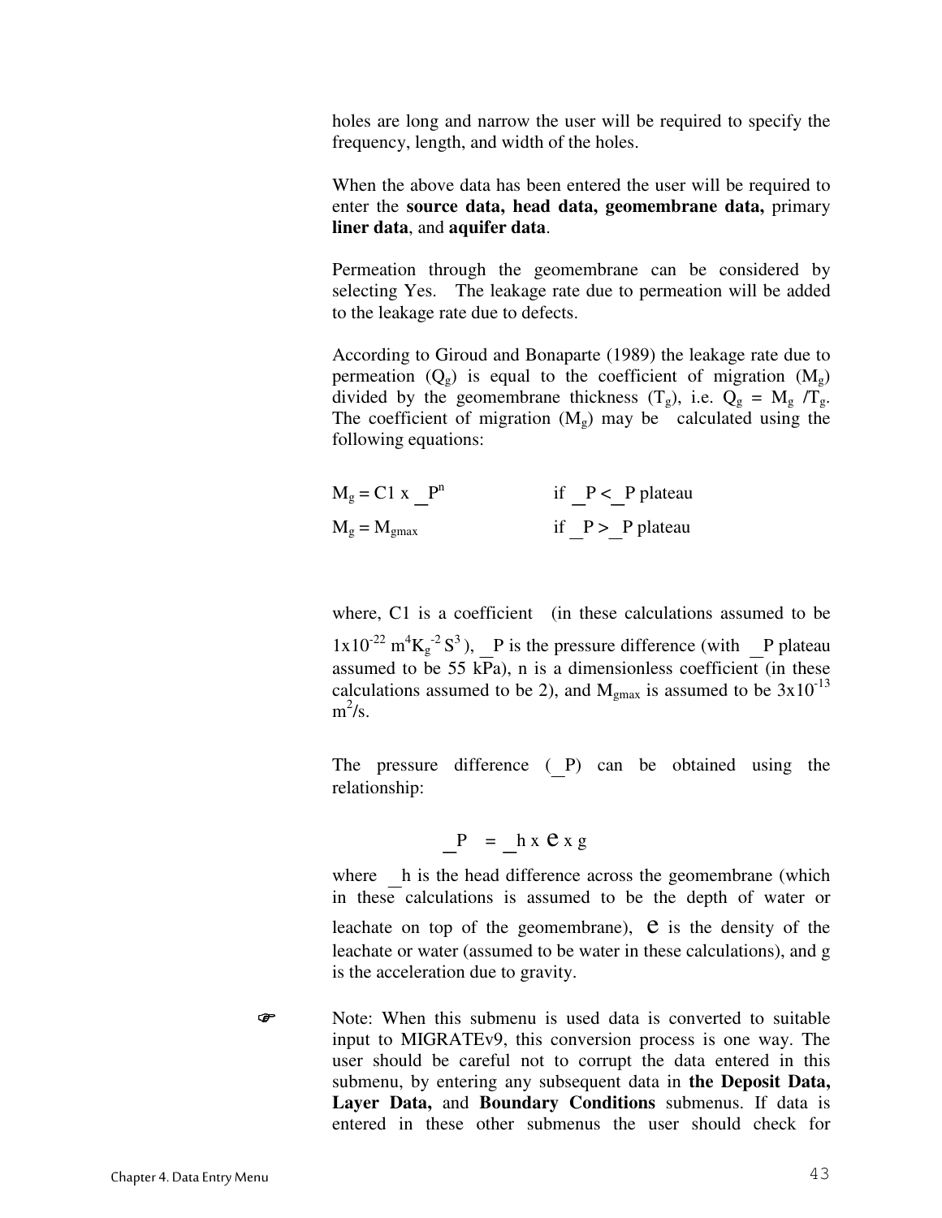holes are long and narrow the user will be required to specify the frequency, length, and width of the holes.

When the above data has been entered the user will be required to enter the **source data, head data, geomembrane data,** primary **liner data**, and **aquifer data**.

Permeation through the geomembrane can be considered by selecting Yes. The leakage rate due to permeation will be added to the leakage rate due to defects.

According to Giroud and Bonaparte (1989) the leakage rate due to permeation ($Q_g$) is equal to the coefficient of migration ($M_g$) divided by the geomembrane thickness ($T_g$), i.e. $Q_g = M_g / T_g$. The coefficient of migration ($M_g$) may be calculated using the following equations:

$$M_g = C1 \times \Delta P^n \qquad \text{if } \Delta P < \Delta P \text{ plateau}$$

$$M_g = M_{gmax} \qquad \text{if } \Delta P > \Delta P \text{ plateau}$$

where, C1 is a coefficient (in these calculations assumed to be $1 \times 10^{-22}$ $m^4 K_g^{-2} S^3$), $\Delta P$ is the pressure difference (with $\Delta P$ plateau assumed to be 55 kPa), n is a dimensionless coefficient (in these calculations assumed to be 2), and $M_{gmax}$ is assumed to be $3 \times 10^{-13}$ $m^2/s$.

The pressure difference ($\Delta P$) can be obtained using the relationship:

$$\Delta P = \Delta h \times \rho \times g$$

where $\Delta h$ is the head difference across the geomembrane (which in these calculations is assumed to be the depth of water or leachate on top of the geomembrane), $\rho$ is the density of the leachate or water (assumed to be water in these calculations), and g is the acceleration due to gravity.

☞ Note: When this submenu is used data is converted to suitable input to MIGRATEv9, this conversion process is one way. The user should be careful not to corrupt the data entered in this submenu, by entering any subsequent data in **the Deposit Data, Layer Data,** and **Boundary Conditions** submenus. If data is entered in these other submenus the user should check for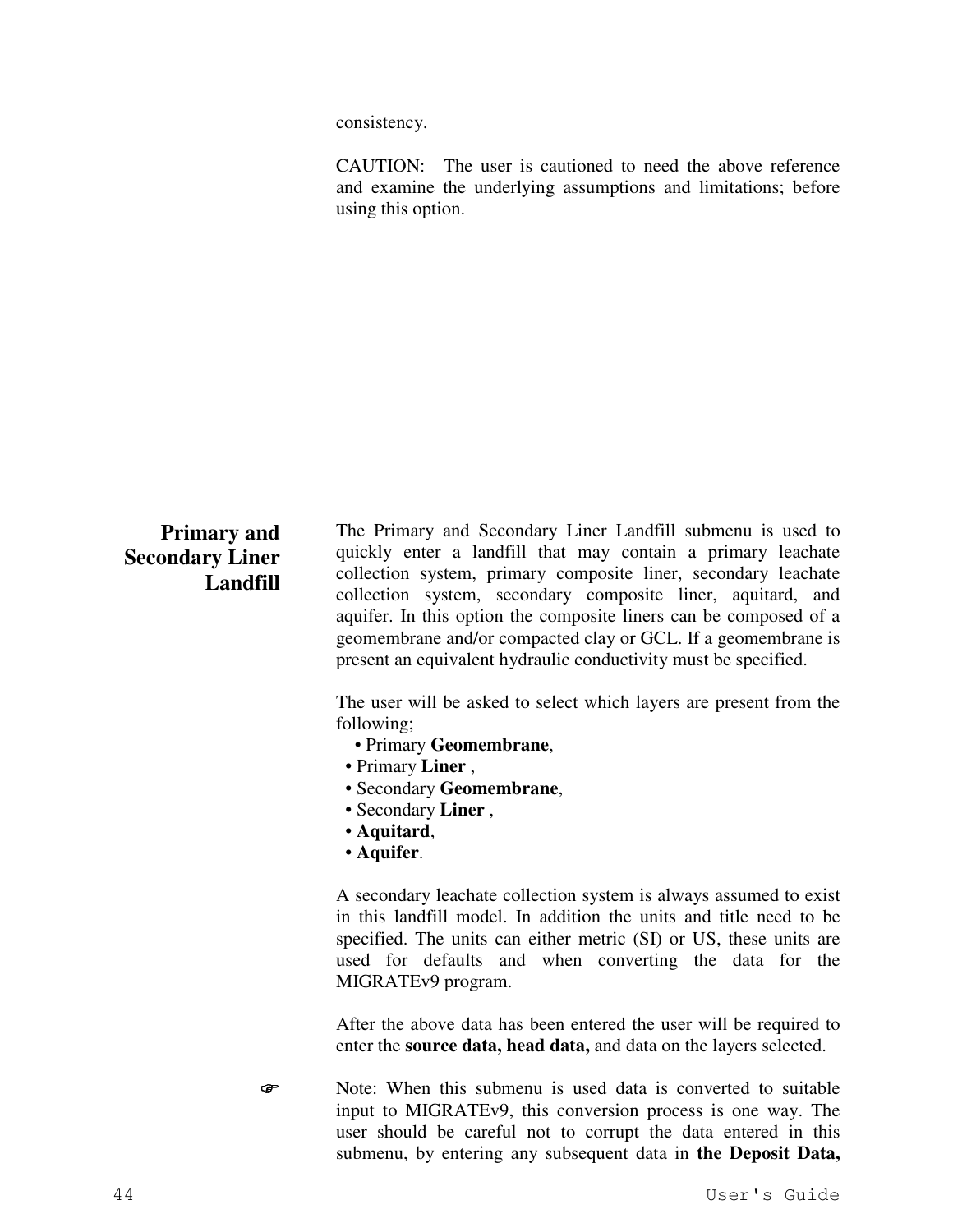consistency.

CAUTION: The user is cautioned to need the above reference and examine the underlying assumptions and limitations; before using this option.

## Primary and Secondary Liner Landfill

The Primary and Secondary Liner Landfill submenu is used to quickly enter a landfill that may contain a primary leachate collection system, primary composite liner, secondary leachate collection system, secondary composite liner, aquitard, and aquifer. In this option the composite liners can be composed of a geomembrane and/or compacted clay or GCL. If a geomembrane is present an equivalent hydraulic conductivity must be specified.

The user will be asked to select which layers are present from the following;

- Primary **Geomembrane**,
- Primary **Liner** ,
- Secondary **Geomembrane**,
- Secondary **Liner** ,
- **Aquitard**,
- **Aquifer**.

A secondary leachate collection system is always assumed to exist in this landfill model. In addition the units and title need to be specified. The units can either metric (SI) or US, these units are used for defaults and when converting the data for the MIGRATEv9 program.

After the above data has been entered the user will be required to enter the **source data, head data,** and data on the layers selected.

☞ Note: When this submenu is used data is converted to suitable input to MIGRATEv9, this conversion process is one way. The user should be careful not to corrupt the data entered in this submenu, by entering any subsequent data in **the Deposit Data,**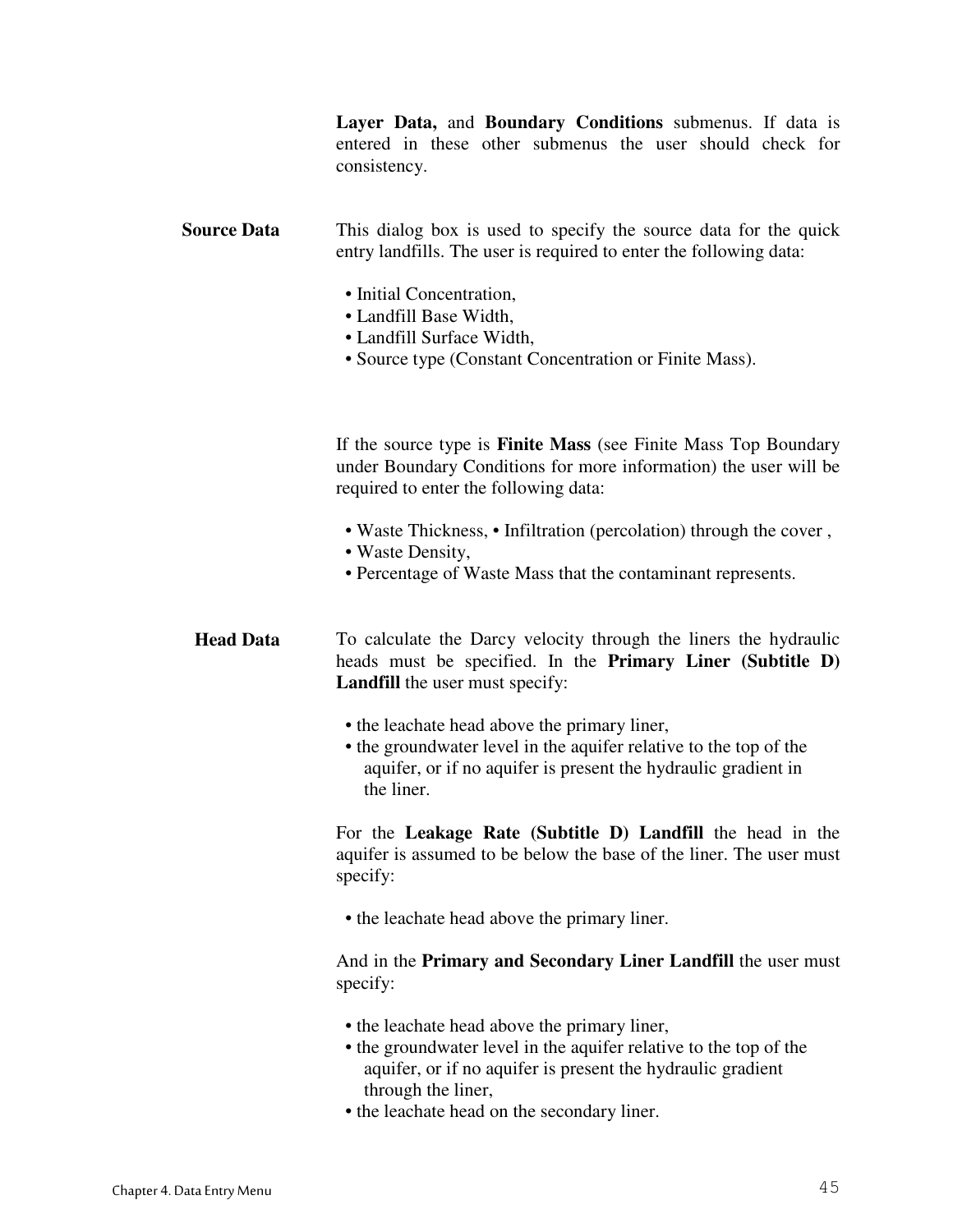**Layer Data,** and **Boundary Conditions** submenus. If data is entered in these other submenus the user should check for consistency.

### Source Data

This dialog box is used to specify the source data for the quick entry landfills. The user is required to enter the following data:

- Initial Concentration,
- Landfill Base Width,
- Landfill Surface Width,
- Source type (Constant Concentration or Finite Mass).

If the source type is **Finite Mass** (see Finite Mass Top Boundary under Boundary Conditions for more information) the user will be required to enter the following data:

- Waste Thickness, • Infiltration (percolation) through the cover ,
- Waste Density,
- Percentage of Waste Mass that the contaminant represents.

### Head Data

To calculate the Darcy velocity through the liners the hydraulic heads must be specified. In the **Primary Liner (Subtitle D) Landfill** the user must specify:

- the leachate head above the primary liner,
- the groundwater level in the aquifer relative to the top of the aquifer, or if no aquifer is present the hydraulic gradient in the liner.

For the **Leakage Rate (Subtitle D) Landfill** the head in the aquifer is assumed to be below the base of the liner. The user must specify:

- the leachate head above the primary liner.

And in the **Primary and Secondary Liner Landfill** the user must specify:

- the leachate head above the primary liner,
- the groundwater level in the aquifer relative to the top of the aquifer, or if no aquifer is present the hydraulic gradient through the liner,
- the leachate head on the secondary liner.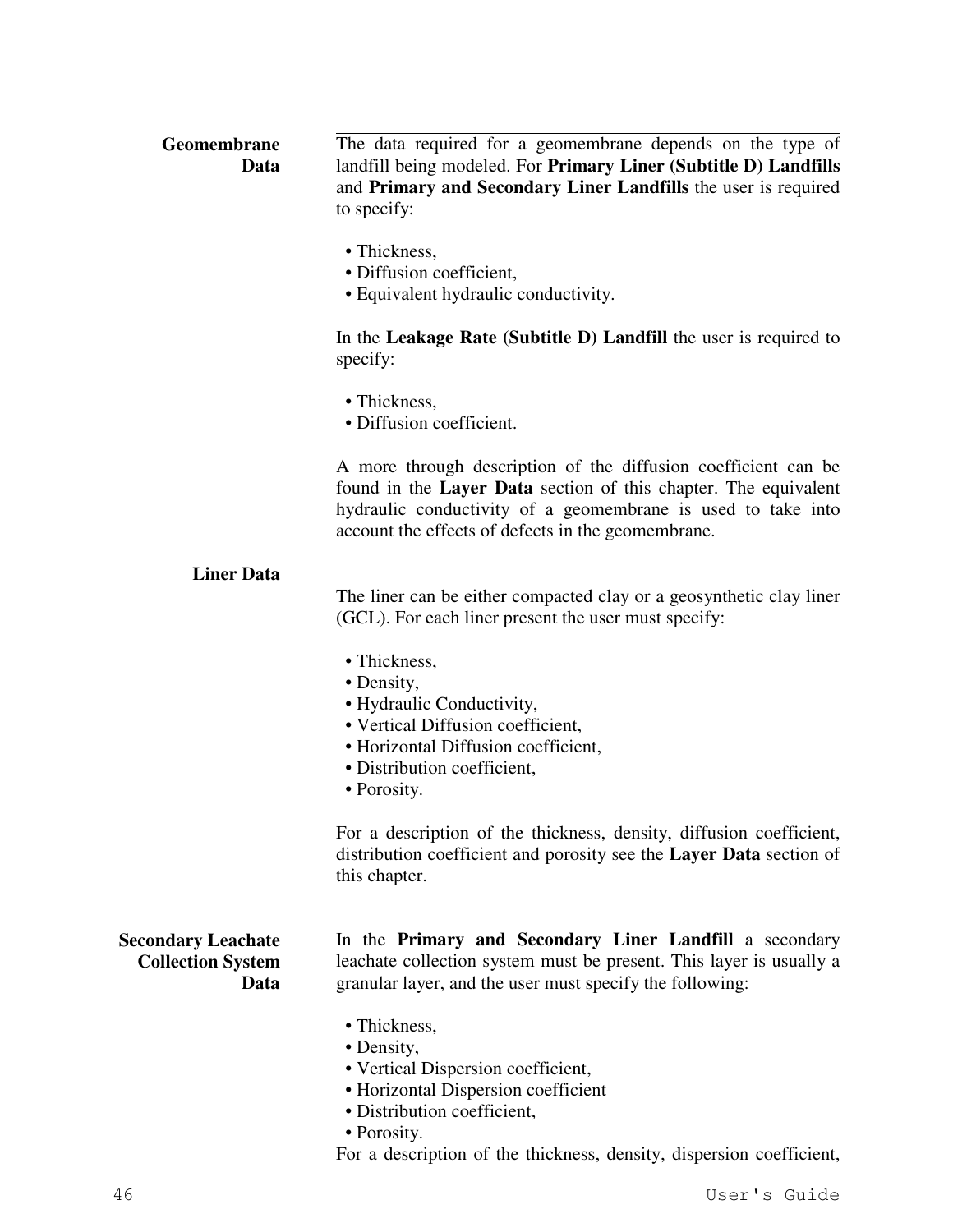### Geomembrane Data

The data required for a geomembrane depends on the type of landfill being modeled. For **Primary Liner (Subtitle D) Landfills** and **Primary and Secondary Liner Landfills** the user is required to specify:

- Thickness,
- Diffusion coefficient,
- Equivalent hydraulic conductivity.

In the **Leakage Rate (Subtitle D) Landfill** the user is required to specify:

- Thickness,
- Diffusion coefficient.

A more through description of the diffusion coefficient can be found in the **Layer Data** section of this chapter. The equivalent hydraulic conductivity of a geomembrane is used to take into account the effects of defects in the geomembrane.

### Liner Data

The liner can be either compacted clay or a geosynthetic clay liner (GCL). For each liner present the user must specify:

- Thickness,
- Density,
- Hydraulic Conductivity,
- Vertical Diffusion coefficient,
- Horizontal Diffusion coefficient,
- Distribution coefficient,
- Porosity.

For a description of the thickness, density, diffusion coefficient, distribution coefficient and porosity see the **Layer Data** section of this chapter.

### Secondary Leachate Collection System Data

In the **Primary and Secondary Liner Landfill** a secondary leachate collection system must be present. This layer is usually a granular layer, and the user must specify the following:

- Thickness,
- Density,
- Vertical Dispersion coefficient,
- Horizontal Dispersion coefficient
- Distribution coefficient,
- Porosity.

For a description of the thickness, density, dispersion coefficient,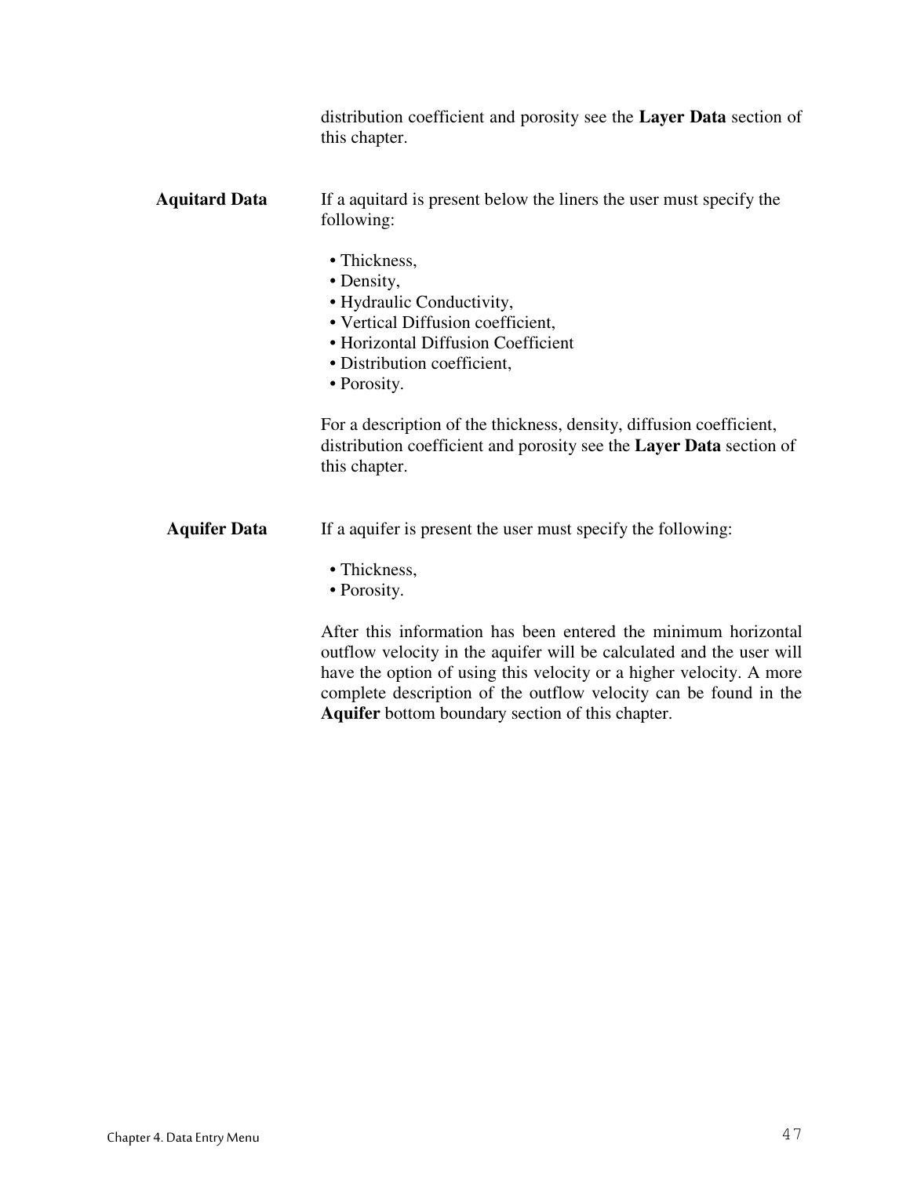distribution coefficient and porosity see the **Layer Data** section of this chapter.

**Aquitard Data**

If a aquitard is present below the liners the user must specify the following:

- Thickness,
- Density,
- Hydraulic Conductivity,
- Vertical Diffusion coefficient,
- Horizontal Diffusion Coefficient
- Distribution coefficient,
- Porosity.

For a description of the thickness, density, diffusion coefficient, distribution coefficient and porosity see the **Layer Data** section of this chapter.

**Aquifer Data**

If a aquifer is present the user must specify the following:

- Thickness,
- Porosity.

After this information has been entered the minimum horizontal outflow velocity in the aquifer will be calculated and the user will have the option of using this velocity or a higher velocity. A more complete description of the outflow velocity can be found in the **Aquifer** bottom boundary section of this chapter.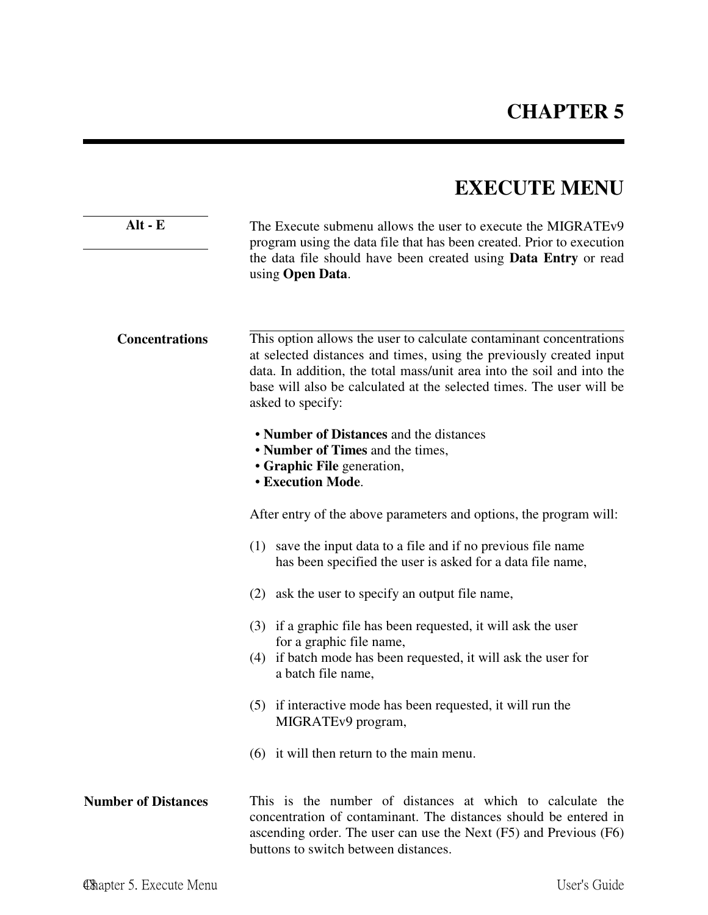# CHAPTER 5

# EXECUTE MENU

**Alt - E**

The Execute submenu allows the user to execute the MIGRATEv9 program using the data file that has been created. Prior to execution the data file should have been created using **Data Entry** or read using **Open Data**.

## Concentrations

This option allows the user to calculate contaminant concentrations at selected distances and times, using the previously created input data. In addition, the total mass/unit area into the soil and into the base will also be calculated at the selected times. The user will be asked to specify:

- **Number of Distances** and the distances
- **Number of Times** and the times,
- **Graphic File** generation,
- **Execution Mode**.

After entry of the above parameters and options, the program will:

(1) save the input data to a file and if no previous file name has been specified the user is asked for a data file name,

(2) ask the user to specify an output file name,

(3) if a graphic file has been requested, it will ask the user for a graphic file name,

(4) if batch mode has been requested, it will ask the user for a batch file name,

(5) if interactive mode has been requested, it will run the MIGRATEv9 program,

(6) it will then return to the main menu.

## Number of Distances

This is the number of distances at which to calculate the concentration of contaminant. The distances should be entered in ascending order. The user can use the Next (F5) and Previous (F6) buttons to switch between distances.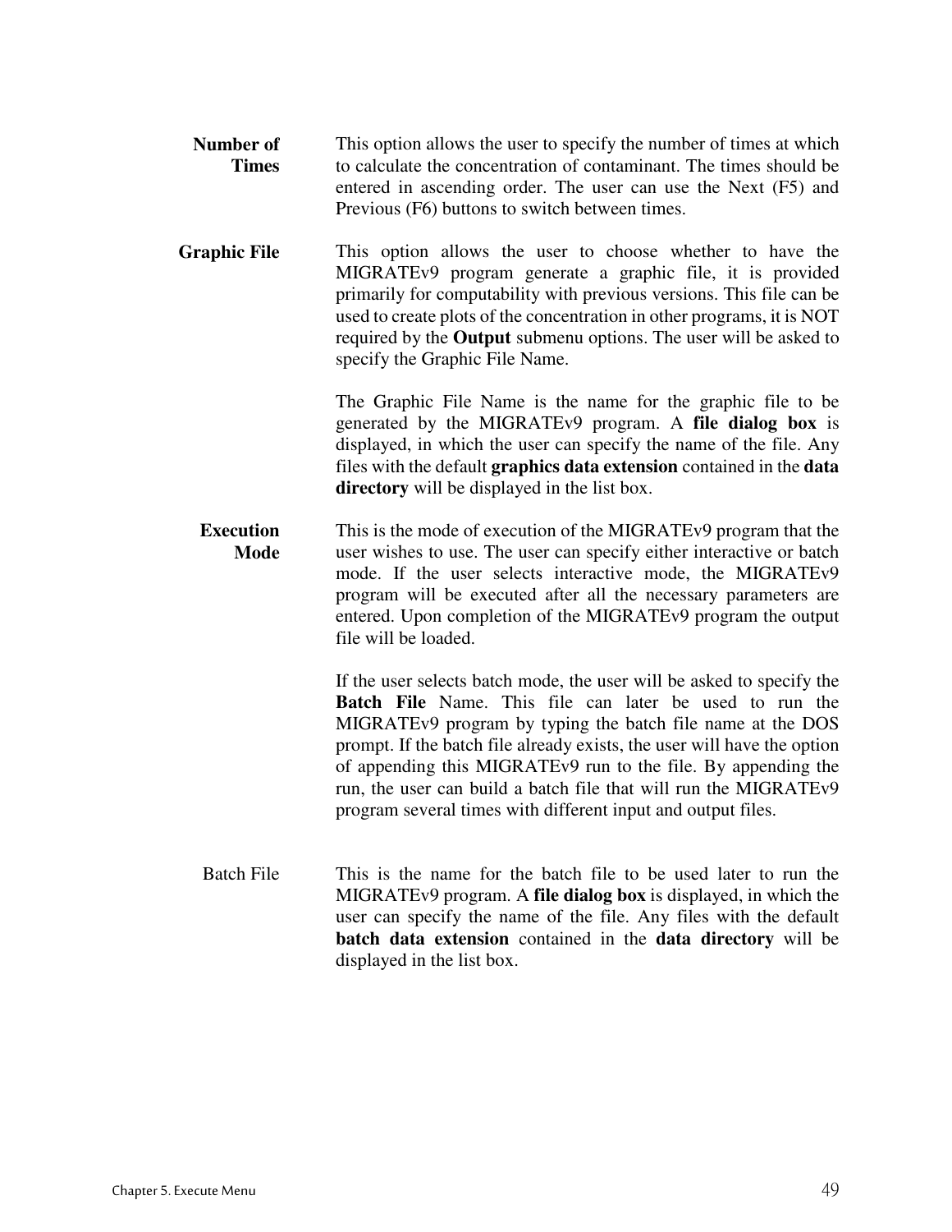**Number of Times**

This option allows the user to specify the number of times at which to calculate the concentration of contaminant. The times should be entered in ascending order. The user can use the Next (F5) and Previous (F6) buttons to switch between times.

**Graphic File**

This option allows the user to choose whether to have the MIGRATEv9 program generate a graphic file, it is provided primarily for computability with previous versions. This file can be used to create plots of the concentration in other programs, it is NOT required by the **Output** submenu options. The user will be asked to specify the Graphic File Name.

The Graphic File Name is the name for the graphic file to be generated by the MIGRATEv9 program. A **file dialog box** is displayed, in which the user can specify the name of the file. Any files with the default **graphics data extension** contained in the **data directory** will be displayed in the list box.

**Execution Mode**

This is the mode of execution of the MIGRATEv9 program that the user wishes to use. The user can specify either interactive or batch mode. If the user selects interactive mode, the MIGRATEv9 program will be executed after all the necessary parameters are entered. Upon completion of the MIGRATEv9 program the output file will be loaded.

If the user selects batch mode, the user will be asked to specify the **Batch File** Name. This file can later be used to run the MIGRATEv9 program by typing the batch file name at the DOS prompt. If the batch file already exists, the user will have the option of appending this MIGRATEv9 run to the file. By appending the run, the user can build a batch file that will run the MIGRATEv9 program several times with different input and output files.

Batch File

This is the name for the batch file to be used later to run the MIGRATEv9 program. A **file dialog box** is displayed, in which the user can specify the name of the file. Any files with the default **batch data extension** contained in the **data directory** will be displayed in the list box.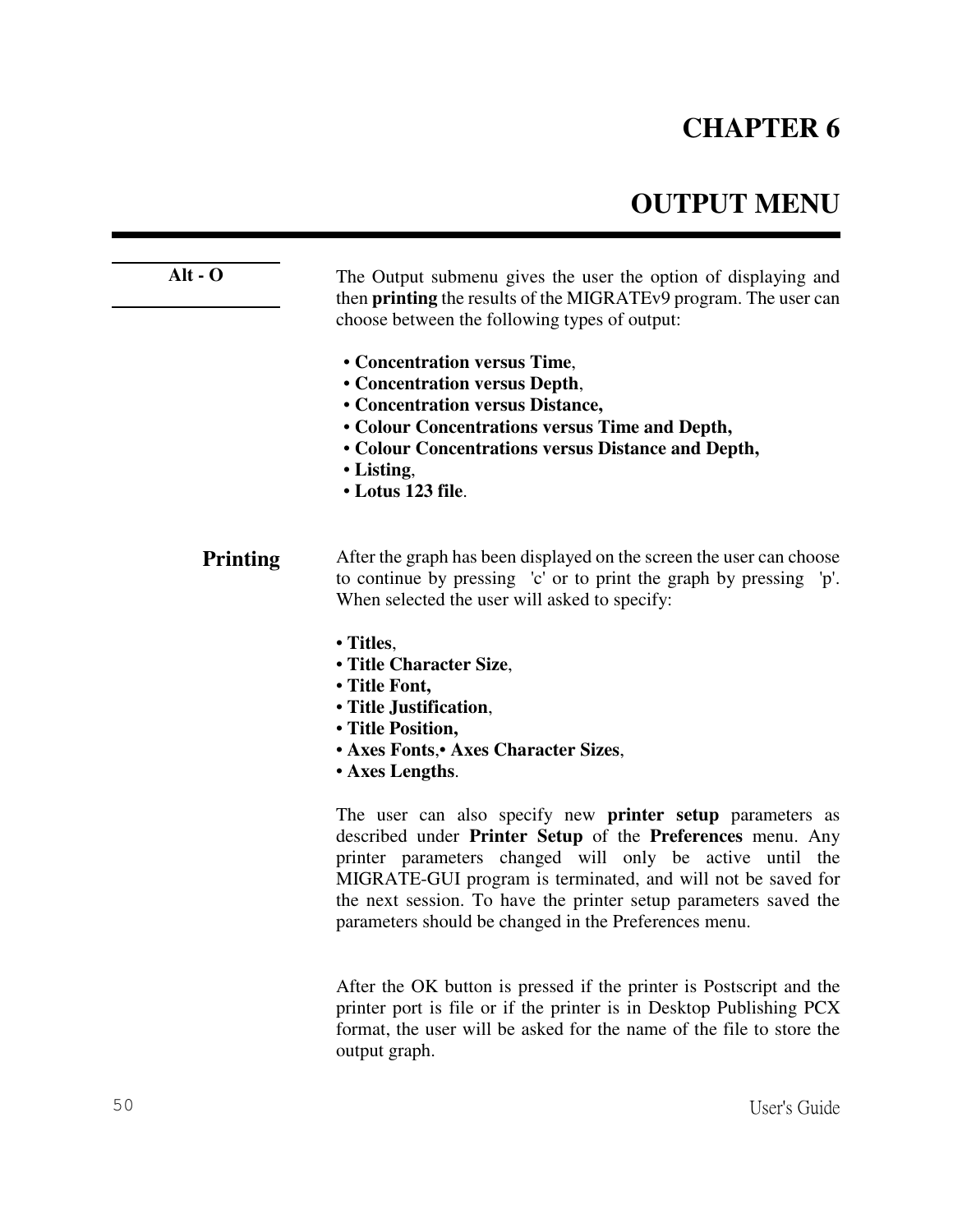# CHAPTER 6

# OUTPUT MENU

**Alt - O**

The Output submenu gives the user the option of displaying and then **printing** the results of the MIGRATEv9 program. The user can choose between the following types of output:

- **Concentration versus Time**,
- **Concentration versus Depth**,
- **Concentration versus Distance,**
- **Colour Concentrations versus Time and Depth,**
- **Colour Concentrations versus Distance and Depth,**
- **Listing**,
- **Lotus 123 file**.

## Printing

After the graph has been displayed on the screen the user can choose to continue by pressing 'c' or to print the graph by pressing 'p'. When selected the user will asked to specify:

- **Titles**,
- **Title Character Size**,
- **Title Font,**
- **Title Justification**,
- **Title Position,**
- **Axes Fonts**,• **Axes Character Sizes**,
- **Axes Lengths**.

The user can also specify new **printer setup** parameters as described under **Printer Setup** of the **Preferences** menu. Any printer parameters changed will only be active until the MIGRATE-GUI program is terminated, and will not be saved for the next session. To have the printer setup parameters saved the parameters should be changed in the Preferences menu.

After the OK button is pressed if the printer is Postscript and the printer port is file or if the printer is in Desktop Publishing PCX format, the user will be asked for the name of the file to store the output graph.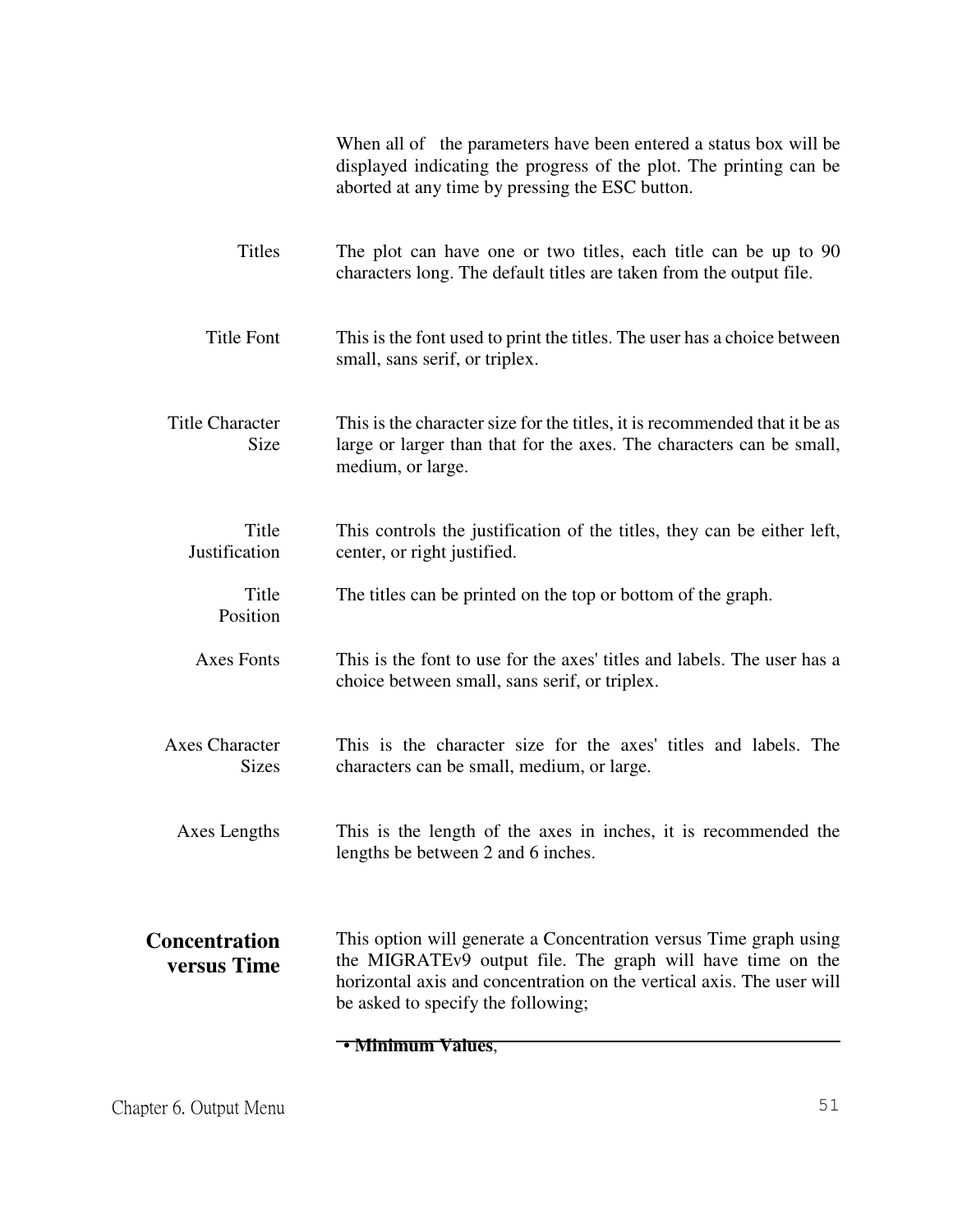When all of the parameters have been entered a status box will be displayed indicating the progress of the plot. The printing can be aborted at any time by pressing the ESC button.

**Titles** — The plot can have one or two titles, each title can be up to 90 characters long. The default titles are taken from the output file.

**Title Font** — This is the font used to print the titles. The user has a choice between small, sans serif, or triplex.

**Title Character Size** — This is the character size for the titles, it is recommended that it be as large or larger than that for the axes. The characters can be small, medium, or large.

**Title Justification** — This controls the justification of the titles, they can be either left, center, or right justified.

**Title Position** — The titles can be printed on the top or bottom of the graph.

**Axes Fonts** — This is the font to use for the axes' titles and labels. The user has a choice between small, sans serif, or triplex.

**Axes Character Sizes** — This is the character size for the axes' titles and labels. The characters can be small, medium, or large.

**Axes Lengths** — This is the length of the axes in inches, it is recommended the lengths be between 2 and 6 inches.

## Concentration versus Time

This option will generate a Concentration versus Time graph using the MIGRATEv9 output file. The graph will have time on the horizontal axis and concentration on the vertical axis. The user will be asked to specify the following;

- **Minimum Values**,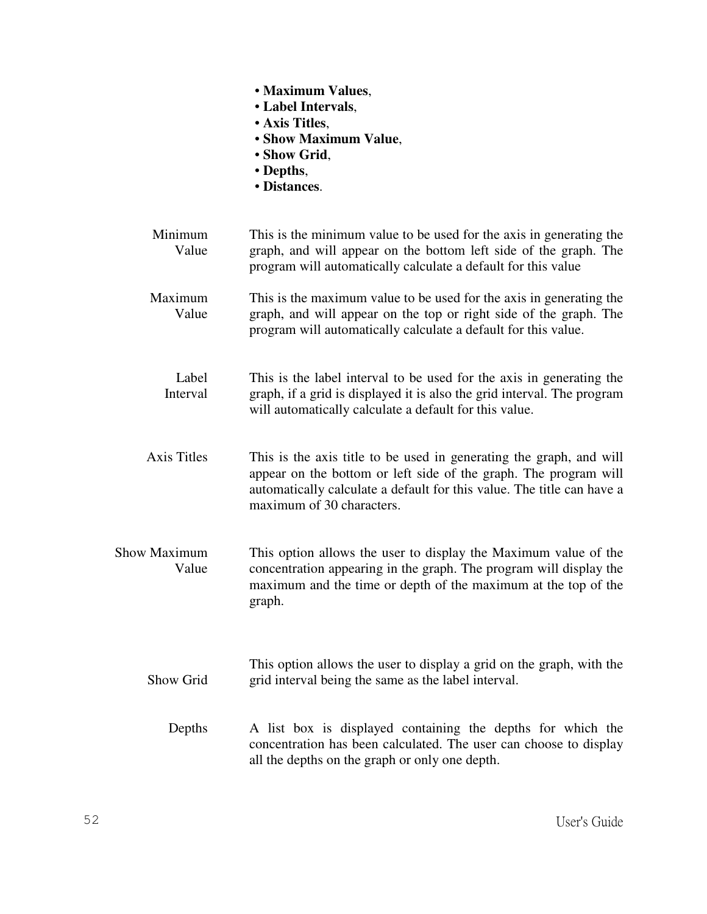- **Maximum Values**,
- **Label Intervals**,
- **Axis Titles**,
- **Show Maximum Value**,
- **Show Grid**,
- **Depths**,
- **Distances**.

| | |
|---|---|
| Minimum Value | This is the minimum value to be used for the axis in generating the graph, and will appear on the bottom left side of the graph. The program will automatically calculate a default for this value |
| Maximum Value | This is the maximum value to be used for the axis in generating the graph, and will appear on the top or right side of the graph. The program will automatically calculate a default for this value. |
| Label Interval | This is the label interval to be used for the axis in generating the graph, if a grid is displayed it is also the grid interval. The program will automatically calculate a default for this value. |
| Axis Titles | This is the axis title to be used in generating the graph, and will appear on the bottom or left side of the graph. The program will automatically calculate a default for this value. The title can have a maximum of 30 characters. |
| Show Maximum Value | This option allows the user to display the Maximum value of the concentration appearing in the graph. The program will display the maximum and the time or depth of the maximum at the top of the graph. |
| Show Grid | This option allows the user to display a grid on the graph, with the grid interval being the same as the label interval. |
| Depths | A list box is displayed containing the depths for which the concentration has been calculated. The user can choose to display all the depths on the graph or only one depth. |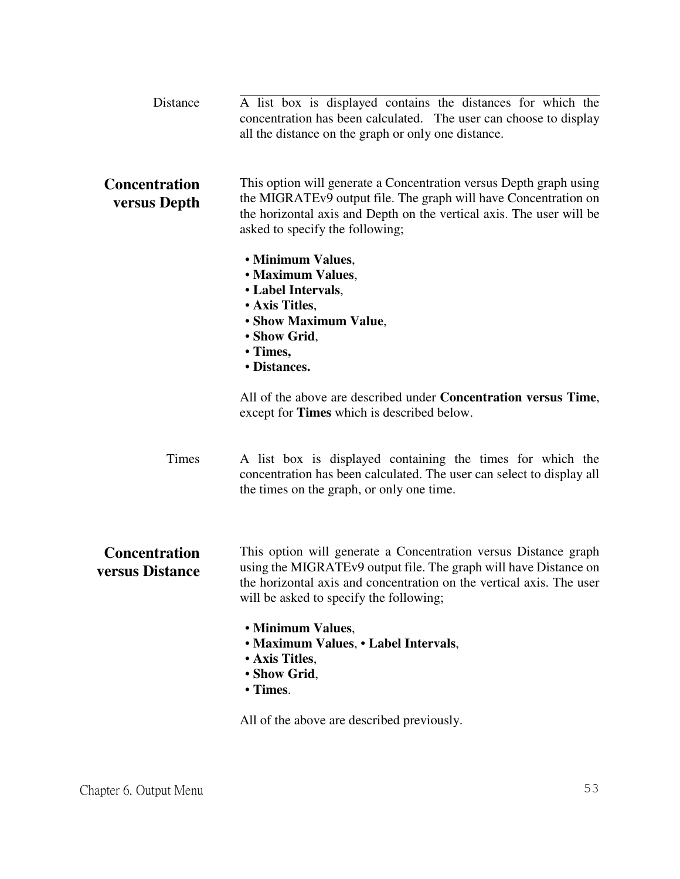**Distance**

A list box is displayed contains the distances for which the concentration has been calculated. The user can choose to display all the distance on the graph or only one distance.

## Concentration versus Depth

This option will generate a Concentration versus Depth graph using the MIGRATEv9 output file. The graph will have Concentration on the horizontal axis and Depth on the vertical axis. The user will be asked to specify the following;

- **Minimum Values**,
- **Maximum Values**,
- **Label Intervals**,
- **Axis Titles**,
- **Show Maximum Value**,
- **Show Grid**,
- **Times,**
- **Distances.**

All of the above are described under **Concentration versus Time**, except for **Times** which is described below.

**Times**

A list box is displayed containing the times for which the concentration has been calculated. The user can select to display all the times on the graph, or only one time.

## Concentration versus Distance

This option will generate a Concentration versus Distance graph using the MIGRATEv9 output file. The graph will have Distance on the horizontal axis and concentration on the vertical axis. The user will be asked to specify the following;

- **Minimum Values**,
- **Maximum Values**, • **Label Intervals**,
- **Axis Titles**,
- **Show Grid**,
- **Times**.

All of the above are described previously.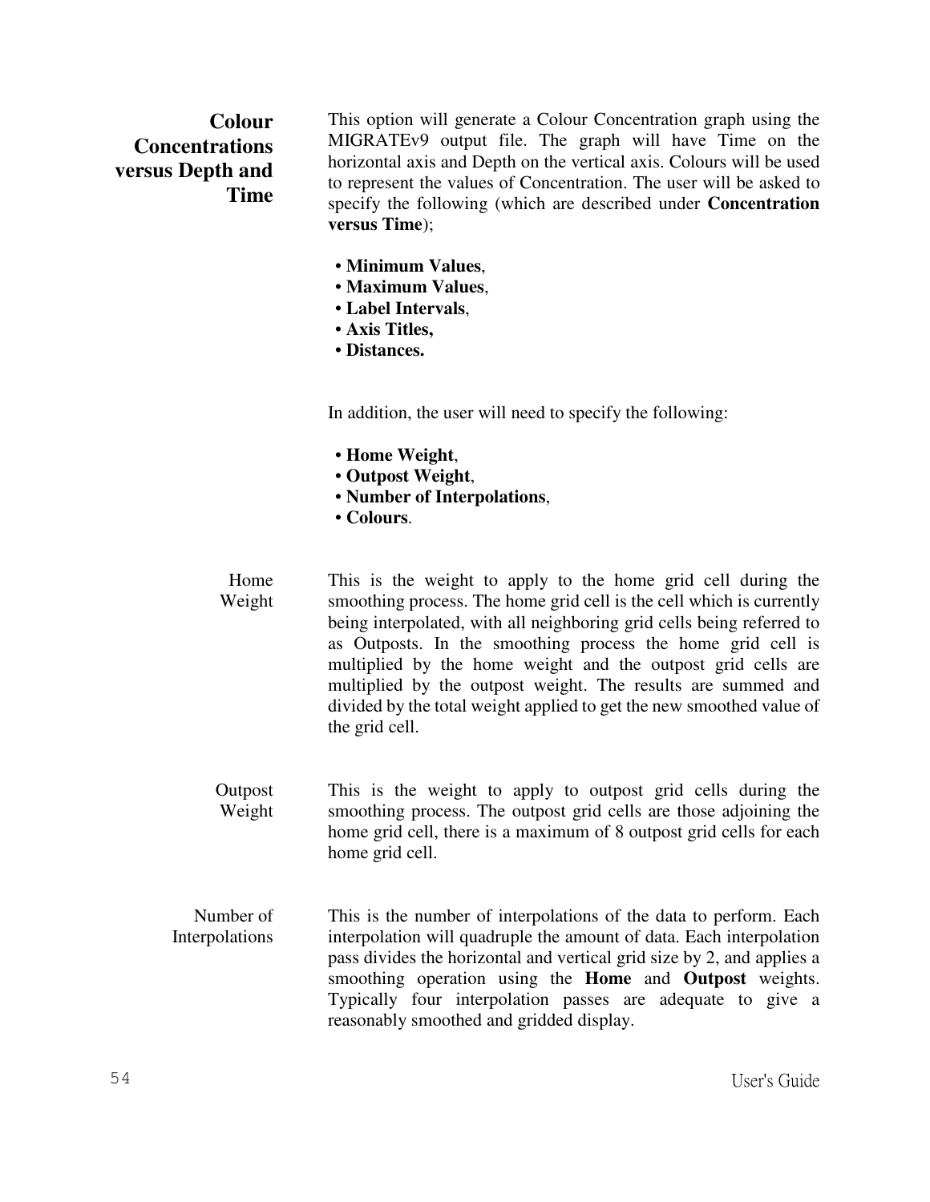## Colour Concentrations versus Depth and Time

This option will generate a Colour Concentration graph using the MIGRATEv9 output file. The graph will have Time on the horizontal axis and Depth on the vertical axis. Colours will be used to represent the values of Concentration. The user will be asked to specify the following (which are described under **Concentration versus Time**);

- **Minimum Values**,
- **Maximum Values**,
- **Label Intervals**,
- **Axis Titles,**
- **Distances.**

In addition, the user will need to specify the following:

- **Home Weight**,
- **Outpost Weight**,
- **Number of Interpolations**,
- **Colours**.

### Home Weight

This is the weight to apply to the home grid cell during the smoothing process. The home grid cell is the cell which is currently being interpolated, with all neighboring grid cells being referred to as Outposts. In the smoothing process the home grid cell is multiplied by the home weight and the outpost grid cells are multiplied by the outpost weight. The results are summed and divided by the total weight applied to get the new smoothed value of the grid cell.

### Outpost Weight

This is the weight to apply to outpost grid cells during the smoothing process. The outpost grid cells are those adjoining the home grid cell, there is a maximum of 8 outpost grid cells for each home grid cell.

### Number of Interpolations

This is the number of interpolations of the data to perform. Each interpolation will quadruple the amount of data. Each interpolation pass divides the horizontal and vertical grid size by 2, and applies a smoothing operation using the **Home** and **Outpost** weights. Typically four interpolation passes are adequate to give a reasonably smoothed and gridded display.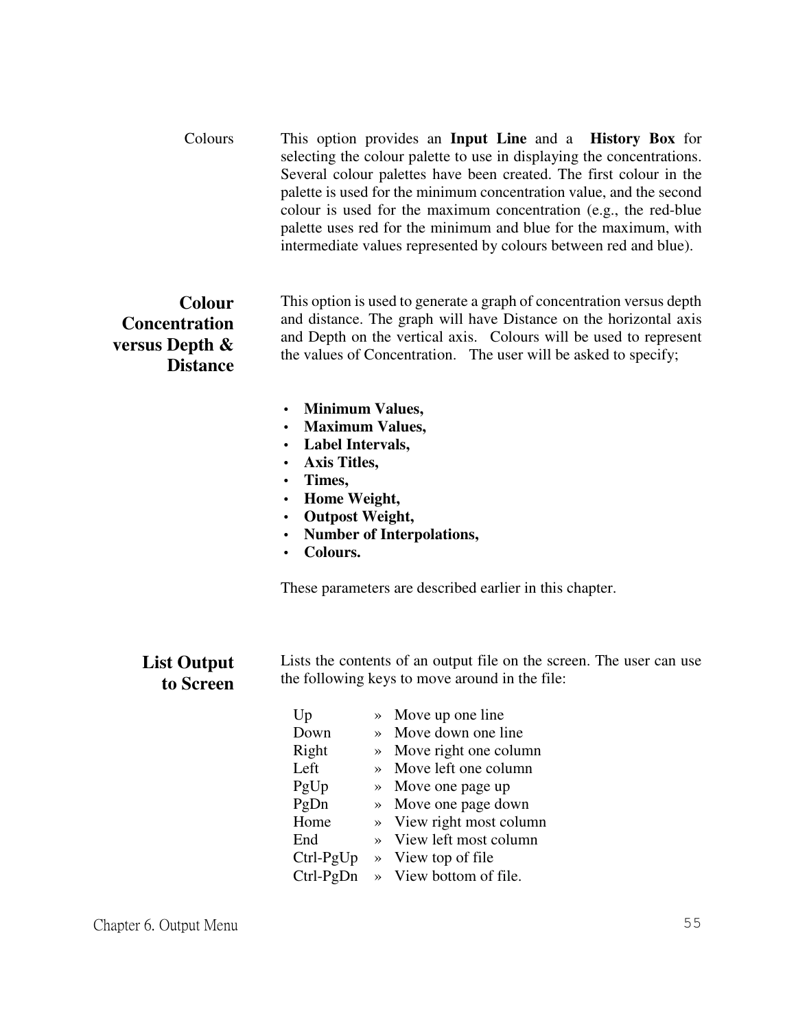Colours

This option provides an **Input Line** and a **History Box** for selecting the colour palette to use in displaying the concentrations. Several colour palettes have been created. The first colour in the palette is used for the minimum concentration value, and the second colour is used for the maximum concentration (e.g., the red-blue palette uses red for the minimum and blue for the maximum, with intermediate values represented by colours between red and blue).

## Colour Concentration versus Depth & Distance

This option is used to generate a graph of concentration versus depth and distance. The graph will have Distance on the horizontal axis and Depth on the vertical axis. Colours will be used to represent the values of Concentration. The user will be asked to specify;

- **Minimum Values,**
- **Maximum Values,**
- **Label Intervals,**
- **Axis Titles,**
- **Times,**
- **Home Weight,**
- **Outpost Weight,**
- **Number of Interpolations,**
- **Colours.**

These parameters are described earlier in this chapter.

## List Output to Screen

Lists the contents of an output file on the screen. The user can use the following keys to move around in the file:

| | | |
|---|---|---|
| Up | » | Move up one line |
| Down | » | Move down one line |
| Right | » | Move right one column |
| Left | » | Move left one column |
| PgUp | » | Move one page up |
| PgDn | » | Move one page down |
| Home | » | View right most column |
| End | » | View left most column |
| Ctrl-PgUp | » | View top of file |
| Ctrl-PgDn | » | View bottom of file. |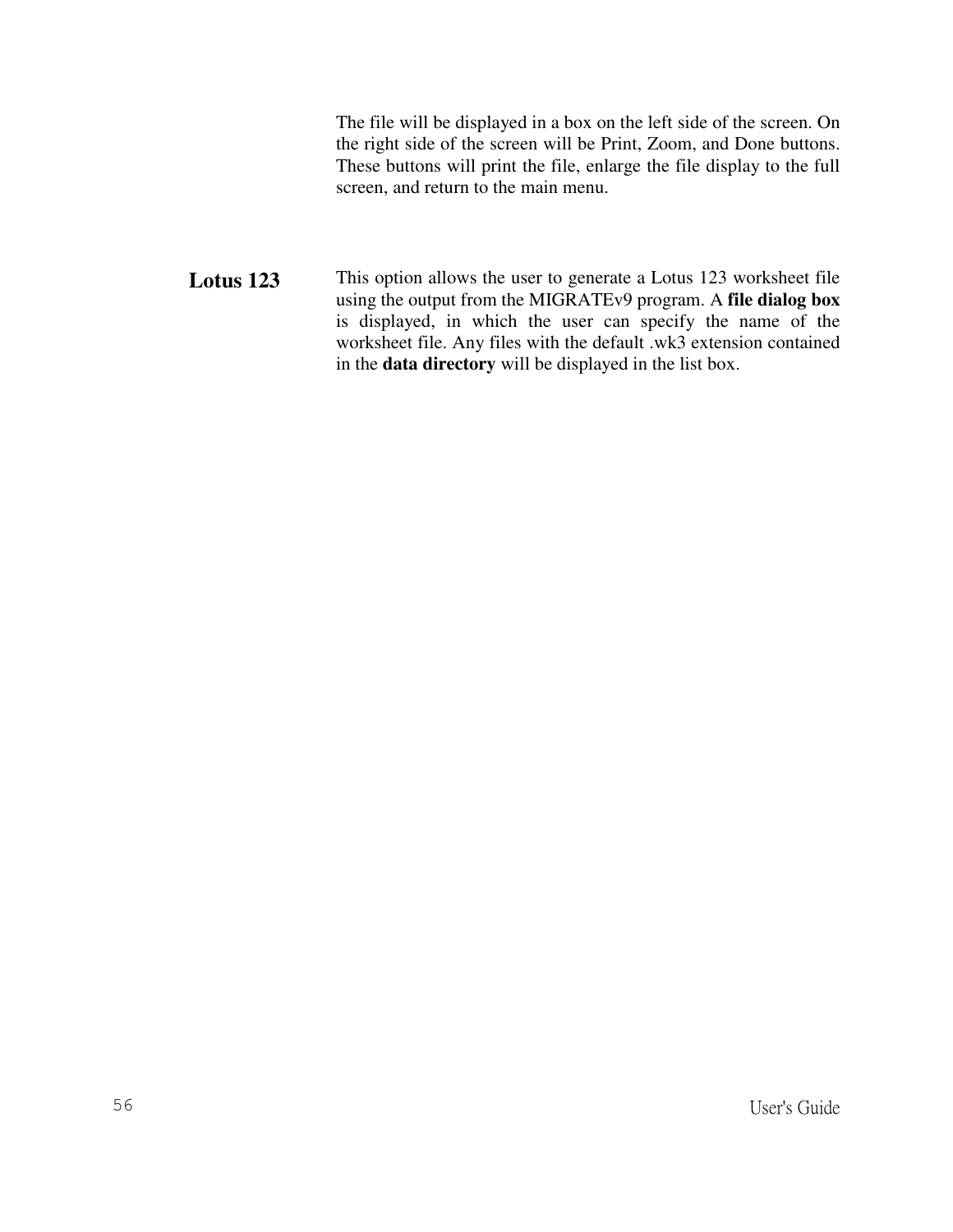The file will be displayed in a box on the left side of the screen. On the right side of the screen will be Print, Zoom, and Done buttons. These buttons will print the file, enlarge the file display to the full screen, and return to the main menu.

## Lotus 123

This option allows the user to generate a Lotus 123 worksheet file using the output from the MIGRATEv9 program. A **file dialog box** is displayed, in which the user can specify the name of the worksheet file. Any files with the default .wk3 extension contained in the **data directory** will be displayed in the list box.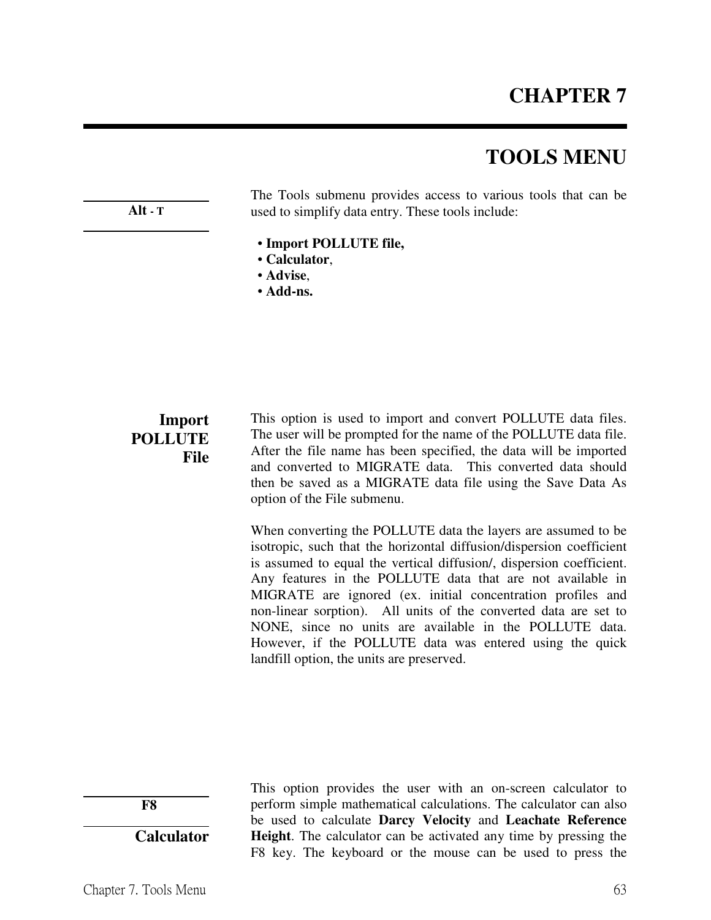# CHAPTER 7

## TOOLS MENU

**Alt - T**

The Tools submenu provides access to various tools that can be used to simplify data entry. These tools include:

- **Import POLLUTE file,**
- **Calculator**,
- **Advise**,
- **Add-ns.**

### Import POLLUTE File

This option is used to import and convert POLLUTE data files. The user will be prompted for the name of the POLLUTE data file. After the file name has been specified, the data will be imported and converted to MIGRATE data. This converted data should then be saved as a MIGRATE data file using the Save Data As option of the File submenu.

When converting the POLLUTE data the layers are assumed to be isotropic, such that the horizontal diffusion/dispersion coefficient is assumed to equal the vertical diffusion/, dispersion coefficient. Any features in the POLLUTE data that are not available in MIGRATE are ignored (ex. initial concentration profiles and non-linear sorption). All units of the converted data are set to NONE, since no units are available in the POLLUTE data. However, if the POLLUTE data was entered using the quick landfill option, the units are preserved.

**F8**

### Calculator

This option provides the user with an on-screen calculator to perform simple mathematical calculations. The calculator can also be used to calculate **Darcy Velocity** and **Leachate Reference Height**. The calculator can be activated any time by pressing the F8 key. The keyboard or the mouse can be used to press the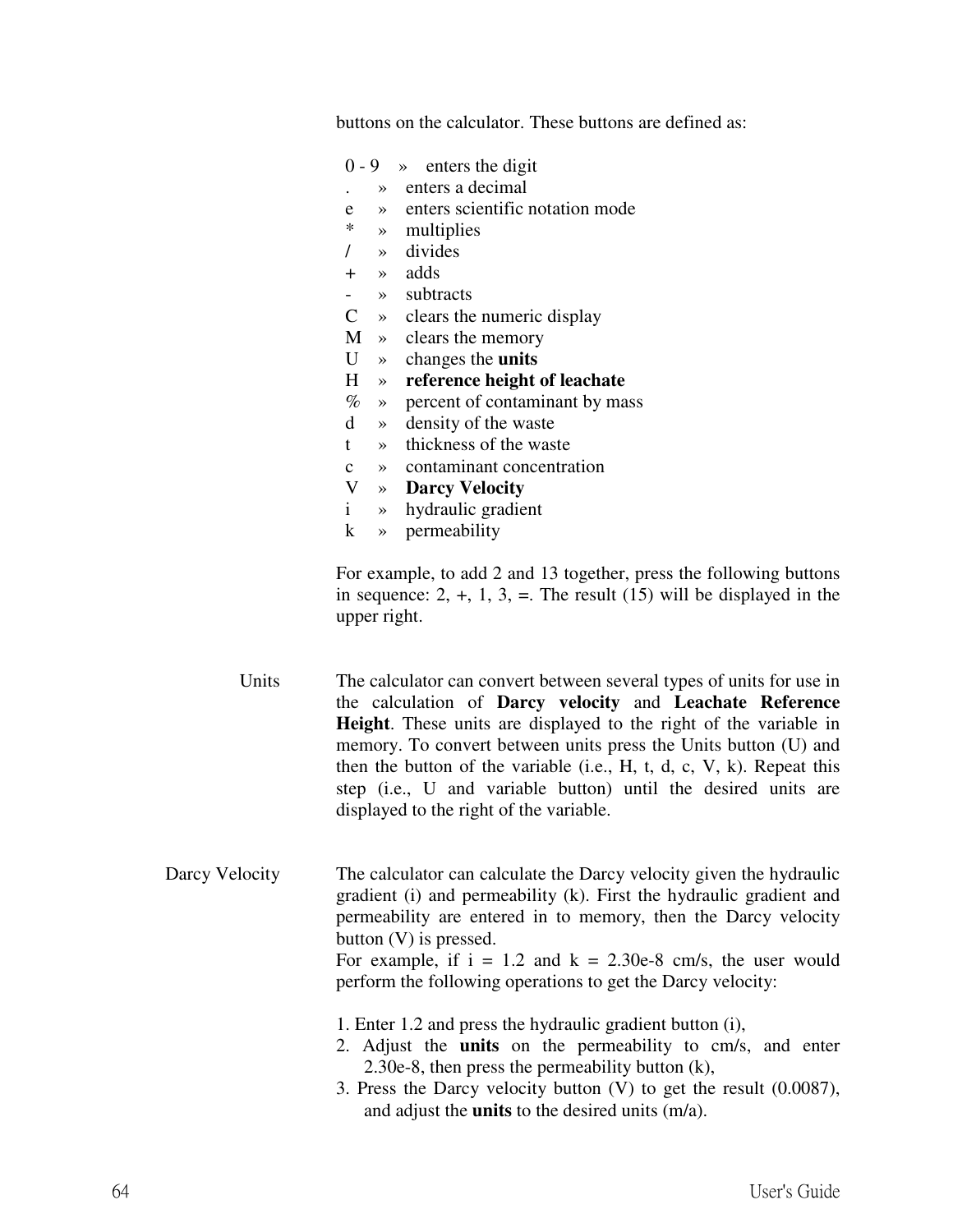buttons on the calculator. These buttons are defined as:

- 0 - 9 » enters the digit
- . » enters a decimal
- e » enters scientific notation mode
- * » multiplies
- / » divides
- + » adds
- - » subtracts
- C » clears the numeric display
- M » clears the memory
- U » changes the **units**
- H » **reference height of leachate**
- % » percent of contaminant by mass
- d » density of the waste
- t » thickness of the waste
- c » contaminant concentration
- V » **Darcy Velocity**
- i » hydraulic gradient
- k » permeability

For example, to add 2 and 13 together, press the following buttons in sequence: 2, +, 1, 3, =. The result (15) will be displayed in the upper right.

### Units

The calculator can convert between several types of units for use in the calculation of **Darcy velocity** and **Leachate Reference Height**. These units are displayed to the right of the variable in memory. To convert between units press the Units button (U) and then the button of the variable (i.e., H, t, d, c, V, k). Repeat this step (i.e., U and variable button) until the desired units are displayed to the right of the variable.

### Darcy Velocity

The calculator can calculate the Darcy velocity given the hydraulic gradient (i) and permeability (k). First the hydraulic gradient and permeability are entered in to memory, then the Darcy velocity button (V) is pressed.
For example, if i = 1.2 and k = 2.30e-8 cm/s, the user would perform the following operations to get the Darcy velocity:

1. Enter 1.2 and press the hydraulic gradient button (i),
2. Adjust the **units** on the permeability to cm/s, and enter 2.30e-8, then press the permeability button (k),
3. Press the Darcy velocity button (V) to get the result (0.0087), and adjust the **units** to the desired units (m/a).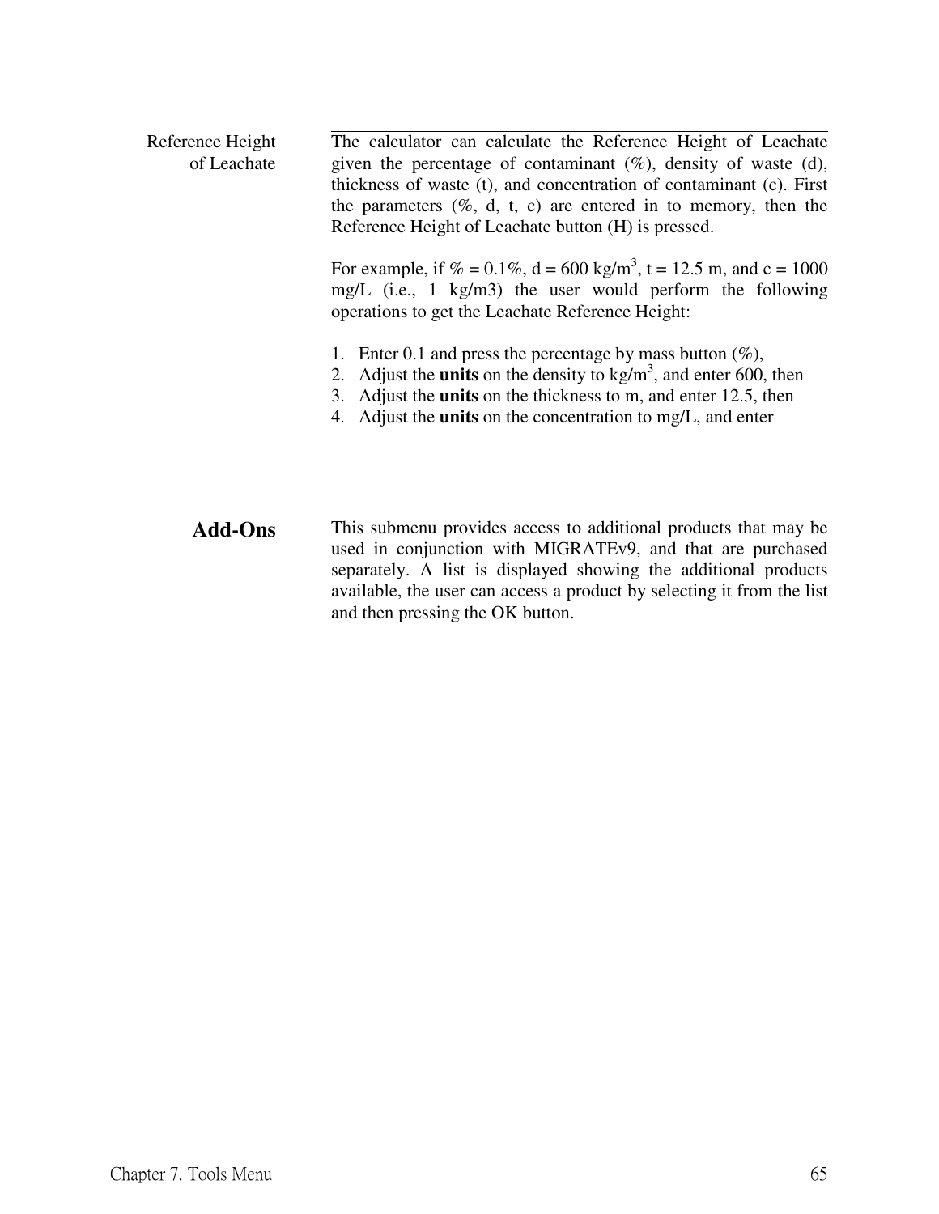### Reference Height of Leachate

The calculator can calculate the Reference Height of Leachate given the percentage of contaminant (%), density of waste (d), thickness of waste (t), and concentration of contaminant (c). First the parameters (%, d, t, c) are entered in to memory, then the Reference Height of Leachate button (H) is pressed.

For example, if % = 0.1%, d = 600 kg/$m^3$, t = 12.5 m, and c = 1000 mg/L (i.e., 1 kg/m3) the user would perform the following operations to get the Leachate Reference Height:

1. Enter 0.1 and press the percentage by mass button (%),
2. Adjust the **units** on the density to kg/$m^3$, and enter 600, then
3. Adjust the **units** on the thickness to m, and enter 12.5, then
4. Adjust the **units** on the concentration to mg/L, and enter

## Add-Ons

This submenu provides access to additional products that may be used in conjunction with MIGRATEv9, and that are purchased separately. A list is displayed showing the additional products available, the user can access a product by selecting it from the list and then pressing the OK button.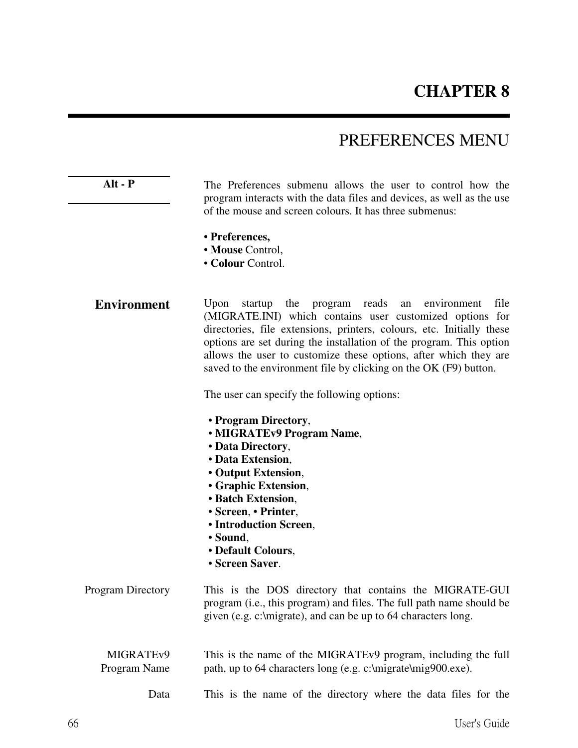# CHAPTER 8

# PREFERENCES MENU

**Alt - P**

The Preferences submenu allows the user to control how the program interacts with the data files and devices, as well as the use of the mouse and screen colours. It has three submenus:

• **Preferences,**
• **Mouse** Control,
• **Colour** Control.

## Environment

Upon startup the program reads an environment file (MIGRATE.INI) which contains user customized options for directories, file extensions, printers, colours, etc. Initially these options are set during the installation of the program. This option allows the user to customize these options, after which they are saved to the environment file by clicking on the OK (F9) button.

The user can specify the following options:

• **Program Directory**,
• **MIGRATEv9 Program Name**,
• **Data Directory**,
• **Data Extension**,
• **Output Extension**,
• **Graphic Extension**,
• **Batch Extension**,
• **Screen**, • **Printer**,
• **Introduction Screen**,
• **Sound**,
• **Default Colours**,
• **Screen Saver**.

Program Directory

This is the DOS directory that contains the MIGRATE-GUI program (i.e., this program) and files. The full path name should be given (e.g. c:\migrate), and can be up to 64 characters long.

MIGRATEv9 Program Name

This is the name of the MIGRATEv9 program, including the full path, up to 64 characters long (e.g. c:\migrate\mig900.exe).

Data

This is the name of the directory where the data files for the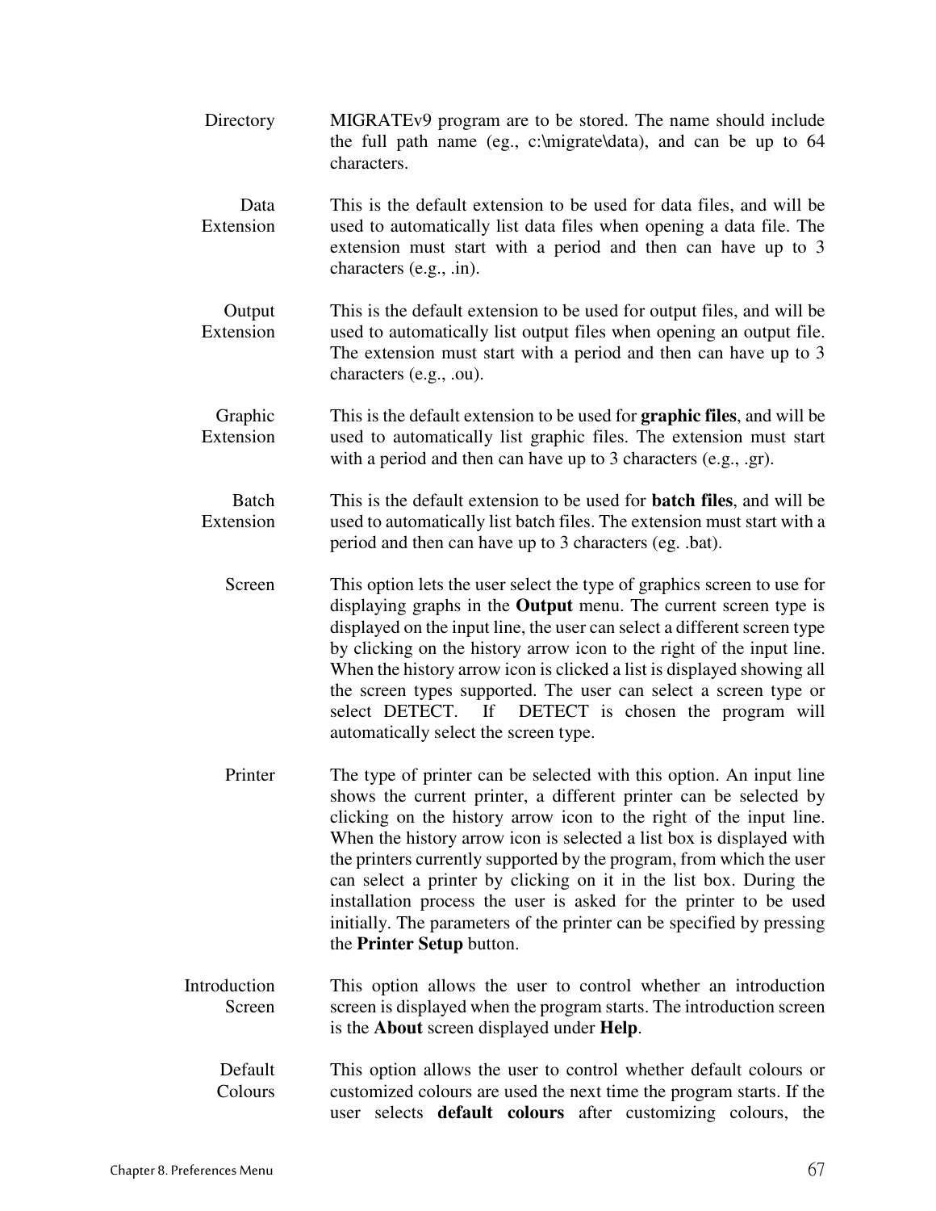**Directory** MIGRATEv9 program are to be stored. The name should include the full path name (eg., c:\migrate\data), and can be up to 64 characters.

**Data Extension** This is the default extension to be used for data files, and will be used to automatically list data files when opening a data file. The extension must start with a period and then can have up to 3 characters (e.g., .in).

**Output Extension** This is the default extension to be used for output files, and will be used to automatically list output files when opening an output file. The extension must start with a period and then can have up to 3 characters (e.g., .ou).

**Graphic Extension** This is the default extension to be used for **graphic files**, and will be used to automatically list graphic files. The extension must start with a period and then can have up to 3 characters (e.g., .gr).

**Batch Extension** This is the default extension to be used for **batch files**, and will be used to automatically list batch files. The extension must start with a period and then can have up to 3 characters (eg. .bat).

**Screen** This option lets the user select the type of graphics screen to use for displaying graphs in the **Output** menu. The current screen type is displayed on the input line, the user can select a different screen type by clicking on the history arrow icon to the right of the input line. When the history arrow icon is clicked a list is displayed showing all the screen types supported. The user can select a screen type or select DETECT. If DETECT is chosen the program will automatically select the screen type.

**Printer** The type of printer can be selected with this option. An input line shows the current printer, a different printer can be selected by clicking on the history arrow icon to the right of the input line. When the history arrow icon is selected a list box is displayed with the printers currently supported by the program, from which the user can select a printer by clicking on it in the list box. During the installation process the user is asked for the printer to be used initially. The parameters of the printer can be specified by pressing the **Printer Setup** button.

**Introduction Screen** This option allows the user to control whether an introduction screen is displayed when the program starts. The introduction screen is the **About** screen displayed under **Help**.

**Default Colours** This option allows the user to control whether default colours or customized colours are used the next time the program starts. If the user selects **default colours** after customizing colours, the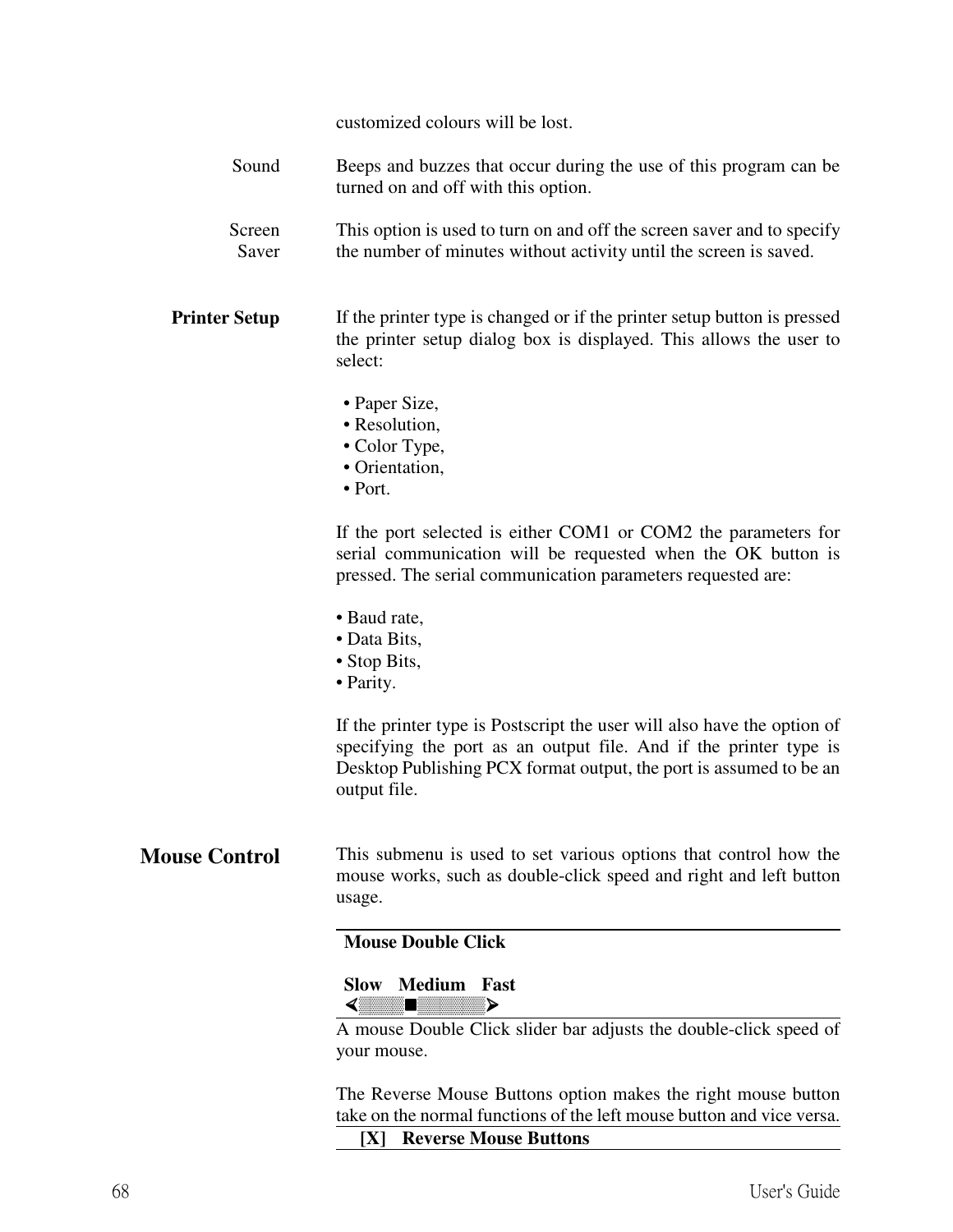customized colours will be lost.

**Sound**

Beeps and buzzes that occur during the use of this program can be turned on and off with this option.

**Screen Saver**

This option is used to turn on and off the screen saver and to specify the number of minutes without activity until the screen is saved.

### Printer Setup

If the printer type is changed or if the printer setup button is pressed the printer setup dialog box is displayed. This allows the user to select:

- Paper Size,
- Resolution,
- Color Type,
- Orientation,
- Port.

If the port selected is either COM1 or COM2 the parameters for serial communication will be requested when the OK button is pressed. The serial communication parameters requested are:

- Baud rate,
- Data Bits,
- Stop Bits,
- Parity.

If the printer type is Postscript the user will also have the option of specifying the port as an output file. And if the printer type is Desktop Publishing PCX format output, the port is assumed to be an output file.

## Mouse Control

This submenu is used to set various options that control how the mouse works, such as double-click speed and right and left button usage.

**Mouse Double Click**

**Slow Medium Fast**

A mouse Double Click slider bar adjusts the double-click speed of your mouse.

The Reverse Mouse Buttons option makes the right mouse button take on the normal functions of the left mouse button and vice versa.

**[X] Reverse Mouse Buttons**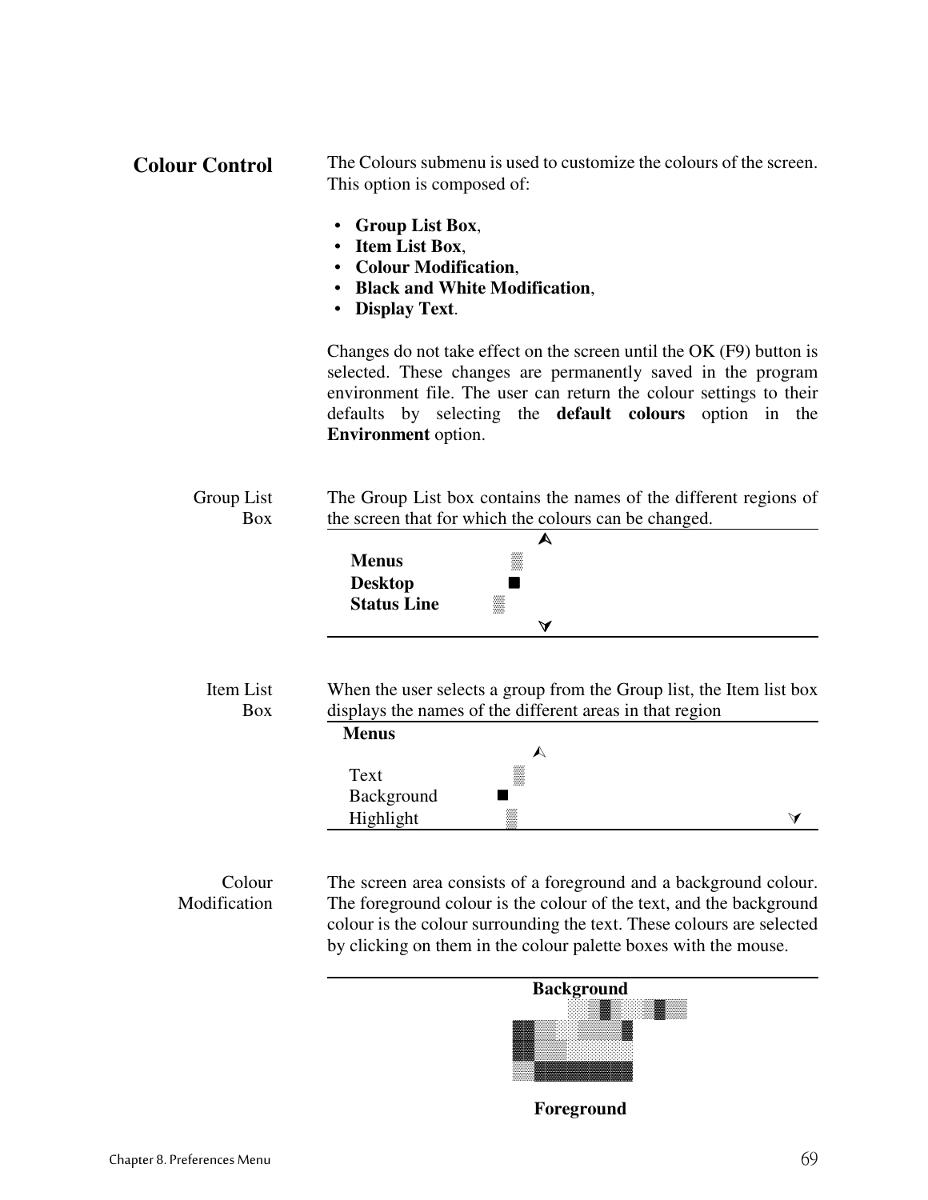## Colour Control

The Colours submenu is used to customize the colours of the screen. This option is composed of:

- **Group List Box**,
- **Item List Box**,
- **Colour Modification**,
- **Black and White Modification**,
- **Display Text**.

Changes do not take effect on the screen until the OK (F9) button is selected. These changes are permanently saved in the program environment file. The user can return the colour settings to their defaults by selecting the **default colours** option in the **Environment** option.

### Group List Box

The Group List box contains the names of the different regions of the screen that for which the colours can be changed.

**Menus**
**Desktop**
**Status Line**

### Item List Box

When the user selects a group from the Group list, the Item list box displays the names of the different areas in that region

**Menus**

Text
Background
Highlight

### Colour Modification

The screen area consists of a foreground and a background colour. The foreground colour is the colour of the text, and the background colour is the colour surrounding the text. These colours are selected by clicking on them in the colour palette boxes with the mouse.

**Background**

**Foreground**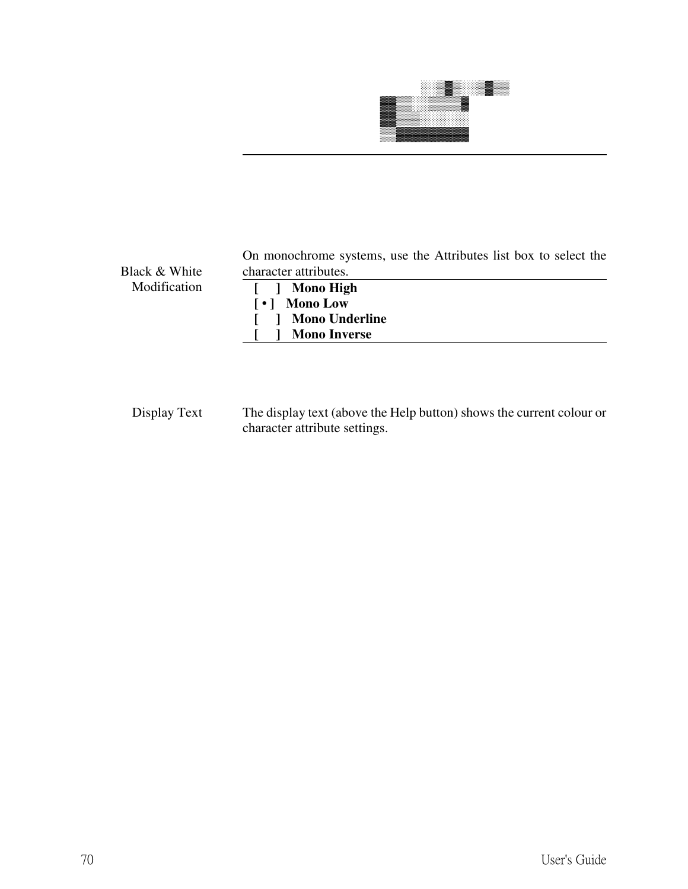**Black & White Modification**

On monochrome systems, use the Attributes list box to select the character attributes.

**[ ] Mono High**
**[ • ] Mono Low**
**[ ] Mono Underline**
**[ ] Mono Inverse**

**Display Text**

The display text (above the Help button) shows the current colour or character attribute settings.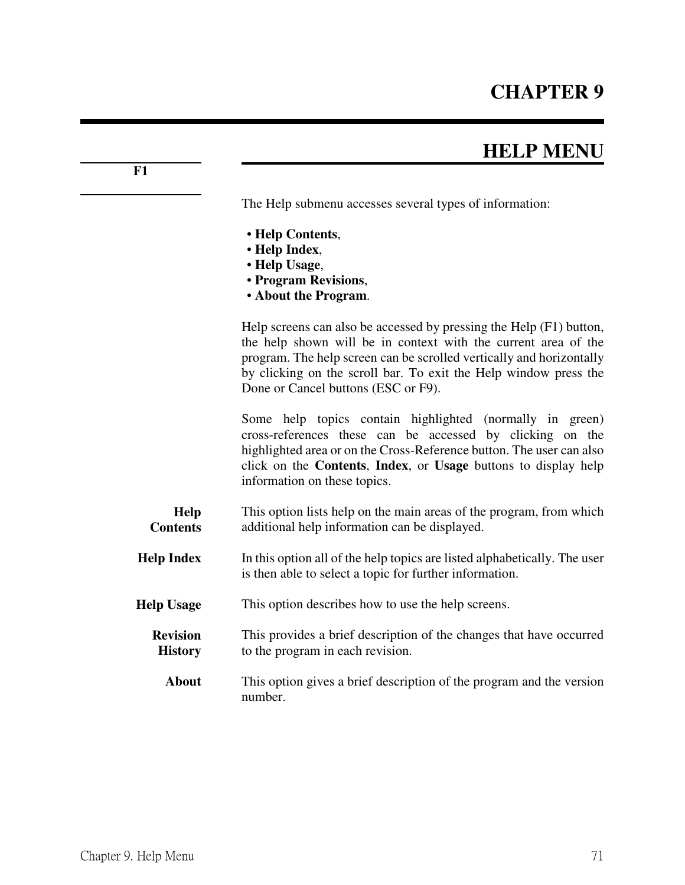# CHAPTER 9

## HELP MENU

**F1**

The Help submenu accesses several types of information:

- **Help Contents**,
- **Help Index**,
- **Help Usage**,
- **Program Revisions**,
- **About the Program**.

Help screens can also be accessed by pressing the Help (F1) button, the help shown will be in context with the current area of the program. The help screen can be scrolled vertically and horizontally by clicking on the scroll bar. To exit the Help window press the Done or Cancel buttons (ESC or F9).

Some help topics contain highlighted (normally in green) cross-references these can be accessed by clicking on the highlighted area or on the Cross-Reference button. The user can also click on the **Contents**, **Index**, or **Usage** buttons to display help information on these topics.

**Help Contents**

This option lists help on the main areas of the program, from which additional help information can be displayed.

**Help Index**

In this option all of the help topics are listed alphabetically. The user is then able to select a topic for further information.

**Help Usage**

This option describes how to use the help screens.

**Revision History**

This provides a brief description of the changes that have occurred to the program in each revision.

**About**

This option gives a brief description of the program and the version number.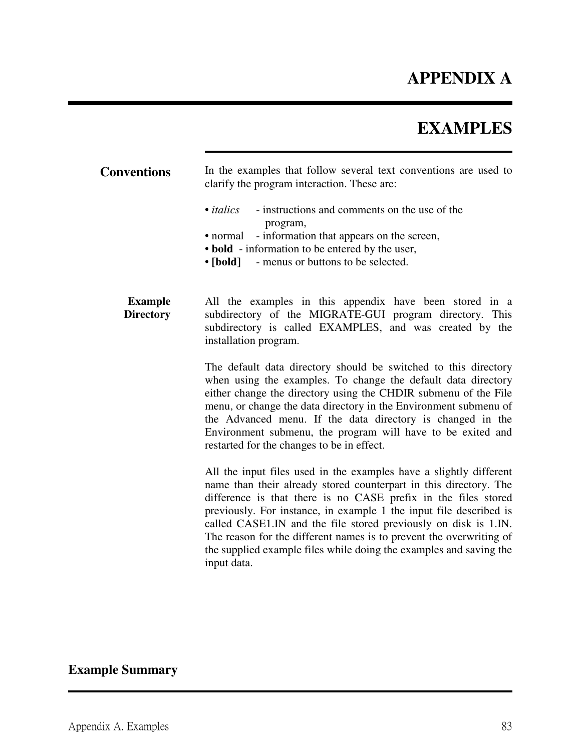# APPENDIX A

# EXAMPLES

## Conventions

In the examples that follow several text conventions are used to clarify the program interaction. These are:

- *italics* - instructions and comments on the use of the program,
- normal - information that appears on the screen,
- **bold** - information to be entered by the user,
- **[bold]** - menus or buttons to be selected.

### Example Directory

All the examples in this appendix have been stored in a subdirectory of the MIGRATE-GUI program directory. This subdirectory is called EXAMPLES, and was created by the installation program.

The default data directory should be switched to this directory when using the examples. To change the default data directory either change the directory using the CHDIR submenu of the File menu, or change the data directory in the Environment submenu of the Advanced menu. If the data directory is changed in the Environment submenu, the program will have to be exited and restarted for the changes to be in effect.

All the input files used in the examples have a slightly different name than their already stored counterpart in this directory. The difference is that there is no CASE prefix in the files stored previously. For instance, in example 1 the input file described is called CASE1.IN and the file stored previously on disk is 1.IN. The reason for the different names is to prevent the overwriting of the supplied example files while doing the examples and saving the input data.

## Example Summary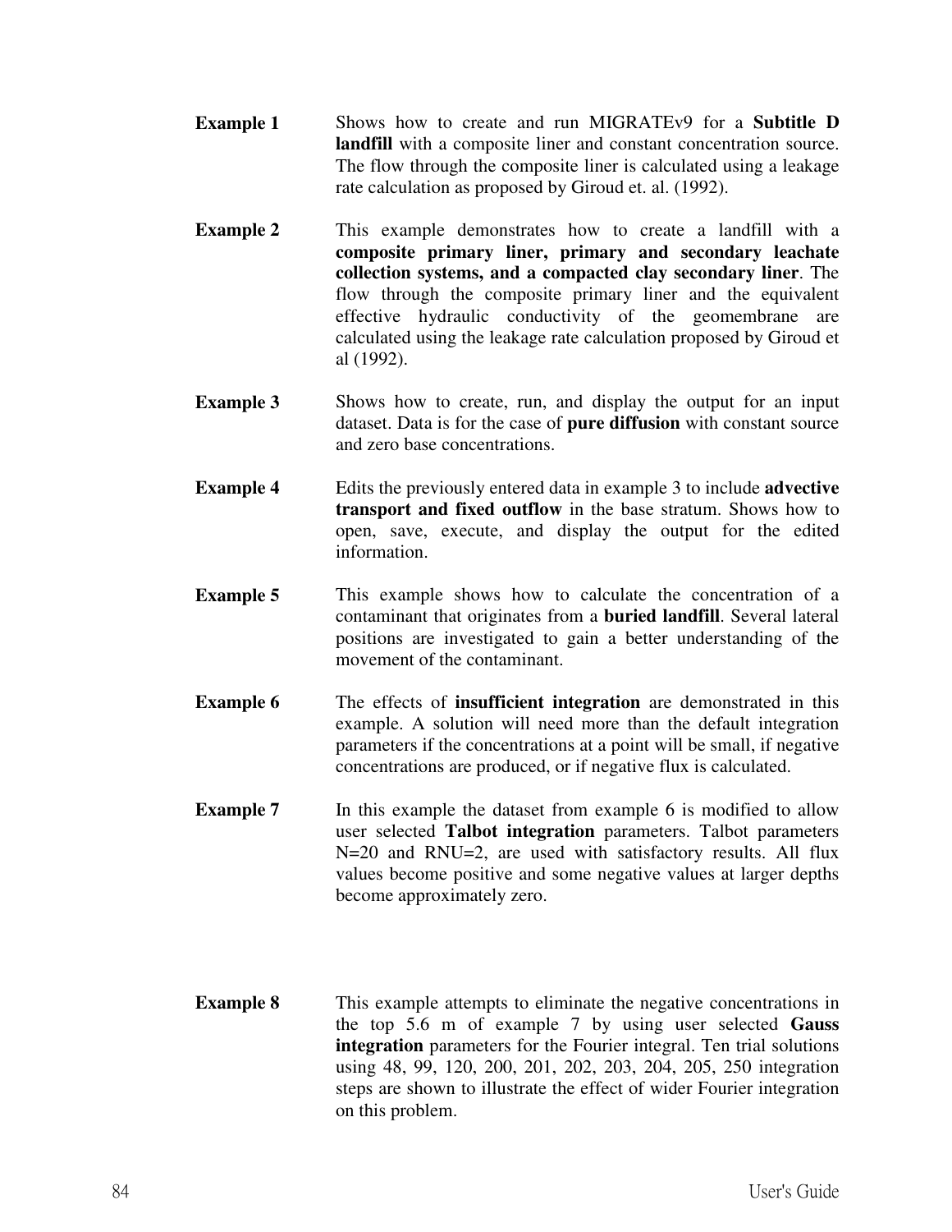**Example 1** Shows how to create and run MIGRATEv9 for a **Subtitle D landfill** with a composite liner and constant concentration source. The flow through the composite liner is calculated using a leakage rate calculation as proposed by Giroud et. al. (1992).

**Example 2** This example demonstrates how to create a landfill with a **composite primary liner, primary and secondary leachate collection systems, and a compacted clay secondary liner**. The flow through the composite primary liner and the equivalent effective hydraulic conductivity of the geomembrane are calculated using the leakage rate calculation proposed by Giroud et al (1992).

**Example 3** Shows how to create, run, and display the output for an input dataset. Data is for the case of **pure diffusion** with constant source and zero base concentrations.

**Example 4** Edits the previously entered data in example 3 to include **advective transport and fixed outflow** in the base stratum. Shows how to open, save, execute, and display the output for the edited information.

**Example 5** This example shows how to calculate the concentration of a contaminant that originates from a **buried landfill**. Several lateral positions are investigated to gain a better understanding of the movement of the contaminant.

**Example 6** The effects of **insufficient integration** are demonstrated in this example. A solution will need more than the default integration parameters if the concentrations at a point will be small, if negative concentrations are produced, or if negative flux is calculated.

**Example 7** In this example the dataset from example 6 is modified to allow user selected **Talbot integration** parameters. Talbot parameters N=20 and RNU=2, are used with satisfactory results. All flux values become positive and some negative values at larger depths become approximately zero.

**Example 8** This example attempts to eliminate the negative concentrations in the top 5.6 m of example 7 by using user selected **Gauss integration** parameters for the Fourier integral. Ten trial solutions using 48, 99, 120, 200, 201, 202, 203, 204, 205, 250 integration steps are shown to illustrate the effect of wider Fourier integration on this problem.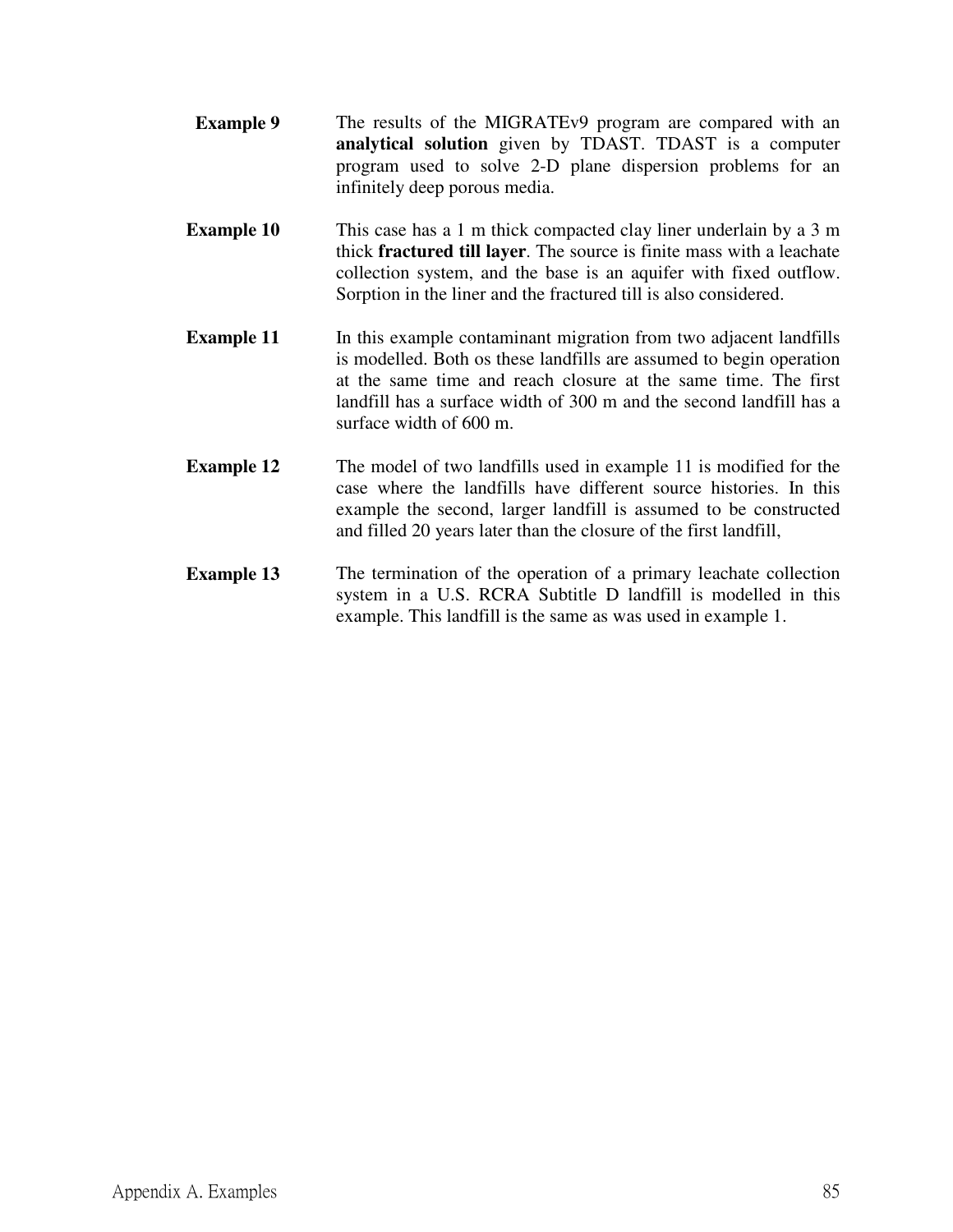**Example 9** The results of the MIGRATEv9 program are compared with an **analytical solution** given by TDAST. TDAST is a computer program used to solve 2-D plane dispersion problems for an infinitely deep porous media.

**Example 10** This case has a 1 m thick compacted clay liner underlain by a 3 m thick **fractured till layer**. The source is finite mass with a leachate collection system, and the base is an aquifer with fixed outflow. Sorption in the liner and the fractured till is also considered.

**Example 11** In this example contaminant migration from two adjacent landfills is modelled. Both os these landfills are assumed to begin operation at the same time and reach closure at the same time. The first landfill has a surface width of 300 m and the second landfill has a surface width of 600 m.

**Example 12** The model of two landfills used in example 11 is modified for the case where the landfills have different source histories. In this example the second, larger landfill is assumed to be constructed and filled 20 years later than the closure of the first landfill,

**Example 13** The termination of the operation of a primary leachate collection system in a U.S. RCRA Subtitle D landfill is modelled in this example. This landfill is the same as was used in example 1.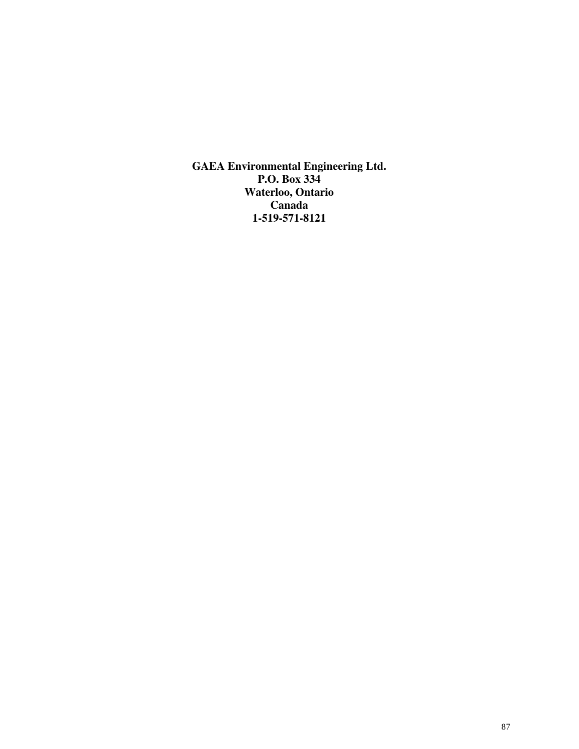**GAEA Environmental Engineering Ltd.**
**P.O. Box 334**
**Waterloo, Ontario**
**Canada**
**1-519-571-8121**